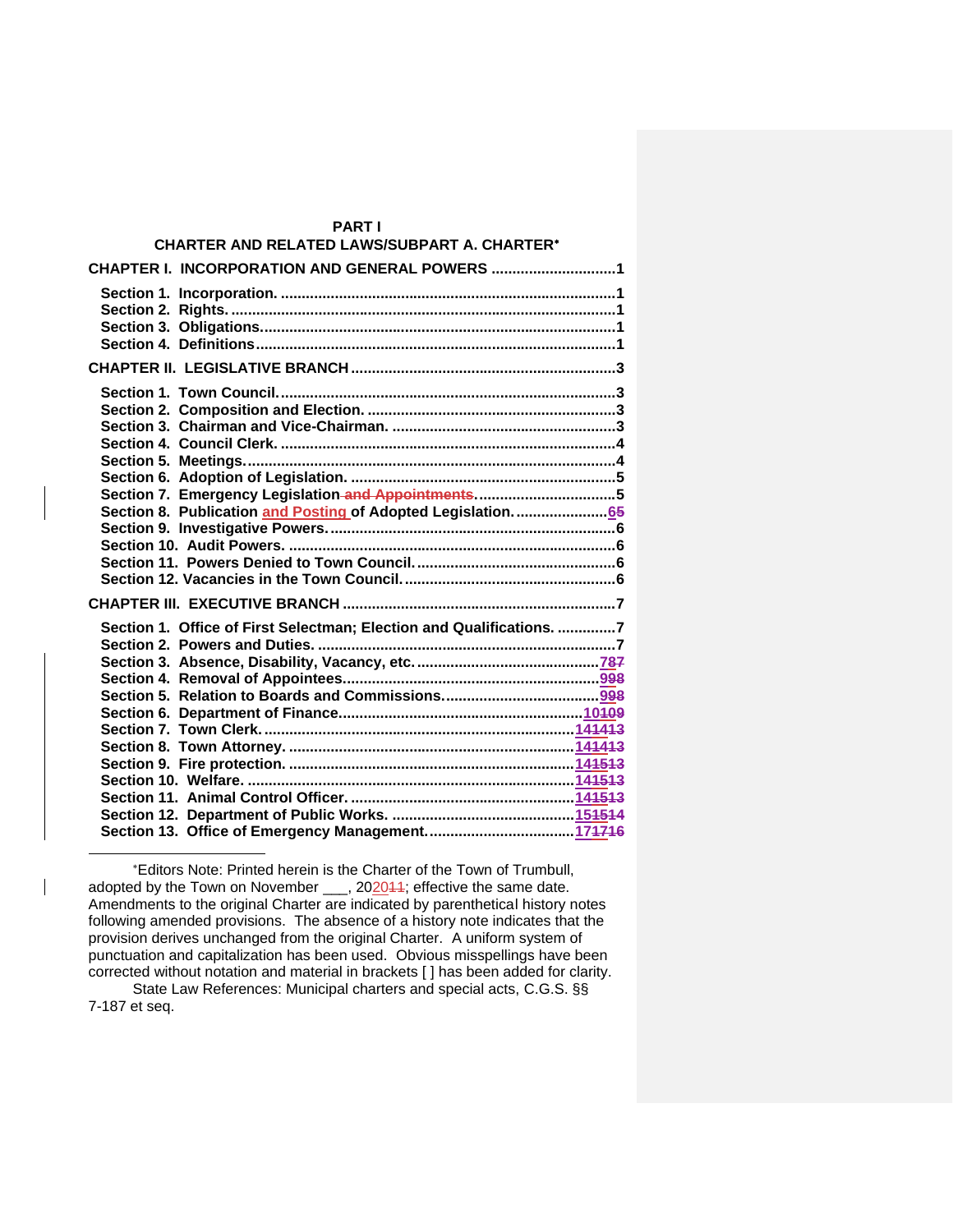**PART I**
**CHARTER AND RELATED LAWS/SUBPART A. CHARTER***

**CHAPTER I. INCORPORATION AND GENERAL POWERS .............................1**

**Section 1. Incorporation. ...............................................................................1**
**Section 2. Rights. ...........................................................................................1**
**Section 3. Obligations.....................................................................................1**
**Section 4. Definitions......................................................................................1**

**CHAPTER II. LEGISLATIVE BRANCH ...............................................................3**

**Section 1. Town Council.................................................................................3**
**Section 2. Composition and Election. ............................................................3**
**Section 3. Chairman and Vice-Chairman. ......................................................3**
**Section 4. Council Clerk. ................................................................................4**
**Section 5. Meetings.........................................................................................4**
**Section 6. Adoption of Legislation. ................................................................5**
**Section 7. Emergency Legislation ~~and Appointments~~. .................................5**
**Section 8. Publication and Posting of Adopted Legislation. ......................65**
**Section 9. Investigative Powers. ....................................................................6**
**Section 10. Audit Powers. ..............................................................................6**
**Section 11. Powers Denied to Town Council. ................................................6**
**Section 12. Vacancies in the Town Council. ..................................................6**

**CHAPTER III. EXECUTIVE BRANCH .................................................................7**

**Section 1. Office of First Selectman; Election and Qualifications. ..............7**
**Section 2. Powers and Duties. .......................................................................7**
**Section 3. Absence, Disability, Vacancy, etc. ............................................787**
**Section 4. Removal of Appointees...............................................................998**
**Section 5. Relation to Boards and Commissions. ......................................998**
**Section 6. Department of Finance...........................................................10109**
**Section 7. Town Clerk. ...........................................................................141413**
**Section 8. Town Attorney. ......................................................................141413**
**Section 9. Fire protection. ......................................................................141513**
**Section 10. Welfare. ...............................................................................141513**
**Section 11. Animal Control Officer. .......................................................141513**
**Section 12. Department of Public Works. ..............................................151514**
**Section 13. Office of Emergency Management. ....................................171716**

---

*Editors Note: Printed herein is the Charter of the Town of Trumbull, adopted by the Town on November ___, 2020~~11~~; effective the same date. Amendments to the original Charter are indicated by parenthetical history notes following amended provisions. The absence of a history note indicates that the provision derives unchanged from the original Charter. A uniform system of punctuation and capitalization has been used. Obvious misspellings have been corrected without notation and material in brackets [ ] has been added for clarity.

State Law References: Municipal charters and special acts, C.G.S. §§ 7-187 et seq.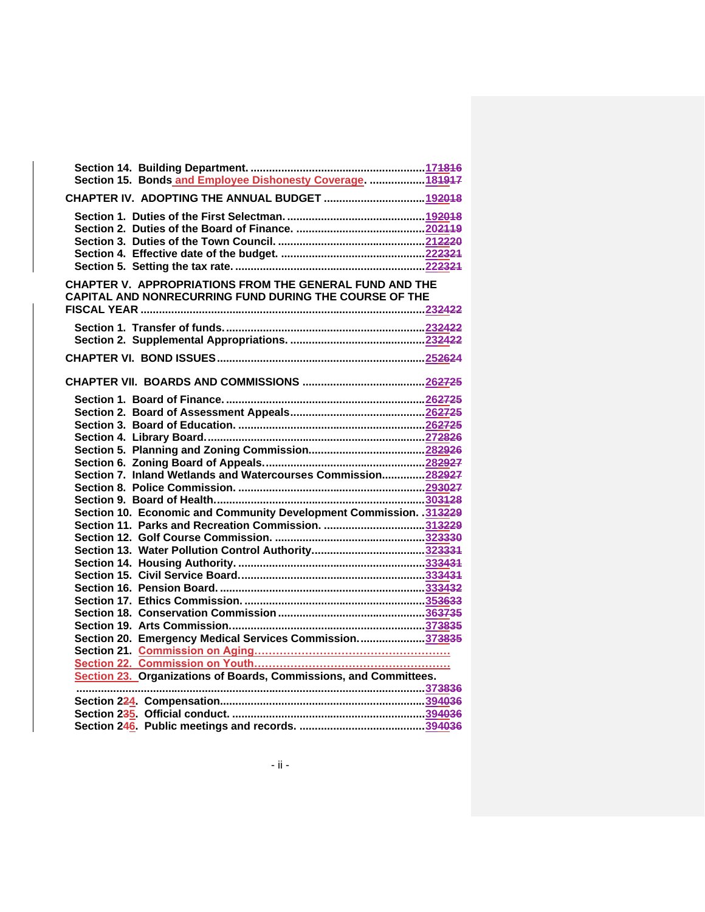Section 14. Building Department. ........................................................ 171816
Section 15. Bonds and Employee Dishonesty Coverage. .................. 181917

CHAPTER IV. ADOPTING THE ANNUAL BUDGET ................................ 192018

Section 1. Duties of the First Selectman. ............................................ 192018
Section 2. Duties of the Board of Finance. .......................................... 202119
Section 3. Duties of the Town Council. ................................................ 212220
Section 4. Effective date of the budget. .............................................. 222321
Section 5. Setting the tax rate. ............................................................. 222321

CHAPTER V. APPROPRIATIONS FROM THE GENERAL FUND AND THE CAPITAL AND NONRECURRING FUND DURING THE COURSE OF THE FISCAL YEAR ........................................................................................... 232422

Section 1. Transfer of funds. ................................................................ 232422
Section 2. Supplemental Appropriations. ............................................ 232422

CHAPTER VI. BOND ISSUES .................................................................. 252624

CHAPTER VII. BOARDS AND COMMISSIONS ....................................... 262725

Section 1. Board of Finance. ................................................................ 262725
Section 2. Board of Assessment Appeals ............................................ 262725
Section 3. Board of Education. ............................................................ 262725
Section 4. Library Board. ...................................................................... 272826
Section 5. Planning and Zoning Commission ...................................... 282926
Section 6. Zoning Board of Appeals. .................................................... 282927
Section 7. Inland Wetlands and Watercourses Commission .............. 282927
Section 8. Police Commission. ............................................................ 293027
Section 9. Board of Health. ................................................................... 303128
Section 10. Economic and Community Development Commission. . 313229
Section 11. Parks and Recreation Commission. ................................ 313229
Section 12. Golf Course Commission. ................................................ 323330
Section 13. Water Pollution Control Authority .................................... 323331
Section 14. Housing Authority. ............................................................ 333431
Section 15. Civil Service Board. ............................................................ 333431
Section 16. Pension Board. .................................................................. 333432
Section 17. Ethics Commission. .......................................................... 353633
Section 18. Conservation Commission ................................................ 363735
Section 19. Arts Commission. .............................................................. 373835
Section 20. Emergency Medical Services Commission. ..................... 373835
Section 21. Commission on Aging. .........................................................
Section 22. Commission on Youth. .........................................................
Section 23. Organizations of Boards, Commissions, and Committees. ................................................................................................................ 373836
Section 224. Compensation. ................................................................. 394036
Section 235. Official conduct. .............................................................. 394036
Section 246. Public meetings and records. ......................................... 394036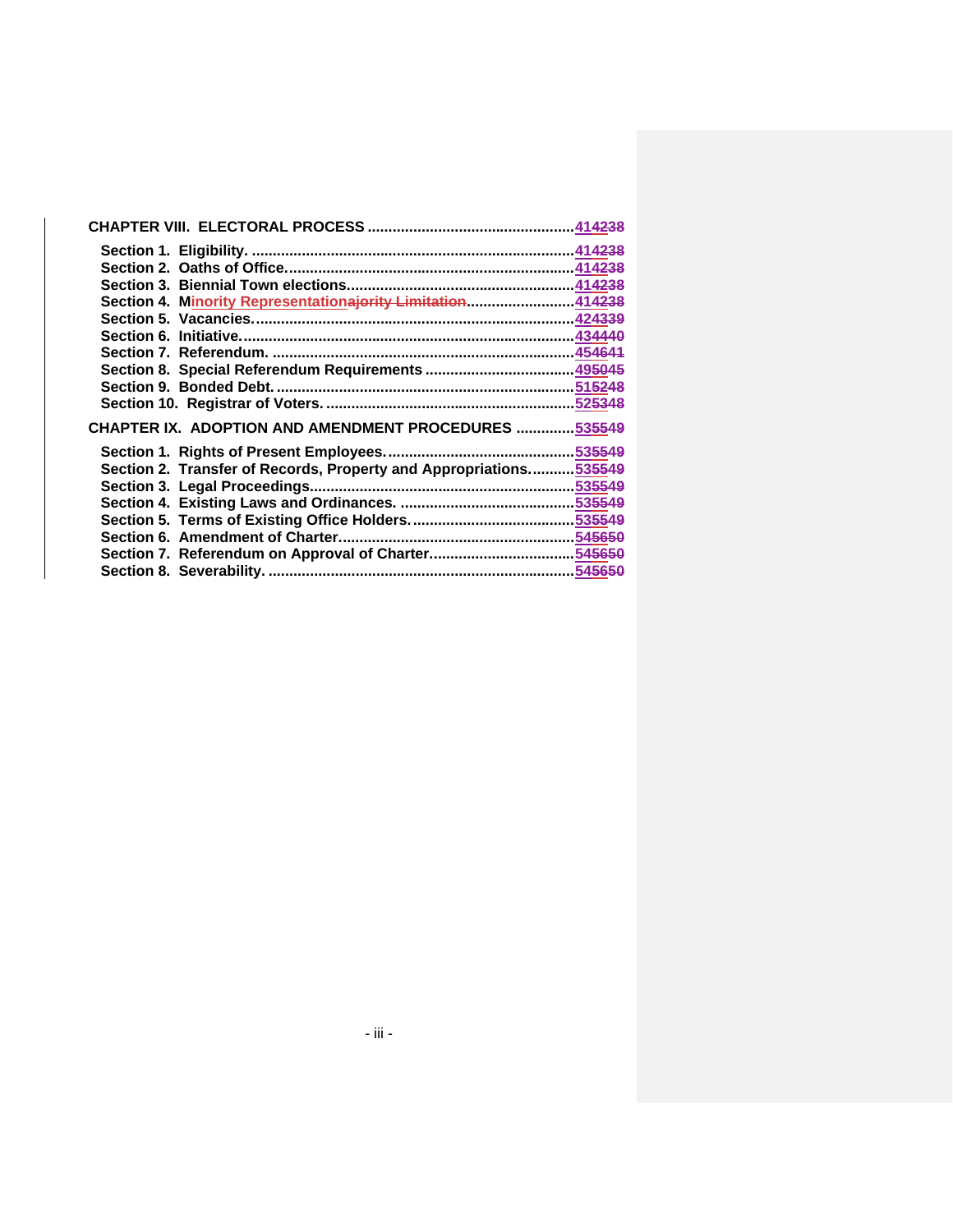**CHAPTER VIII. ELECTORAL PROCESS** ....................................................414238

**Section 1. Eligibility.** ......................................................................414238
**Section 2. Oaths of Office.**..................................................................414238
**Section 3. Biennial Town elections.**......................................................414238
**Section 4. Minority Representationajority Limitation.**...............................414238
**Section 5. Vacancies.**.........................................................................424339
**Section 6. Initiative.**..........................................................................434440
**Section 7. Referendum.** ......................................................................454641
**Section 8. Special Referendum Requirements** ..........................................495045
**Section 9. Bonded Debt.** ....................................................................515248
**Section 10. Registrar of Voters.** ...........................................................525348

**CHAPTER IX. ADOPTION AND AMENDMENT PROCEDURES** ...............535549

**Section 1. Rights of Present Employees.**..................................................535549
**Section 2. Transfer of Records, Property and Appropriations.**...................535549
**Section 3. Legal Proceedings.**...............................................................535549
**Section 4. Existing Laws and Ordinances.** ..............................................535549
**Section 5. Terms of Existing Office Holders.**...........................................535549
**Section 6. Amendment of Charter.**..........................................................545650
**Section 7. Referendum on Approval of Charter.**.......................................545650
**Section 8. Severability.** .......................................................................545650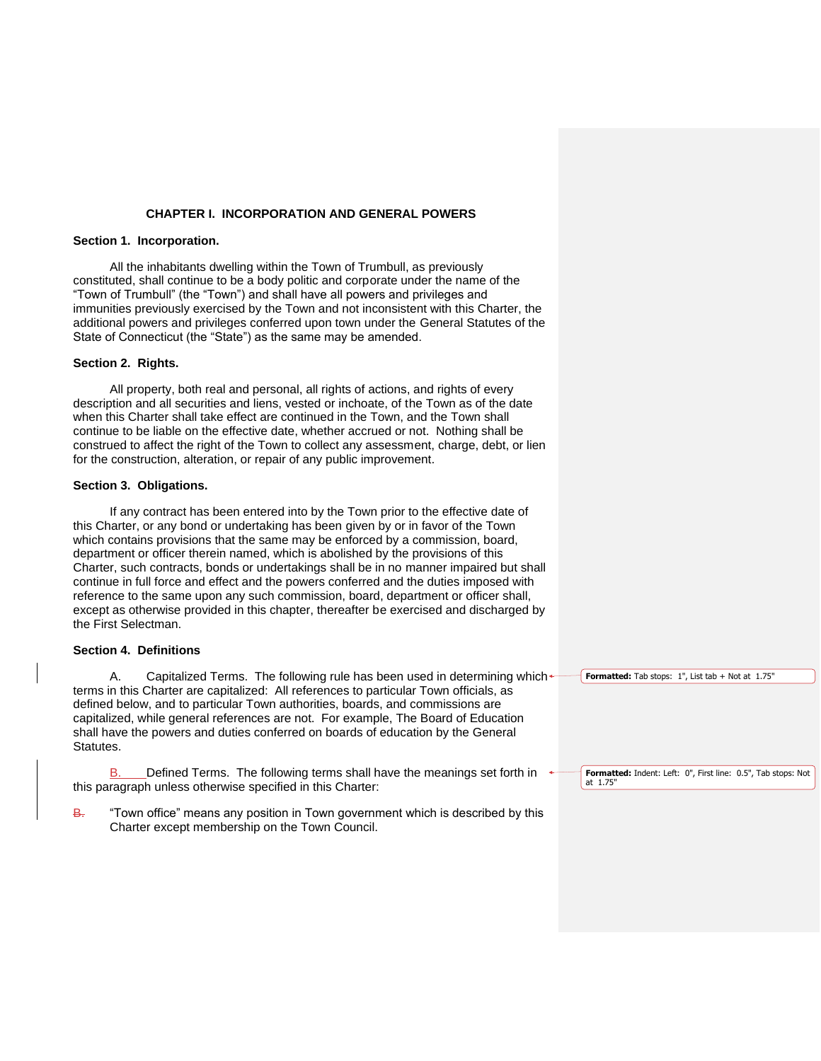## CHAPTER I. INCORPORATION AND GENERAL POWERS

### Section 1. Incorporation.

All the inhabitants dwelling within the Town of Trumbull, as previously constituted, shall continue to be a body politic and corporate under the name of the "Town of Trumbull" (the "Town") and shall have all powers and privileges and immunities previously exercised by the Town and not inconsistent with this Charter, the additional powers and privileges conferred upon town under the General Statutes of the State of Connecticut (the "State") as the same may be amended.

### Section 2. Rights.

All property, both real and personal, all rights of actions, and rights of every description and all securities and liens, vested or inchoate, of the Town as of the date when this Charter shall take effect are continued in the Town, and the Town shall continue to be liable on the effective date, whether accrued or not. Nothing shall be construed to affect the right of the Town to collect any assessment, charge, debt, or lien for the construction, alteration, or repair of any public improvement.

### Section 3. Obligations.

If any contract has been entered into by the Town prior to the effective date of this Charter, or any bond or undertaking has been given by or in favor of the Town which contains provisions that the same may be enforced by a commission, board, department or officer therein named, which is abolished by the provisions of this Charter, such contracts, bonds or undertakings shall be in no manner impaired but shall continue in full force and effect and the powers conferred and the duties imposed with reference to the same upon any such commission, board, department or officer shall, except as otherwise provided in this chapter, thereafter be exercised and discharged by the First Selectman.

### Section 4. Definitions

A. Capitalized Terms. The following rule has been used in determining which terms in this Charter are capitalized: All references to particular Town officials, as defined below, and to particular Town authorities, boards, and commissions are capitalized, while general references are not. For example, The Board of Education shall have the powers and duties conferred on boards of education by the General Statutes.

B. Defined Terms. The following terms shall have the meanings set forth in this paragraph unless otherwise specified in this Charter:

~~B.~~ "Town office" means any position in Town government which is described by this Charter except membership on the Town Council.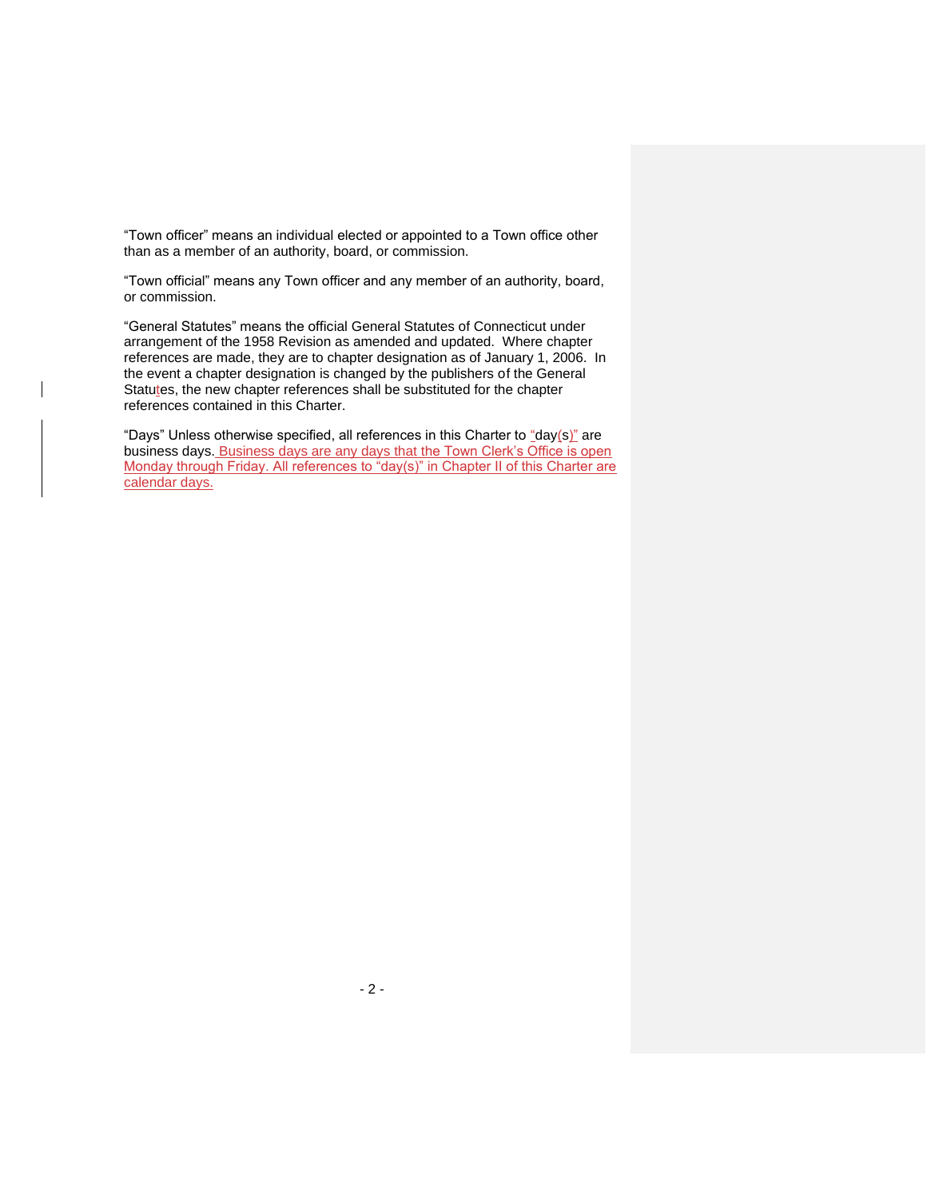"Town officer" means an individual elected or appointed to a Town office other than as a member of an authority, board, or commission.

"Town official" means any Town officer and any member of an authority, board, or commission.

"General Statutes" means the official General Statutes of Connecticut under arrangement of the 1958 Revision as amended and updated. Where chapter references are made, they are to chapter designation as of January 1, 2006. In the event a chapter designation is changed by the publishers of the General Statutes, the new chapter references shall be substituted for the chapter references contained in this Charter.

"Days" Unless otherwise specified, all references in this Charter to "day(s)" are business days. Business days are any days that the Town Clerk's Office is open Monday through Friday. All references to "day(s)" in Chapter II of this Charter are calendar days.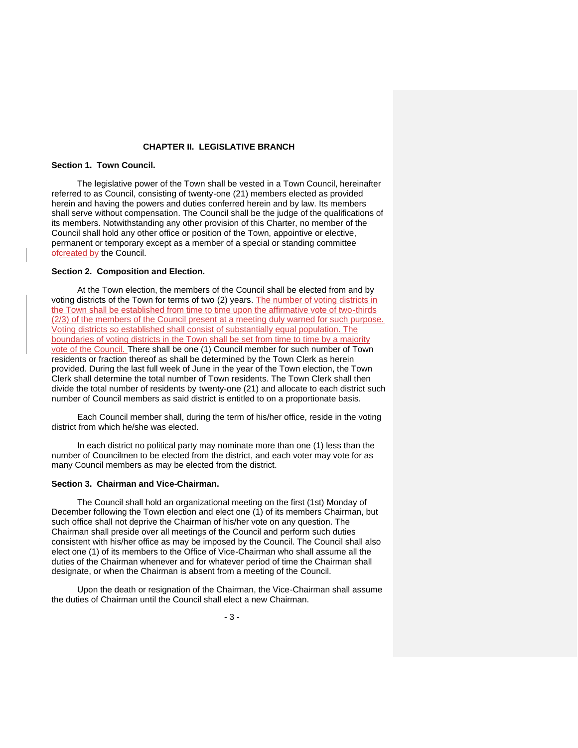## CHAPTER II. LEGISLATIVE BRANCH

### Section 1. Town Council.

The legislative power of the Town shall be vested in a Town Council, hereinafter referred to as Council, consisting of twenty-one (21) members elected as provided herein and having the powers and duties conferred herein and by law. Its members shall serve without compensation. The Council shall be the judge of the qualifications of its members. Notwithstanding any other provision of this Charter, no member of the Council shall hold any other office or position of the Town, appointive or elective, permanent or temporary except as a member of a special or standing committee ~~of~~created by the Council.

### Section 2. Composition and Election.

At the Town election, the members of the Council shall be elected from and by voting districts of the Town for terms of two (2) years. The number of voting districts in the Town shall be established from time to time upon the affirmative vote of two-thirds (2/3) of the members of the Council present at a meeting duly warned for such purpose. Voting districts so established shall consist of substantially equal population. The boundaries of voting districts in the Town shall be set from time to time by a majority vote of the Council. There shall be one (1) Council member for such number of Town residents or fraction thereof as shall be determined by the Town Clerk as herein provided. During the last full week of June in the year of the Town election, the Town Clerk shall determine the total number of Town residents. The Town Clerk shall then divide the total number of residents by twenty-one (21) and allocate to each district such number of Council members as said district is entitled to on a proportionate basis.

Each Council member shall, during the term of his/her office, reside in the voting district from which he/she was elected.

In each district no political party may nominate more than one (1) less than the number of Councilmen to be elected from the district, and each voter may vote for as many Council members as may be elected from the district.

### Section 3. Chairman and Vice-Chairman.

The Council shall hold an organizational meeting on the first (1st) Monday of December following the Town election and elect one (1) of its members Chairman, but such office shall not deprive the Chairman of his/her vote on any question. The Chairman shall preside over all meetings of the Council and perform such duties consistent with his/her office as may be imposed by the Council. The Council shall also elect one (1) of its members to the Office of Vice-Chairman who shall assume all the duties of the Chairman whenever and for whatever period of time the Chairman shall designate, or when the Chairman is absent from a meeting of the Council.

Upon the death or resignation of the Chairman, the Vice-Chairman shall assume the duties of Chairman until the Council shall elect a new Chairman.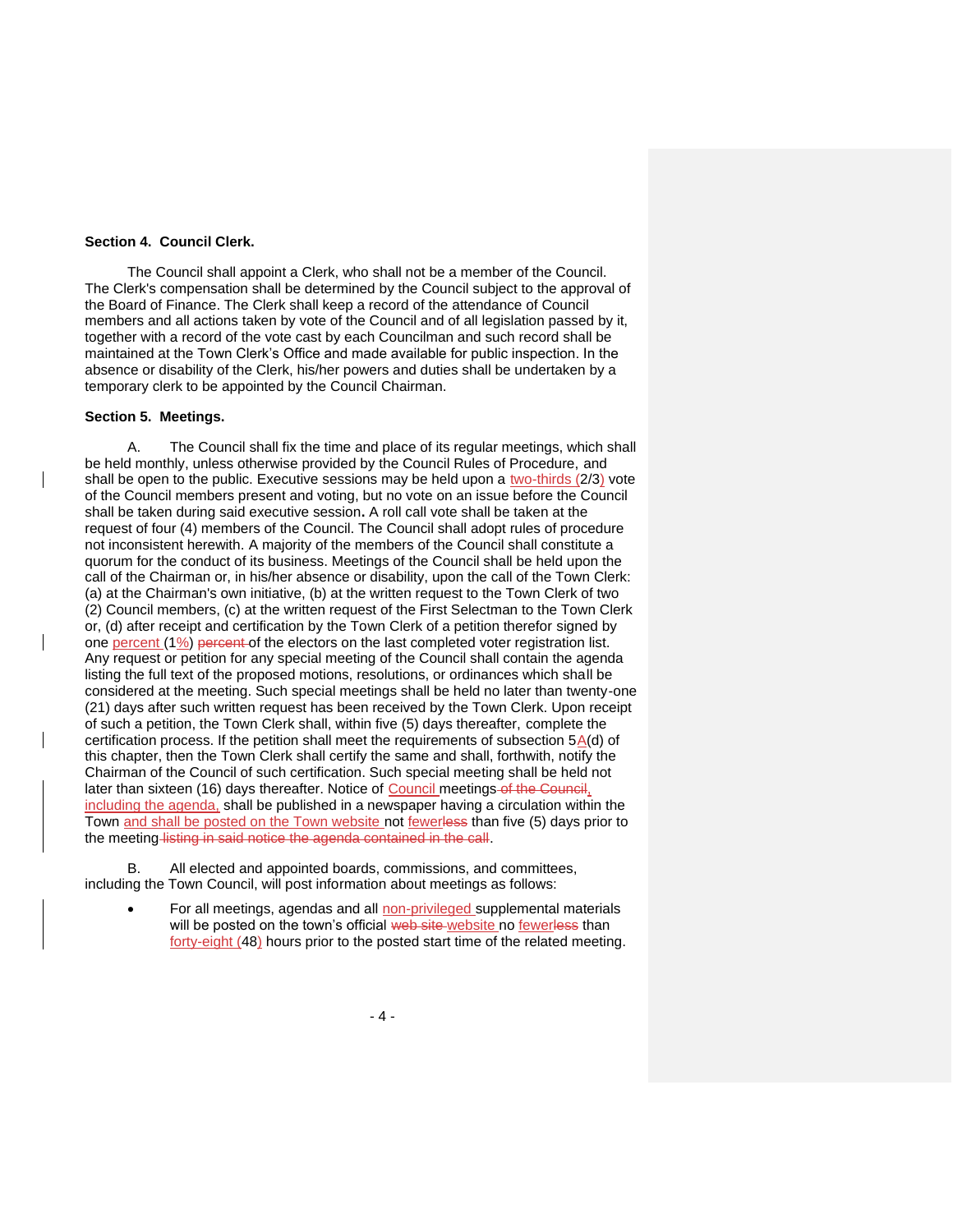**Section 4. Council Clerk.**

The Council shall appoint a Clerk, who shall not be a member of the Council. The Clerk's compensation shall be determined by the Council subject to the approval of the Board of Finance. The Clerk shall keep a record of the attendance of Council members and all actions taken by vote of the Council and of all legislation passed by it, together with a record of the vote cast by each Councilman and such record shall be maintained at the Town Clerk's Office and made available for public inspection. In the absence or disability of the Clerk, his/her powers and duties shall be undertaken by a temporary clerk to be appointed by the Council Chairman.

**Section 5. Meetings.**

A. The Council shall fix the time and place of its regular meetings, which shall be held monthly, unless otherwise provided by the Council Rules of Procedure, and shall be open to the public. Executive sessions may be held upon a two-thirds (2/3) vote of the Council members present and voting, but no vote on an issue before the Council shall be taken during said executive session**.** A roll call vote shall be taken at the request of four (4) members of the Council. The Council shall adopt rules of procedure not inconsistent herewith. A majority of the members of the Council shall constitute a quorum for the conduct of its business. Meetings of the Council shall be held upon the call of the Chairman or, in his/her absence or disability, upon the call of the Town Clerk: (a) at the Chairman's own initiative, (b) at the written request to the Town Clerk of two (2) Council members, (c) at the written request of the First Selectman to the Town Clerk or, (d) after receipt and certification by the Town Clerk of a petition therefor signed by one percent (1%) ~~percent~~ of the electors on the last completed voter registration list. Any request or petition for any special meeting of the Council shall contain the agenda listing the full text of the proposed motions, resolutions, or ordinances which shall be considered at the meeting. Such special meetings shall be held no later than twenty-one (21) days after such written request has been received by the Town Clerk. Upon receipt of such a petition, the Town Clerk shall, within five (5) days thereafter, complete the certification process. If the petition shall meet the requirements of subsection 5A(d) of this chapter, then the Town Clerk shall certify the same and shall, forthwith, notify the Chairman of the Council of such certification. Such special meeting shall be held not later than sixteen (16) days thereafter. Notice of Council meetings ~~of the Council~~, including the agenda, shall be published in a newspaper having a circulation within the Town and shall be posted on the Town website not fewer~~less~~ than five (5) days prior to the meeting ~~listing in said notice the agenda contained in the call~~.

B. All elected and appointed boards, commissions, and committees, including the Town Council, will post information about meetings as follows:

- For all meetings, agendas and all non-privileged supplemental materials will be posted on the town's official ~~web site~~ website no fewer~~less~~ than forty-eight (48) hours prior to the posted start time of the related meeting.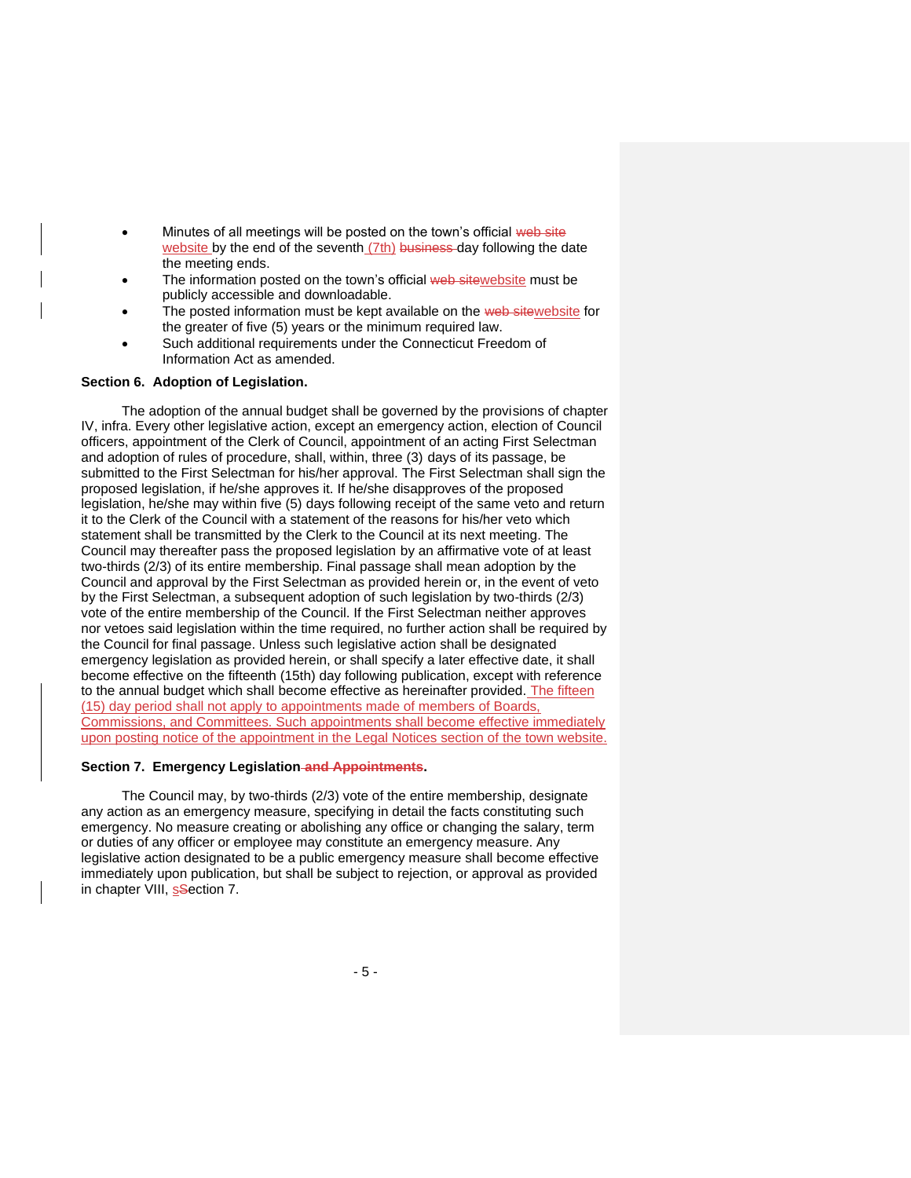- Minutes of all meetings will be posted on the town's official ~~web site~~ website by the end of the seventh (7th) ~~business~~ day following the date the meeting ends.
- The information posted on the town's official ~~web site~~website must be publicly accessible and downloadable.
- The posted information must be kept available on the ~~web site~~website for the greater of five (5) years or the minimum required law.
- Such additional requirements under the Connecticut Freedom of Information Act as amended.

**Section 6. Adoption of Legislation.**

The adoption of the annual budget shall be governed by the provisions of chapter IV, infra. Every other legislative action, except an emergency action, election of Council officers, appointment of the Clerk of Council, appointment of an acting First Selectman and adoption of rules of procedure, shall, within, three (3) days of its passage, be submitted to the First Selectman for his/her approval. The First Selectman shall sign the proposed legislation, if he/she approves it. If he/she disapproves of the proposed legislation, he/she may within five (5) days following receipt of the same veto and return it to the Clerk of the Council with a statement of the reasons for his/her veto which statement shall be transmitted by the Clerk to the Council at its next meeting. The Council may thereafter pass the proposed legislation by an affirmative vote of at least two-thirds (2/3) of its entire membership. Final passage shall mean adoption by the Council and approval by the First Selectman as provided herein or, in the event of veto by the First Selectman, a subsequent adoption of such legislation by two-thirds (2/3) vote of the entire membership of the Council. If the First Selectman neither approves nor vetoes said legislation within the time required, no further action shall be required by the Council for final passage. Unless such legislative action shall be designated emergency legislation as provided herein, or shall specify a later effective date, it shall become effective on the fifteenth (15th) day following publication, except with reference to the annual budget which shall become effective as hereinafter provided. The fifteen (15) day period shall not apply to appointments made of members of Boards, Commissions, and Committees. Such appointments shall become effective immediately upon posting notice of the appointment in the Legal Notices section of the town website.

**Section 7. Emergency Legislation ~~and Appointments~~.**

The Council may, by two-thirds (2/3) vote of the entire membership, designate any action as an emergency measure, specifying in detail the facts constituting such emergency. No measure creating or abolishing any office or changing the salary, term or duties of any officer or employee may constitute an emergency measure. Any legislative action designated to be a public emergency measure shall become effective immediately upon publication, but shall be subject to rejection, or approval as provided in chapter VIII, s~~S~~ection 7.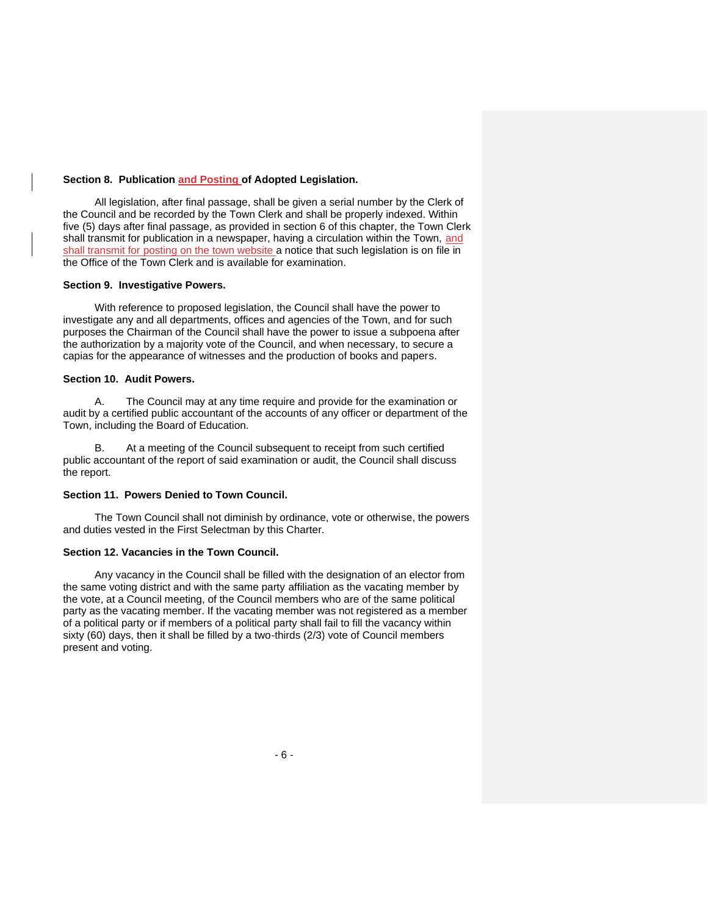**Section 8. Publication and Posting of Adopted Legislation.**

All legislation, after final passage, shall be given a serial number by the Clerk of the Council and be recorded by the Town Clerk and shall be properly indexed. Within five (5) days after final passage, as provided in section 6 of this chapter, the Town Clerk shall transmit for publication in a newspaper, having a circulation within the Town, and shall transmit for posting on the town website a notice that such legislation is on file in the Office of the Town Clerk and is available for examination.

**Section 9. Investigative Powers.**

With reference to proposed legislation, the Council shall have the power to investigate any and all departments, offices and agencies of the Town, and for such purposes the Chairman of the Council shall have the power to issue a subpoena after the authorization by a majority vote of the Council, and when necessary, to secure a capias for the appearance of witnesses and the production of books and papers.

**Section 10. Audit Powers.**

A. The Council may at any time require and provide for the examination or audit by a certified public accountant of the accounts of any officer or department of the Town, including the Board of Education.

B. At a meeting of the Council subsequent to receipt from such certified public accountant of the report of said examination or audit, the Council shall discuss the report.

**Section 11. Powers Denied to Town Council.**

The Town Council shall not diminish by ordinance, vote or otherwise, the powers and duties vested in the First Selectman by this Charter.

**Section 12. Vacancies in the Town Council.**

Any vacancy in the Council shall be filled with the designation of an elector from the same voting district and with the same party affiliation as the vacating member by the vote, at a Council meeting, of the Council members who are of the same political party as the vacating member. If the vacating member was not registered as a member of a political party or if members of a political party shall fail to fill the vacancy within sixty (60) days, then it shall be filled by a two-thirds (2/3) vote of Council members present and voting.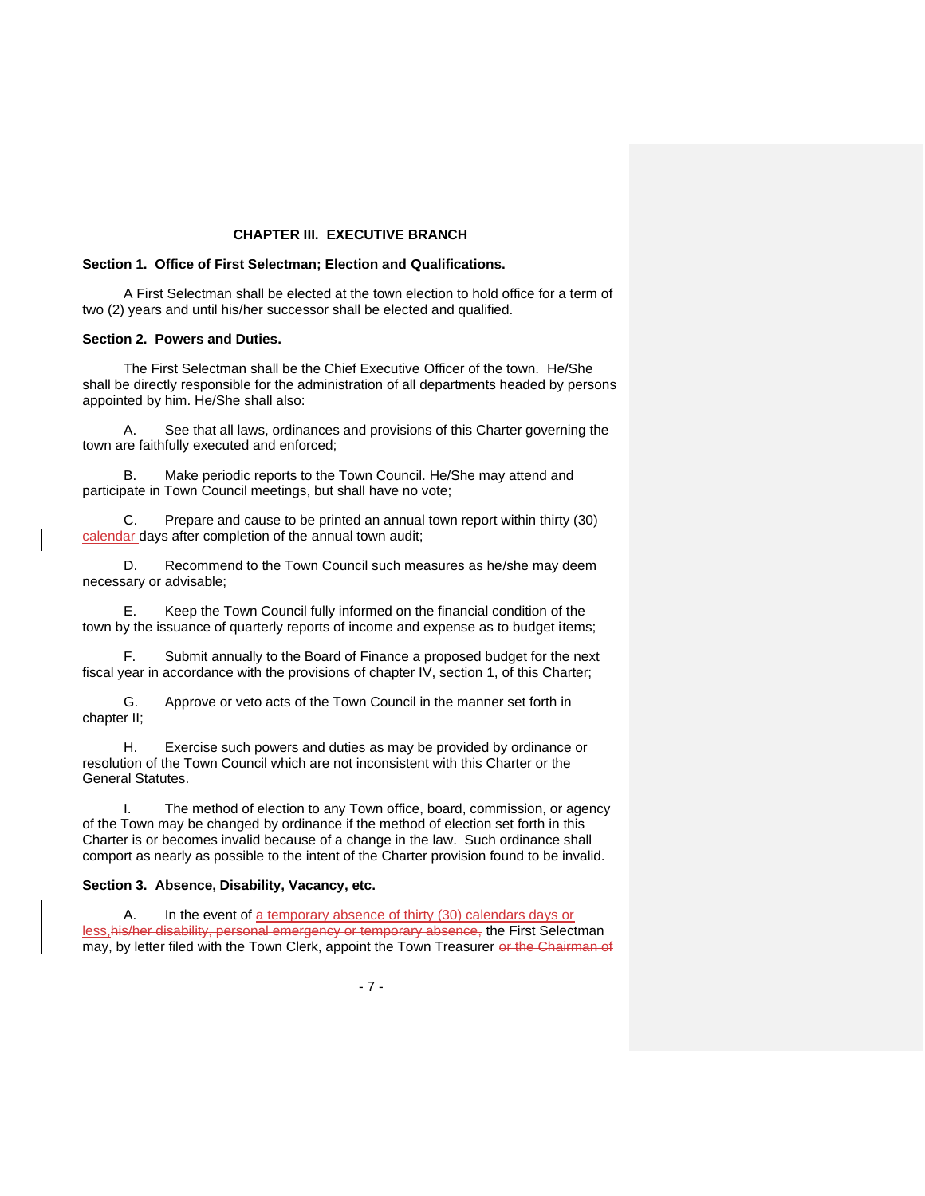## CHAPTER III. EXECUTIVE BRANCH

**Section 1. Office of First Selectman; Election and Qualifications.**

A First Selectman shall be elected at the town election to hold office for a term of two (2) years and until his/her successor shall be elected and qualified.

**Section 2. Powers and Duties.**

The First Selectman shall be the Chief Executive Officer of the town. He/She shall be directly responsible for the administration of all departments headed by persons appointed by him. He/She shall also:

A. See that all laws, ordinances and provisions of this Charter governing the town are faithfully executed and enforced;

B. Make periodic reports to the Town Council. He/She may attend and participate in Town Council meetings, but shall have no vote;

C. Prepare and cause to be printed an annual town report within thirty (30) calendar days after completion of the annual town audit;

D. Recommend to the Town Council such measures as he/she may deem necessary or advisable;

E. Keep the Town Council fully informed on the financial condition of the town by the issuance of quarterly reports of income and expense as to budget items;

F. Submit annually to the Board of Finance a proposed budget for the next fiscal year in accordance with the provisions of chapter IV, section 1, of this Charter;

G. Approve or veto acts of the Town Council in the manner set forth in chapter II;

H. Exercise such powers and duties as may be provided by ordinance or resolution of the Town Council which are not inconsistent with this Charter or the General Statutes.

I. The method of election to any Town office, board, commission, or agency of the Town may be changed by ordinance if the method of election set forth in this Charter is or becomes invalid because of a change in the law. Such ordinance shall comport as nearly as possible to the intent of the Charter provision found to be invalid.

**Section 3. Absence, Disability, Vacancy, etc.**

A. In the event of a temporary absence of thirty (30) calendars days or less,~~his/her disability, personal emergency or temporary absence,~~ the First Selectman may, by letter filed with the Town Clerk, appoint the Town Treasurer ~~or the Chairman of~~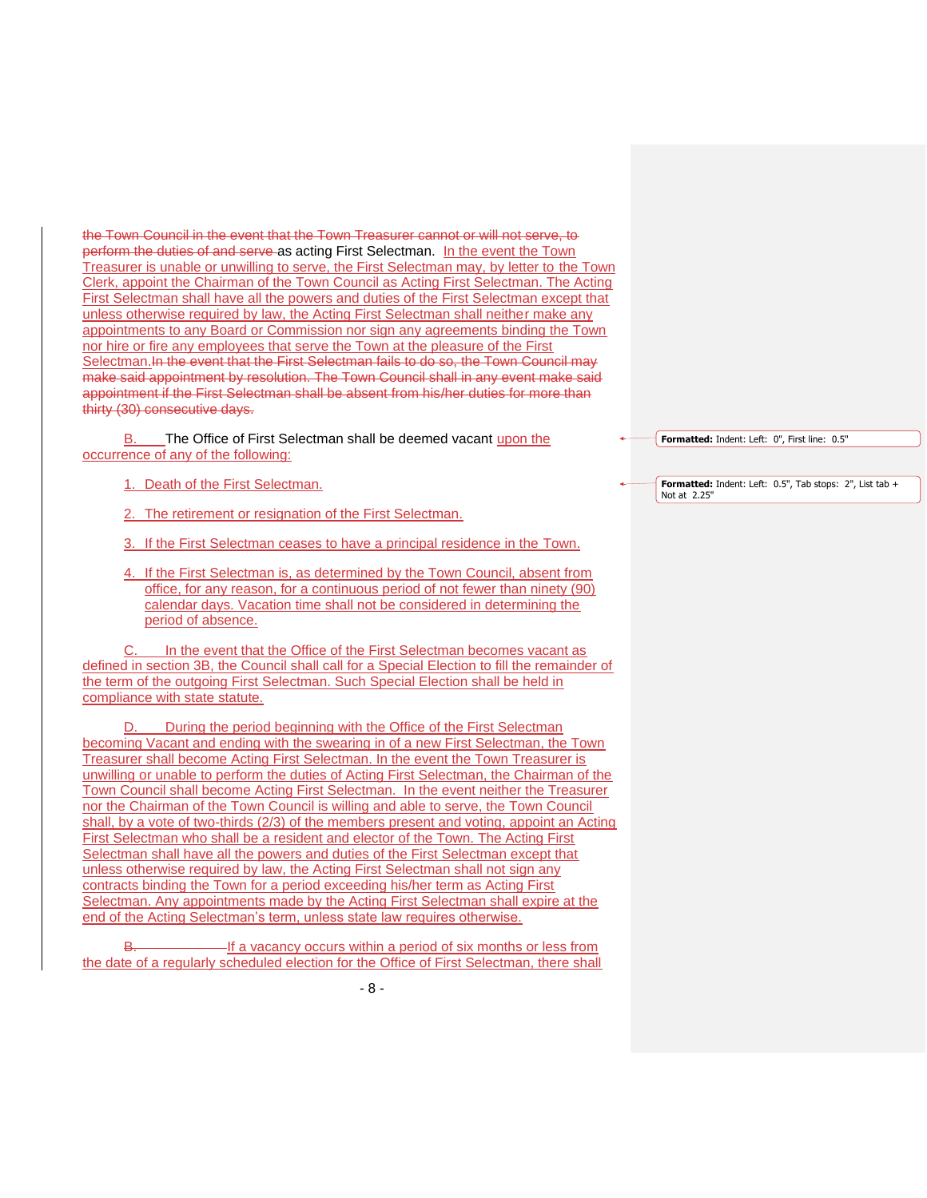~~the Town Council in the event that the Town Treasurer cannot or will not serve, to perform the duties of and serve~~ as acting First Selectman. In the event the Town Treasurer is unable or unwilling to serve, the First Selectman may, by letter to the Town Clerk, appoint the Chairman of the Town Council as Acting First Selectman. The Acting First Selectman shall have all the powers and duties of the First Selectman except that unless otherwise required by law, the Acting First Selectman shall neither make any appointments to any Board or Commission nor sign any agreements binding the Town nor hire or fire any employees that serve the Town at the pleasure of the First Selectman.~~In the event that the First Selectman fails to do so, the Town Council may make said appointment by resolution. The Town Council shall in any event make said appointment if the First Selectman shall be absent from his/her duties for more than thirty (30) consecutive days.~~

B. The Office of First Selectman shall be deemed vacant upon the occurrence of any of the following:

1. Death of the First Selectman.

2. The retirement or resignation of the First Selectman.

3. If the First Selectman ceases to have a principal residence in the Town.

4. If the First Selectman is, as determined by the Town Council, absent from office, for any reason, for a continuous period of not fewer than ninety (90) calendar days. Vacation time shall not be considered in determining the period of absence.

C. In the event that the Office of the First Selectman becomes vacant as defined in section 3B, the Council shall call for a Special Election to fill the remainder of the term of the outgoing First Selectman. Such Special Election shall be held in compliance with state statute.

D. During the period beginning with the Office of the First Selectman becoming Vacant and ending with the swearing in of a new First Selectman, the Town Treasurer shall become Acting First Selectman. In the event the Town Treasurer is unwilling or unable to perform the duties of Acting First Selectman, the Chairman of the Town Council shall become Acting First Selectman. In the event neither the Treasurer nor the Chairman of the Town Council is willing and able to serve, the Town Council shall, by a vote of two-thirds (2/3) of the members present and voting, appoint an Acting First Selectman who shall be a resident and elector of the Town. The Acting First Selectman shall have all the powers and duties of the First Selectman except that unless otherwise required by law, the Acting First Selectman shall not sign any contracts binding the Town for a period exceeding his/her term as Acting First Selectman. Any appointments made by the Acting First Selectman shall expire at the end of the Acting Selectman's term, unless state law requires otherwise.

~~B.~~ If a vacancy occurs within a period of six months or less from the date of a regularly scheduled election for the Office of First Selectman, there shall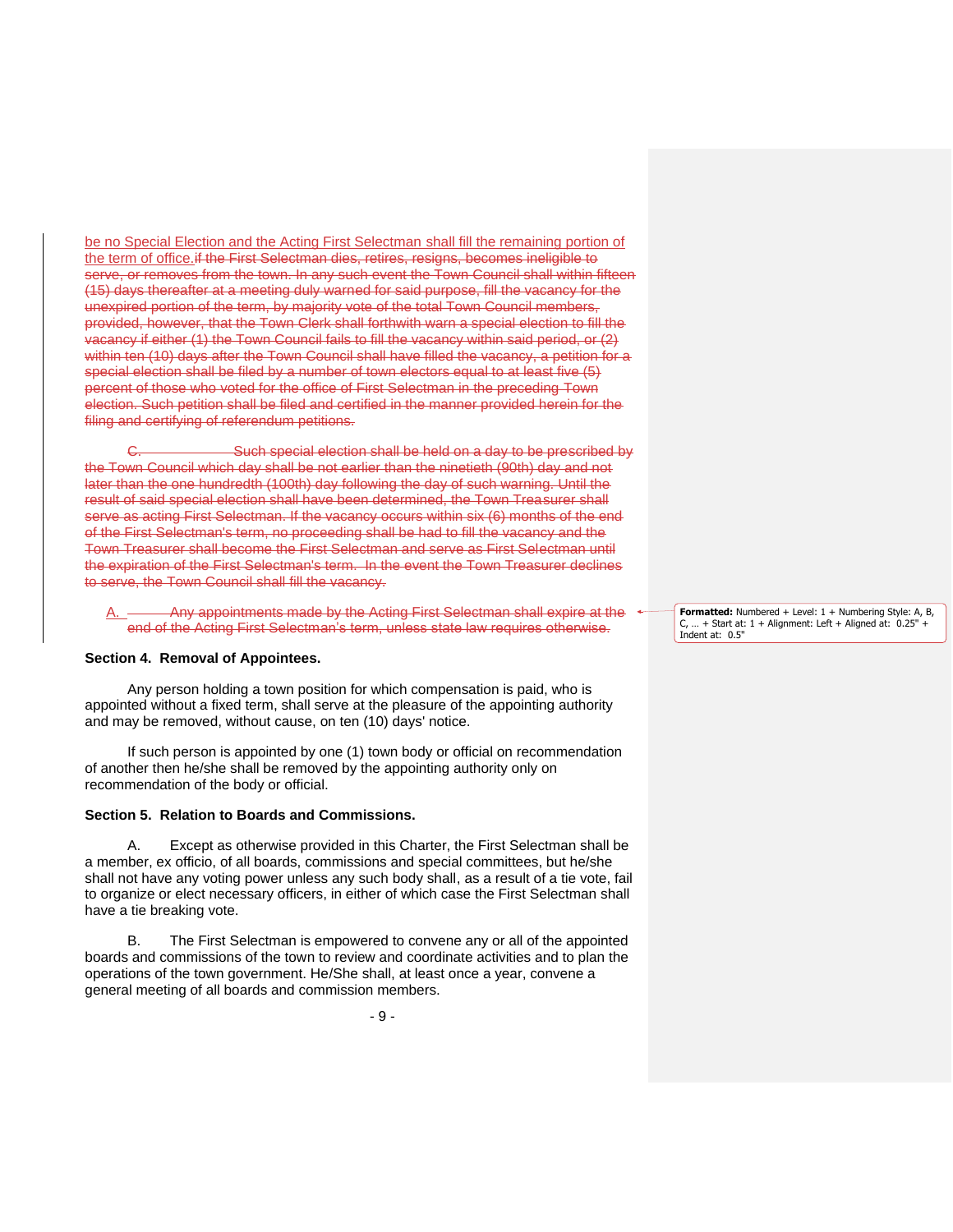be no Special Election and the Acting First Selectman shall fill the remaining portion of the term of office.~~if the First Selectman dies, retires, resigns, becomes ineligible to serve, or removes from the town. In any such event the Town Council shall within fifteen (15) days thereafter at a meeting duly warned for said purpose, fill the vacancy for the unexpired portion of the term, by majority vote of the total Town Council members, provided, however, that the Town Clerk shall forthwith warn a special election to fill the vacancy if either (1) the Town Council fails to fill the vacancy within said period, or (2) within ten (10) days after the Town Council shall have filled the vacancy, a petition for a special election shall be filed by a number of town electors equal to at least five (5) percent of those who voted for the office of First Selectman in the preceding Town election. Such petition shall be filed and certified in the manner provided herein for the filing and certifying of referendum petitions.~~

~~C. Such special election shall be held on a day to be prescribed by the Town Council which day shall be not earlier than the ninetieth (90th) day and not later than the one hundredth (100th) day following the day of such warning. Until the result of said special election shall have been determined, the Town Treasurer shall serve as acting First Selectman. If the vacancy occurs within six (6) months of the end of the First Selectman's term, no proceeding shall be had to fill the vacancy and the Town Treasurer shall become the First Selectman and serve as First Selectman until the expiration of the First Selectman's term. In the event the Town Treasurer declines to serve, the Town Council shall fill the vacancy.~~

A. ~~Any appointments made by the Acting First Selectman shall expire at the end of the Acting First Selectman's term, unless state law requires otherwise.~~

**Section 4. Removal of Appointees.**

Any person holding a town position for which compensation is paid, who is appointed without a fixed term, shall serve at the pleasure of the appointing authority and may be removed, without cause, on ten (10) days' notice.

If such person is appointed by one (1) town body or official on recommendation of another then he/she shall be removed by the appointing authority only on recommendation of the body or official.

**Section 5. Relation to Boards and Commissions.**

A. Except as otherwise provided in this Charter, the First Selectman shall be a member, ex officio, of all boards, commissions and special committees, but he/she shall not have any voting power unless any such body shall, as a result of a tie vote, fail to organize or elect necessary officers, in either of which case the First Selectman shall have a tie breaking vote.

B. The First Selectman is empowered to convene any or all of the appointed boards and commissions of the town to review and coordinate activities and to plan the operations of the town government. He/She shall, at least once a year, convene a general meeting of all boards and commission members.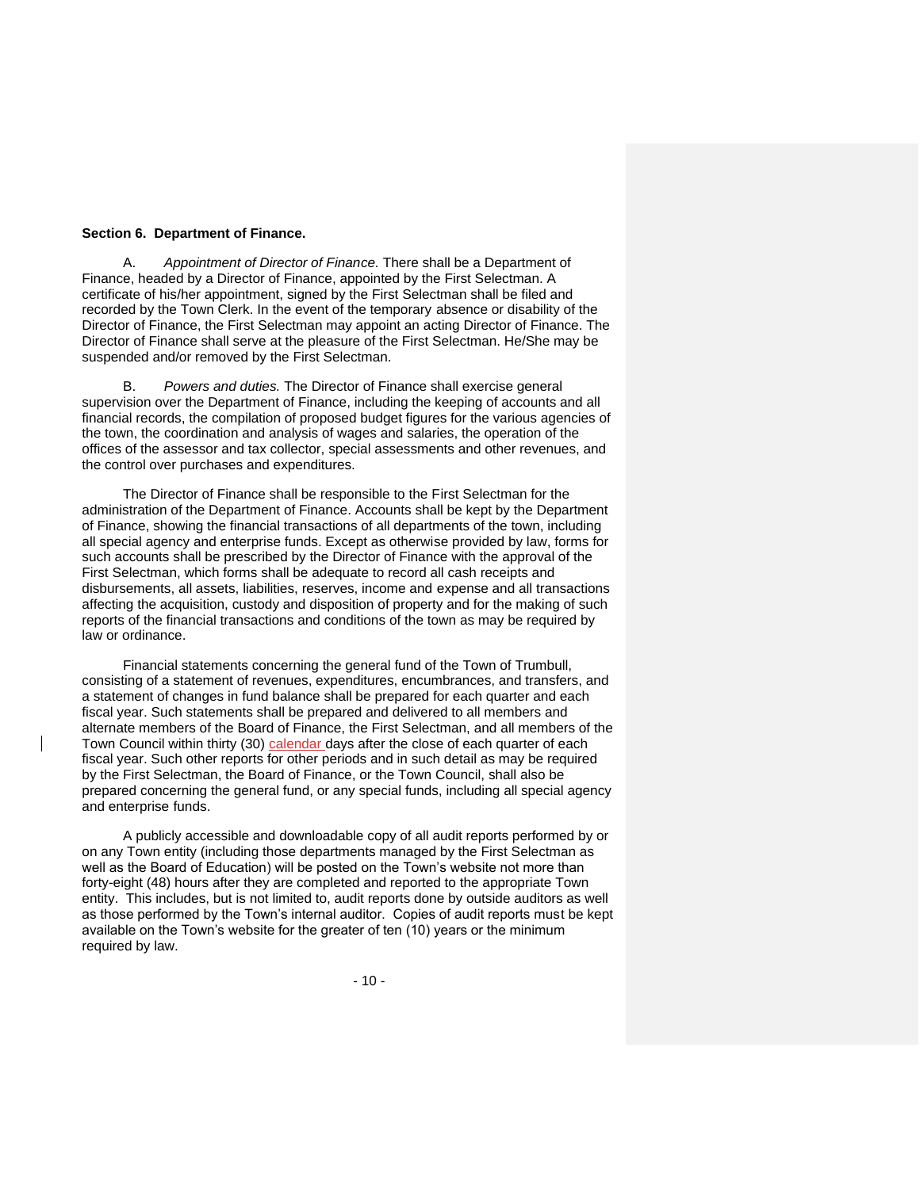**Section 6. Department of Finance.**

A. *Appointment of Director of Finance.* There shall be a Department of Finance, headed by a Director of Finance, appointed by the First Selectman. A certificate of his/her appointment, signed by the First Selectman shall be filed and recorded by the Town Clerk. In the event of the temporary absence or disability of the Director of Finance, the First Selectman may appoint an acting Director of Finance. The Director of Finance shall serve at the pleasure of the First Selectman. He/She may be suspended and/or removed by the First Selectman.

B. *Powers and duties.* The Director of Finance shall exercise general supervision over the Department of Finance, including the keeping of accounts and all financial records, the compilation of proposed budget figures for the various agencies of the town, the coordination and analysis of wages and salaries, the operation of the offices of the assessor and tax collector, special assessments and other revenues, and the control over purchases and expenditures.

The Director of Finance shall be responsible to the First Selectman for the administration of the Department of Finance. Accounts shall be kept by the Department of Finance, showing the financial transactions of all departments of the town, including all special agency and enterprise funds. Except as otherwise provided by law, forms for such accounts shall be prescribed by the Director of Finance with the approval of the First Selectman, which forms shall be adequate to record all cash receipts and disbursements, all assets, liabilities, reserves, income and expense and all transactions affecting the acquisition, custody and disposition of property and for the making of such reports of the financial transactions and conditions of the town as may be required by law or ordinance.

Financial statements concerning the general fund of the Town of Trumbull, consisting of a statement of revenues, expenditures, encumbrances, and transfers, and a statement of changes in fund balance shall be prepared for each quarter and each fiscal year. Such statements shall be prepared and delivered to all members and alternate members of the Board of Finance, the First Selectman, and all members of the Town Council within thirty (30) calendar days after the close of each quarter of each fiscal year. Such other reports for other periods and in such detail as may be required by the First Selectman, the Board of Finance, or the Town Council, shall also be prepared concerning the general fund, or any special funds, including all special agency and enterprise funds.

A publicly accessible and downloadable copy of all audit reports performed by or on any Town entity (including those departments managed by the First Selectman as well as the Board of Education) will be posted on the Town's website not more than forty-eight (48) hours after they are completed and reported to the appropriate Town entity. This includes, but is not limited to, audit reports done by outside auditors as well as those performed by the Town's internal auditor. Copies of audit reports must be kept available on the Town's website for the greater of ten (10) years or the minimum required by law.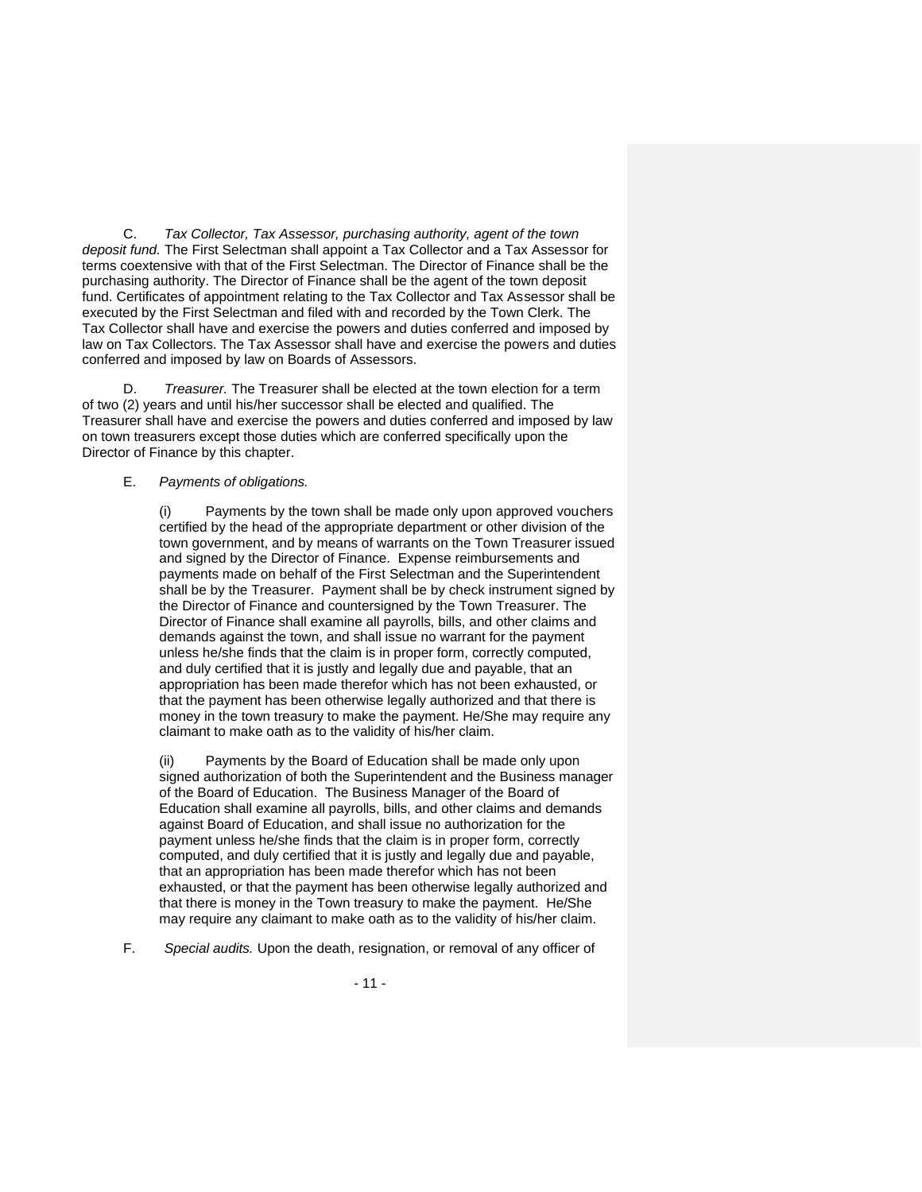C. *Tax Collector, Tax Assessor, purchasing authority, agent of the town deposit fund.* The First Selectman shall appoint a Tax Collector and a Tax Assessor for terms coextensive with that of the First Selectman. The Director of Finance shall be the purchasing authority. The Director of Finance shall be the agent of the town deposit fund. Certificates of appointment relating to the Tax Collector and Tax Assessor shall be executed by the First Selectman and filed with and recorded by the Town Clerk. The Tax Collector shall have and exercise the powers and duties conferred and imposed by law on Tax Collectors. The Tax Assessor shall have and exercise the powers and duties conferred and imposed by law on Boards of Assessors.

D. *Treasurer.* The Treasurer shall be elected at the town election for a term of two (2) years and until his/her successor shall be elected and qualified. The Treasurer shall have and exercise the powers and duties conferred and imposed by law on town treasurers except those duties which are conferred specifically upon the Director of Finance by this chapter.

E. *Payments of obligations.*

(i) Payments by the town shall be made only upon approved vouchers certified by the head of the appropriate department or other division of the town government, and by means of warrants on the Town Treasurer issued and signed by the Director of Finance. Expense reimbursements and payments made on behalf of the First Selectman and the Superintendent shall be by the Treasurer. Payment shall be by check instrument signed by the Director of Finance and countersigned by the Town Treasurer. The Director of Finance shall examine all payrolls, bills, and other claims and demands against the town, and shall issue no warrant for the payment unless he/she finds that the claim is in proper form, correctly computed, and duly certified that it is justly and legally due and payable, that an appropriation has been made therefor which has not been exhausted, or that the payment has been otherwise legally authorized and that there is money in the town treasury to make the payment. He/She may require any claimant to make oath as to the validity of his/her claim.

(ii) Payments by the Board of Education shall be made only upon signed authorization of both the Superintendent and the Business manager of the Board of Education. The Business Manager of the Board of Education shall examine all payrolls, bills, and other claims and demands against Board of Education, and shall issue no authorization for the payment unless he/she finds that the claim is in proper form, correctly computed, and duly certified that it is justly and legally due and payable, that an appropriation has been made therefor which has not been exhausted, or that the payment has been otherwise legally authorized and that there is money in the Town treasury to make the payment. He/She may require any claimant to make oath as to the validity of his/her claim.

F. *Special audits.* Upon the death, resignation, or removal of any officer of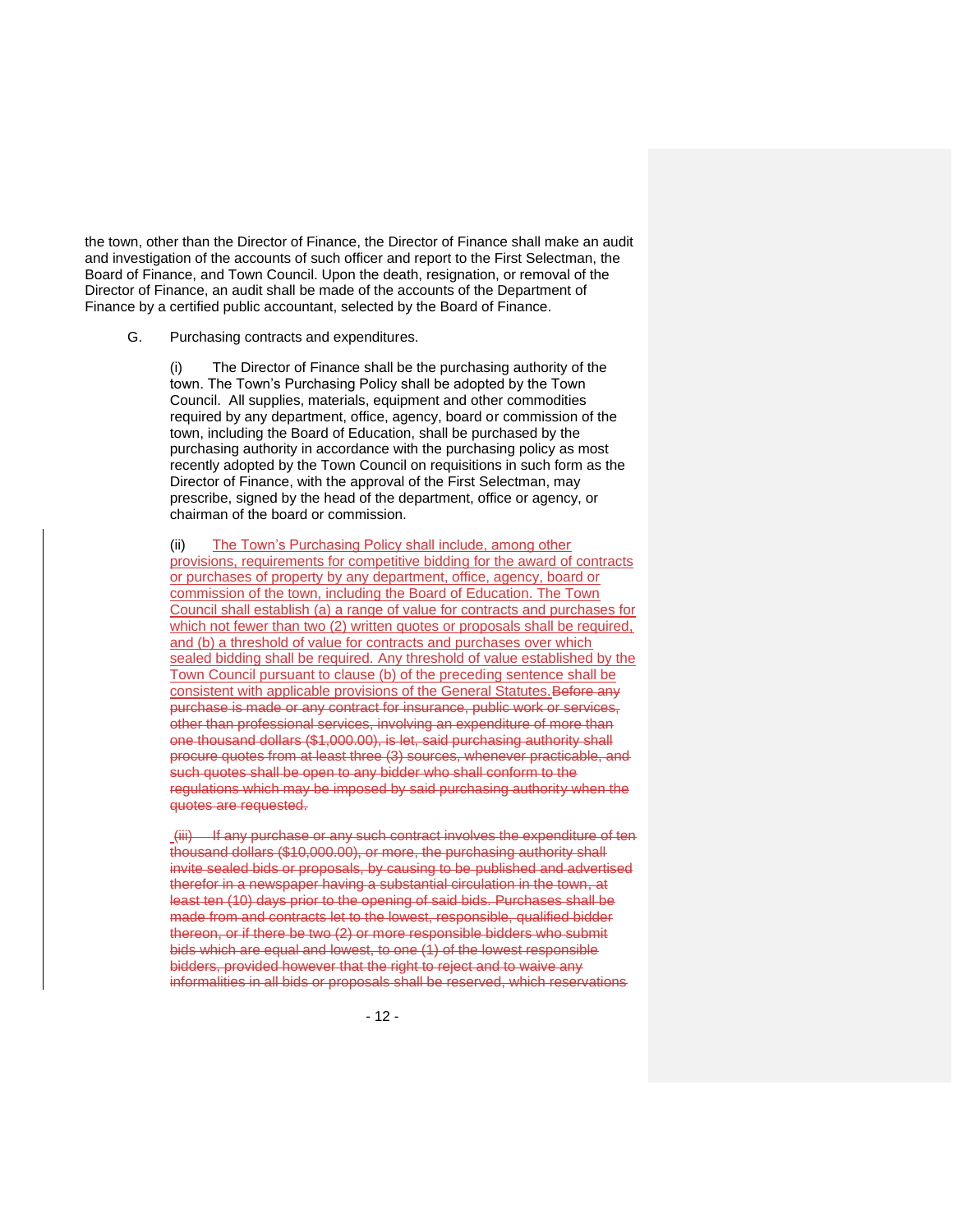the town, other than the Director of Finance, the Director of Finance shall make an audit and investigation of the accounts of such officer and report to the First Selectman, the Board of Finance, and Town Council. Upon the death, resignation, or removal of the Director of Finance, an audit shall be made of the accounts of the Department of Finance by a certified public accountant, selected by the Board of Finance.

G. Purchasing contracts and expenditures.

(i) The Director of Finance shall be the purchasing authority of the town. The Town's Purchasing Policy shall be adopted by the Town Council. All supplies, materials, equipment and other commodities required by any department, office, agency, board or commission of the town, including the Board of Education, shall be purchased by the purchasing authority in accordance with the purchasing policy as most recently adopted by the Town Council on requisitions in such form as the Director of Finance, with the approval of the First Selectman, may prescribe, signed by the head of the department, office or agency, or chairman of the board or commission.

(ii) <u>The Town's Purchasing Policy shall include, among other provisions, requirements for competitive bidding for the award of contracts or purchases of property by any department, office, agency, board or commission of the town, including the Board of Education. The Town Council shall establish (a) a range of value for contracts and purchases for which not fewer than two (2) written quotes or proposals shall be required, and (b) a threshold of value for contracts and purchases over which sealed bidding shall be required. Any threshold of value established by the Town Council pursuant to clause (b) of the preceding sentence shall be consistent with applicable provisions of the General Statutes.</u>~~Before any purchase is made or any contract for insurance, public work or services, other than professional services, involving an expenditure of more than one thousand dollars ($1,000.00), is let, said purchasing authority shall procure quotes from at least three (3) sources, whenever practicable, and such quotes shall be open to any bidder who shall conform to the regulations which may be imposed by said purchasing authority when the quotes are requested.~~

~~(iii) If any purchase or any such contract involves the expenditure of ten thousand dollars ($10,000.00), or more, the purchasing authority shall invite sealed bids or proposals, by causing to be published and advertised therefor in a newspaper having a substantial circulation in the town, at least ten (10) days prior to the opening of said bids. Purchases shall be made from and contracts let to the lowest, responsible, qualified bidder thereon, or if there be two (2) or more responsible bidders who submit bids which are equal and lowest, to one (1) of the lowest responsible bidders, provided however that the right to reject and to waive any informalities in all bids or proposals shall be reserved, which reservations~~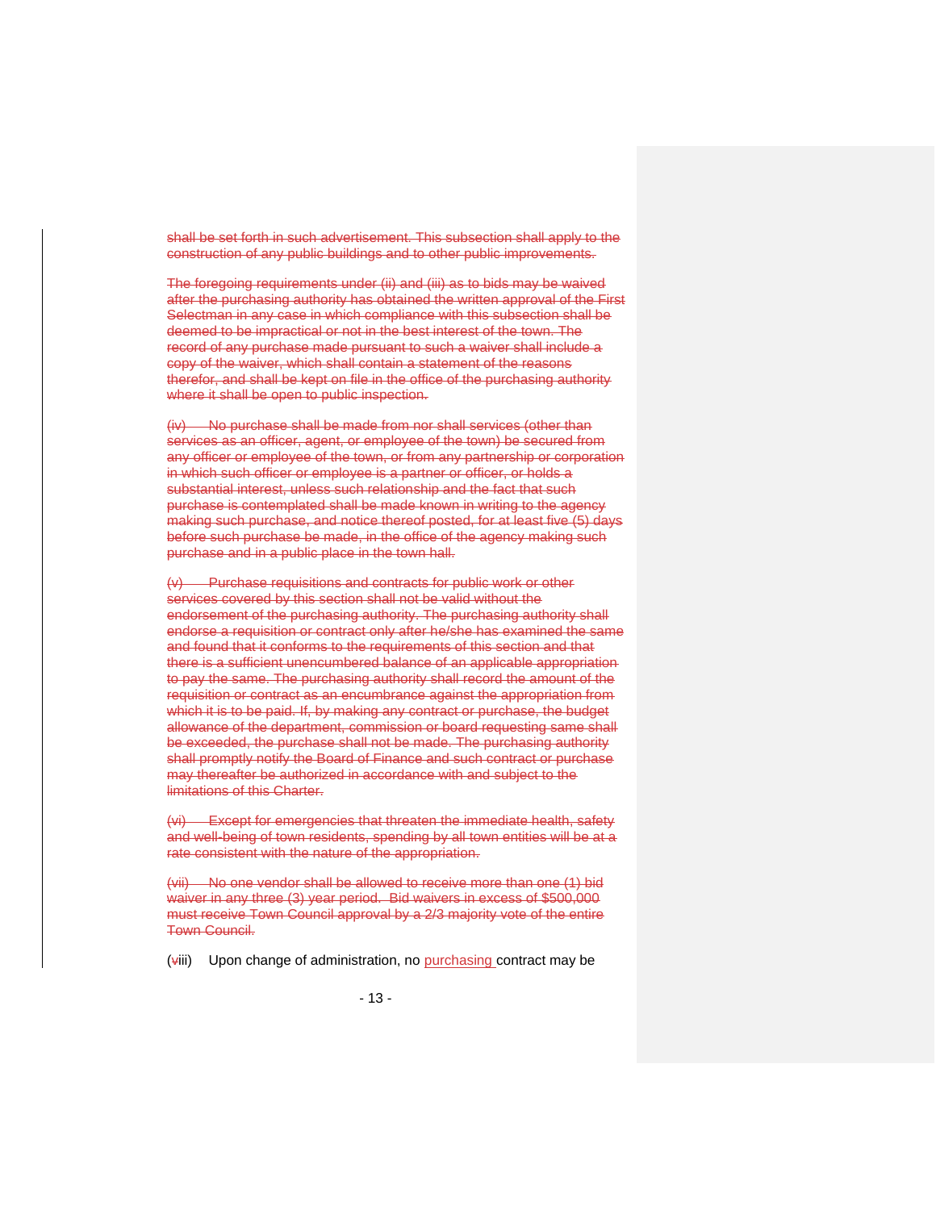~~shall be set forth in such advertisement. This subsection shall apply to the construction of any public buildings and to other public improvements.~~

~~The foregoing requirements under (ii) and (iii) as to bids may be waived after the purchasing authority has obtained the written approval of the First Selectman in any case in which compliance with this subsection shall be deemed to be impractical or not in the best interest of the town. The record of any purchase made pursuant to such a waiver shall include a copy of the waiver, which shall contain a statement of the reasons therefor, and shall be kept on file in the office of the purchasing authority where it shall be open to public inspection.~~

~~(iv) No purchase shall be made from nor shall services (other than services as an officer, agent, or employee of the town) be secured from any officer or employee of the town, or from any partnership or corporation in which such officer or employee is a partner or officer, or holds a substantial interest, unless such relationship and the fact that such purchase is contemplated shall be made known in writing to the agency making such purchase, and notice thereof posted, for at least five (5) days before such purchase be made, in the office of the agency making such purchase and in a public place in the town hall.~~

~~(v) Purchase requisitions and contracts for public work or other services covered by this section shall not be valid without the endorsement of the purchasing authority. The purchasing authority shall endorse a requisition or contract only after he/she has examined the same and found that it conforms to the requirements of this section and that there is a sufficient unencumbered balance of an applicable appropriation to pay the same. The purchasing authority shall record the amount of the requisition or contract as an encumbrance against the appropriation from which it is to be paid. If, by making any contract or purchase, the budget allowance of the department, commission or board requesting same shall be exceeded, the purchase shall not be made. The purchasing authority shall promptly notify the Board of Finance and such contract or purchase may thereafter be authorized in accordance with and subject to the limitations of this Charter.~~

~~(vi) Except for emergencies that threaten the immediate health, safety and well-being of town residents, spending by all town entities will be at a rate consistent with the nature of the appropriation.~~

~~(vii) No one vendor shall be allowed to receive more than one (1) bid waiver in any three (3) year period. Bid waivers in excess of $500,000 must receive Town Council approval by a 2/3 majority vote of the entire Town Council.~~

(~~v~~iii) Upon change of administration, no <u>purchasing</u> contract may be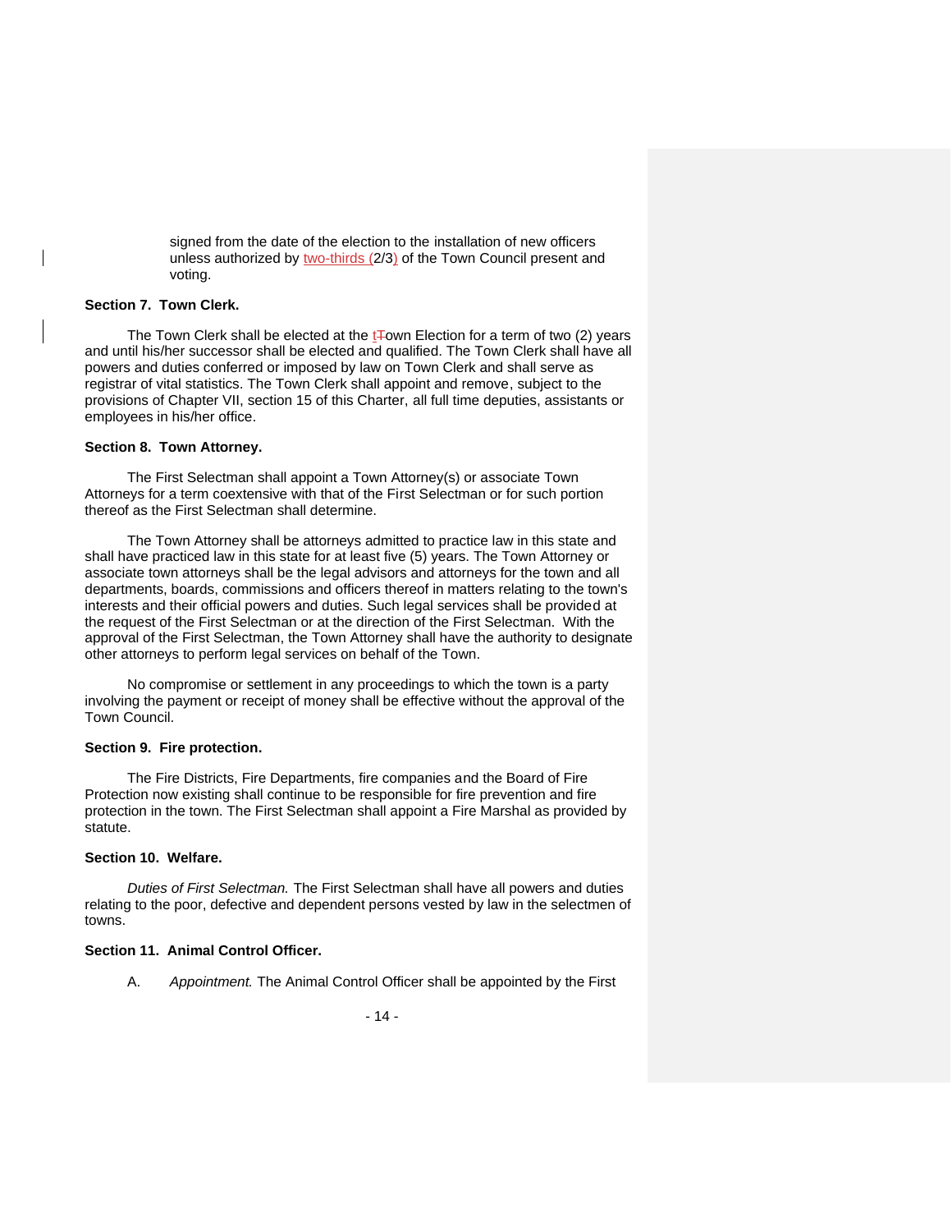signed from the date of the election to the installation of new officers unless authorized by two-thirds (2/3) of the Town Council present and voting.

**Section 7. Town Clerk.**

The Town Clerk shall be elected at the town Election for a term of two (2) years and until his/her successor shall be elected and qualified. The Town Clerk shall have all powers and duties conferred or imposed by law on Town Clerk and shall serve as registrar of vital statistics. The Town Clerk shall appoint and remove, subject to the provisions of Chapter VII, section 15 of this Charter, all full time deputies, assistants or employees in his/her office.

**Section 8. Town Attorney.**

The First Selectman shall appoint a Town Attorney(s) or associate Town Attorneys for a term coextensive with that of the First Selectman or for such portion thereof as the First Selectman shall determine.

The Town Attorney shall be attorneys admitted to practice law in this state and shall have practiced law in this state for at least five (5) years. The Town Attorney or associate town attorneys shall be the legal advisors and attorneys for the town and all departments, boards, commissions and officers thereof in matters relating to the town's interests and their official powers and duties. Such legal services shall be provided at the request of the First Selectman or at the direction of the First Selectman. With the approval of the First Selectman, the Town Attorney shall have the authority to designate other attorneys to perform legal services on behalf of the Town.

No compromise or settlement in any proceedings to which the town is a party involving the payment or receipt of money shall be effective without the approval of the Town Council.

**Section 9. Fire protection.**

The Fire Districts, Fire Departments, fire companies and the Board of Fire Protection now existing shall continue to be responsible for fire prevention and fire protection in the town. The First Selectman shall appoint a Fire Marshal as provided by statute.

**Section 10. Welfare.**

*Duties of First Selectman.* The First Selectman shall have all powers and duties relating to the poor, defective and dependent persons vested by law in the selectmen of towns.

**Section 11. Animal Control Officer.**

A. *Appointment.* The Animal Control Officer shall be appointed by the First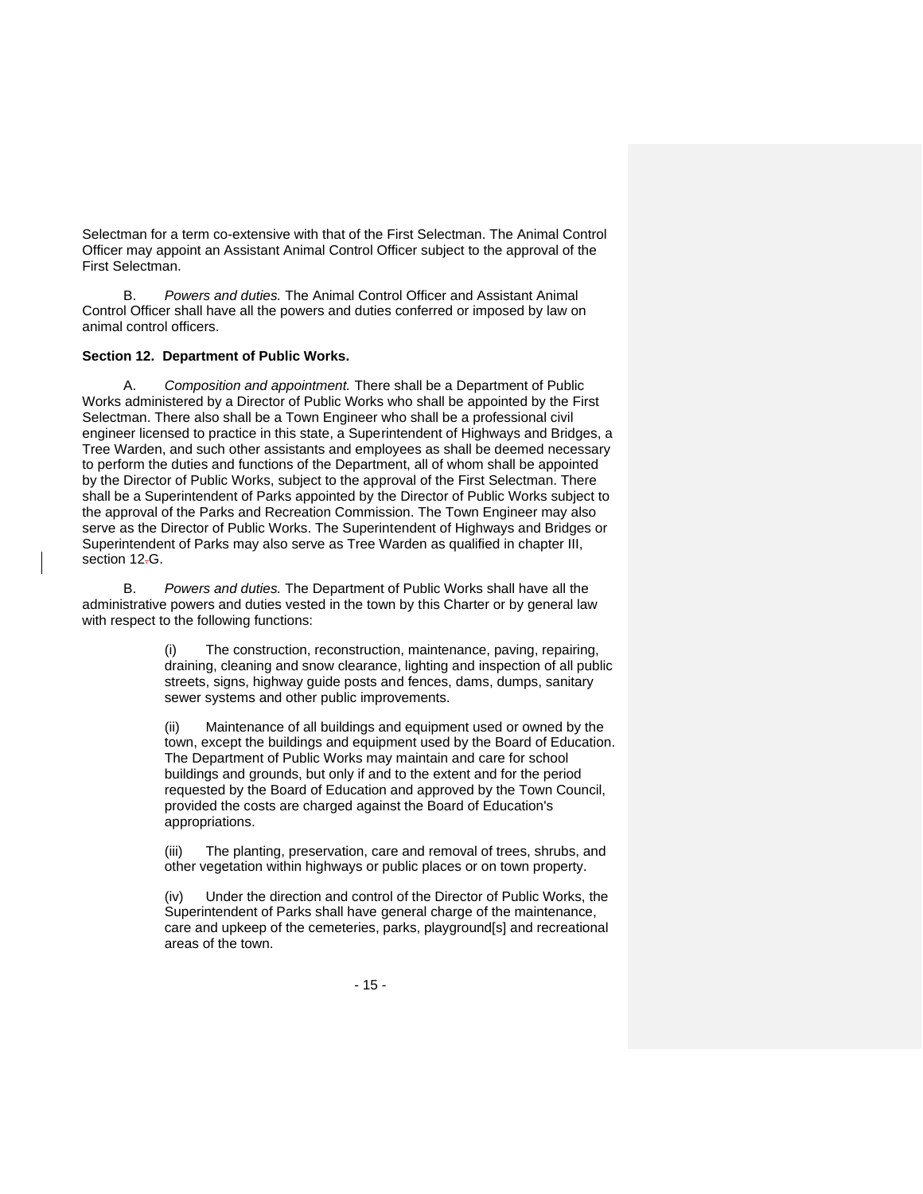Selectman for a term co-extensive with that of the First Selectman. The Animal Control Officer may appoint an Assistant Animal Control Officer subject to the approval of the First Selectman.

B. *Powers and duties.* The Animal Control Officer and Assistant Animal Control Officer shall have all the powers and duties conferred or imposed by law on animal control officers.

**Section 12. Department of Public Works.**

A. *Composition and appointment.* There shall be a Department of Public Works administered by a Director of Public Works who shall be appointed by the First Selectman. There also shall be a Town Engineer who shall be a professional civil engineer licensed to practice in this state, a Superintendent of Highways and Bridges, a Tree Warden, and such other assistants and employees as shall be deemed necessary to perform the duties and functions of the Department, all of whom shall be appointed by the Director of Public Works, subject to the approval of the First Selectman. There shall be a Superintendent of Parks appointed by the Director of Public Works subject to the approval of the Parks and Recreation Commission. The Town Engineer may also serve as the Director of Public Works. The Superintendent of Highways and Bridges or Superintendent of Parks may also serve as Tree Warden as qualified in chapter III, section 12.G.

B. *Powers and duties.* The Department of Public Works shall have all the administrative powers and duties vested in the town by this Charter or by general law with respect to the following functions:

(i) The construction, reconstruction, maintenance, paving, repairing, draining, cleaning and snow clearance, lighting and inspection of all public streets, signs, highway guide posts and fences, dams, dumps, sanitary sewer systems and other public improvements.

(ii) Maintenance of all buildings and equipment used or owned by the town, except the buildings and equipment used by the Board of Education. The Department of Public Works may maintain and care for school buildings and grounds, but only if and to the extent and for the period requested by the Board of Education and approved by the Town Council, provided the costs are charged against the Board of Education's appropriations.

(iii) The planting, preservation, care and removal of trees, shrubs, and other vegetation within highways or public places or on town property.

(iv) Under the direction and control of the Director of Public Works, the Superintendent of Parks shall have general charge of the maintenance, care and upkeep of the cemeteries, parks, playground[s] and recreational areas of the town.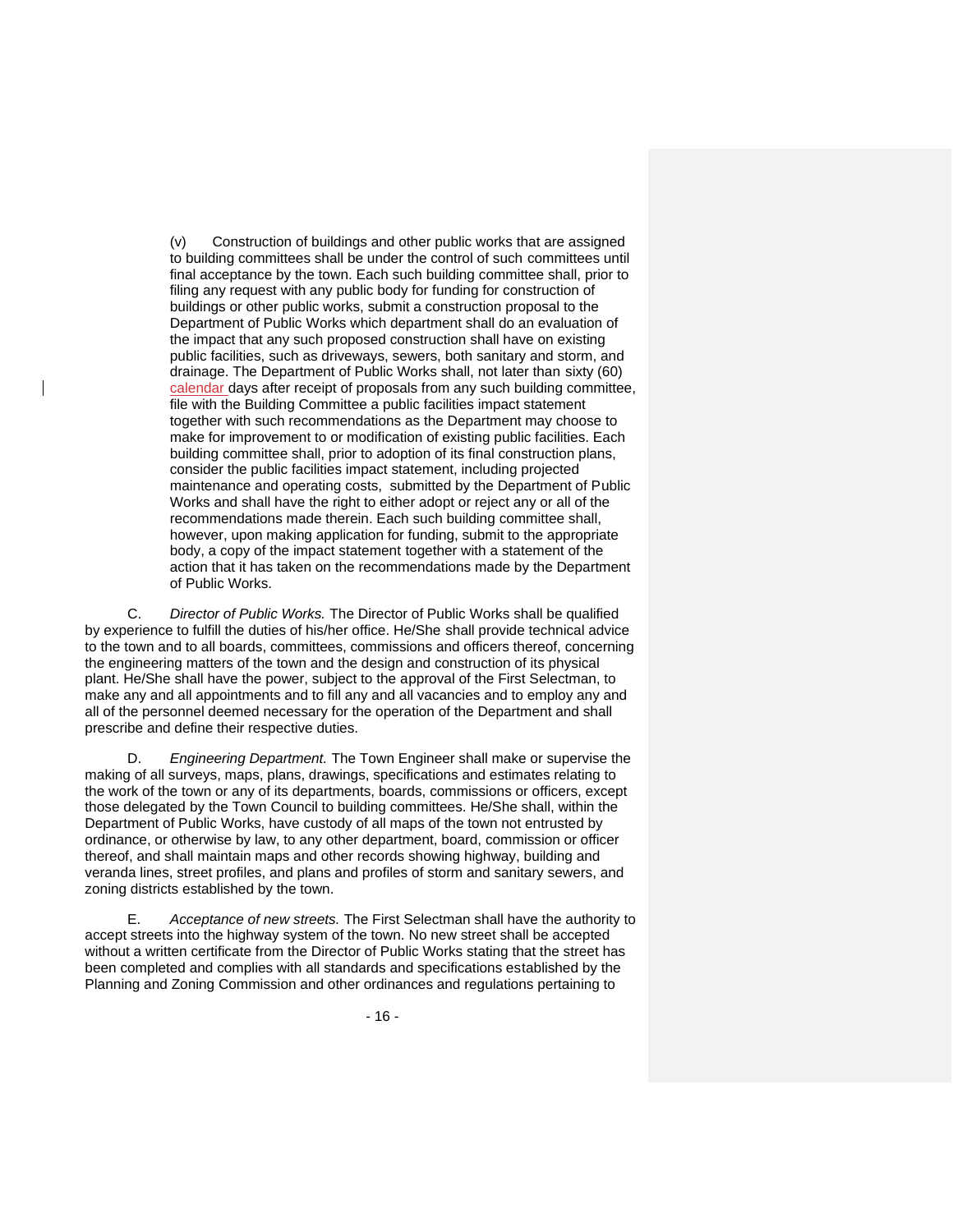(v) Construction of buildings and other public works that are assigned to building committees shall be under the control of such committees until final acceptance by the town. Each such building committee shall, prior to filing any request with any public body for funding for construction of buildings or other public works, submit a construction proposal to the Department of Public Works which department shall do an evaluation of the impact that any such proposed construction shall have on existing public facilities, such as driveways, sewers, both sanitary and storm, and drainage. The Department of Public Works shall, not later than sixty (60) calendar days after receipt of proposals from any such building committee, file with the Building Committee a public facilities impact statement together with such recommendations as the Department may choose to make for improvement to or modification of existing public facilities. Each building committee shall, prior to adoption of its final construction plans, consider the public facilities impact statement, including projected maintenance and operating costs, submitted by the Department of Public Works and shall have the right to either adopt or reject any or all of the recommendations made therein. Each such building committee shall, however, upon making application for funding, submit to the appropriate body, a copy of the impact statement together with a statement of the action that it has taken on the recommendations made by the Department of Public Works.

C. *Director of Public Works.* The Director of Public Works shall be qualified by experience to fulfill the duties of his/her office. He/She shall provide technical advice to the town and to all boards, committees, commissions and officers thereof, concerning the engineering matters of the town and the design and construction of its physical plant. He/She shall have the power, subject to the approval of the First Selectman, to make any and all appointments and to fill any and all vacancies and to employ any and all of the personnel deemed necessary for the operation of the Department and shall prescribe and define their respective duties.

D. *Engineering Department.* The Town Engineer shall make or supervise the making of all surveys, maps, plans, drawings, specifications and estimates relating to the work of the town or any of its departments, boards, commissions or officers, except those delegated by the Town Council to building committees. He/She shall, within the Department of Public Works, have custody of all maps of the town not entrusted by ordinance, or otherwise by law, to any other department, board, commission or officer thereof, and shall maintain maps and other records showing highway, building and veranda lines, street profiles, and plans and profiles of storm and sanitary sewers, and zoning districts established by the town.

E. *Acceptance of new streets.* The First Selectman shall have the authority to accept streets into the highway system of the town. No new street shall be accepted without a written certificate from the Director of Public Works stating that the street has been completed and complies with all standards and specifications established by the Planning and Zoning Commission and other ordinances and regulations pertaining to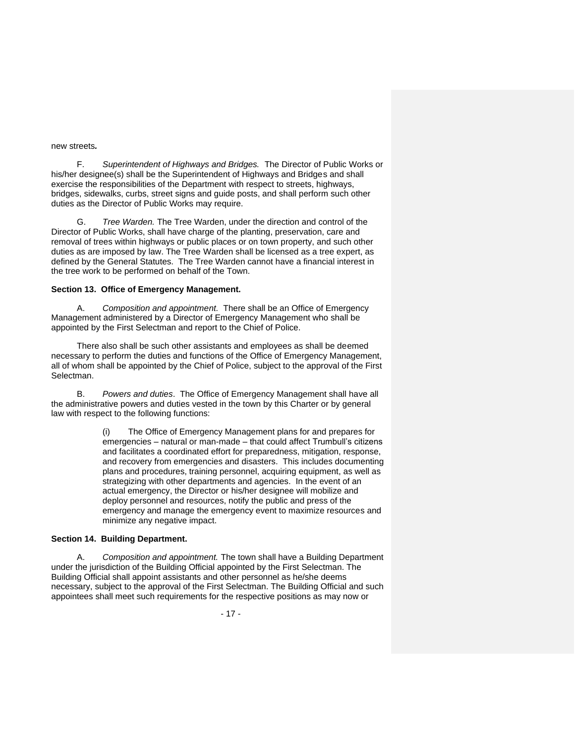new streets**.**

F. *Superintendent of Highways and Bridges.* The Director of Public Works or his/her designee(s) shall be the Superintendent of Highways and Bridges and shall exercise the responsibilities of the Department with respect to streets, highways, bridges, sidewalks, curbs, street signs and guide posts, and shall perform such other duties as the Director of Public Works may require.

G. *Tree Warden.* The Tree Warden, under the direction and control of the Director of Public Works, shall have charge of the planting, preservation, care and removal of trees within highways or public places or on town property, and such other duties as are imposed by law. The Tree Warden shall be licensed as a tree expert, as defined by the General Statutes. The Tree Warden cannot have a financial interest in the tree work to be performed on behalf of the Town.

**Section 13. Office of Emergency Management.**

A. *Composition and appointment.* There shall be an Office of Emergency Management administered by a Director of Emergency Management who shall be appointed by the First Selectman and report to the Chief of Police.

There also shall be such other assistants and employees as shall be deemed necessary to perform the duties and functions of the Office of Emergency Management, all of whom shall be appointed by the Chief of Police, subject to the approval of the First Selectman.

B. *Powers and duties*. The Office of Emergency Management shall have all the administrative powers and duties vested in the town by this Charter or by general law with respect to the following functions:

(i) The Office of Emergency Management plans for and prepares for emergencies – natural or man-made – that could affect Trumbull's citizens and facilitates a coordinated effort for preparedness, mitigation, response, and recovery from emergencies and disasters. This includes documenting plans and procedures, training personnel, acquiring equipment, as well as strategizing with other departments and agencies. In the event of an actual emergency, the Director or his/her designee will mobilize and deploy personnel and resources, notify the public and press of the emergency and manage the emergency event to maximize resources and minimize any negative impact.

**Section 14. Building Department.**

A. *Composition and appointment.* The town shall have a Building Department under the jurisdiction of the Building Official appointed by the First Selectman. The Building Official shall appoint assistants and other personnel as he/she deems necessary, subject to the approval of the First Selectman. The Building Official and such appointees shall meet such requirements for the respective positions as may now or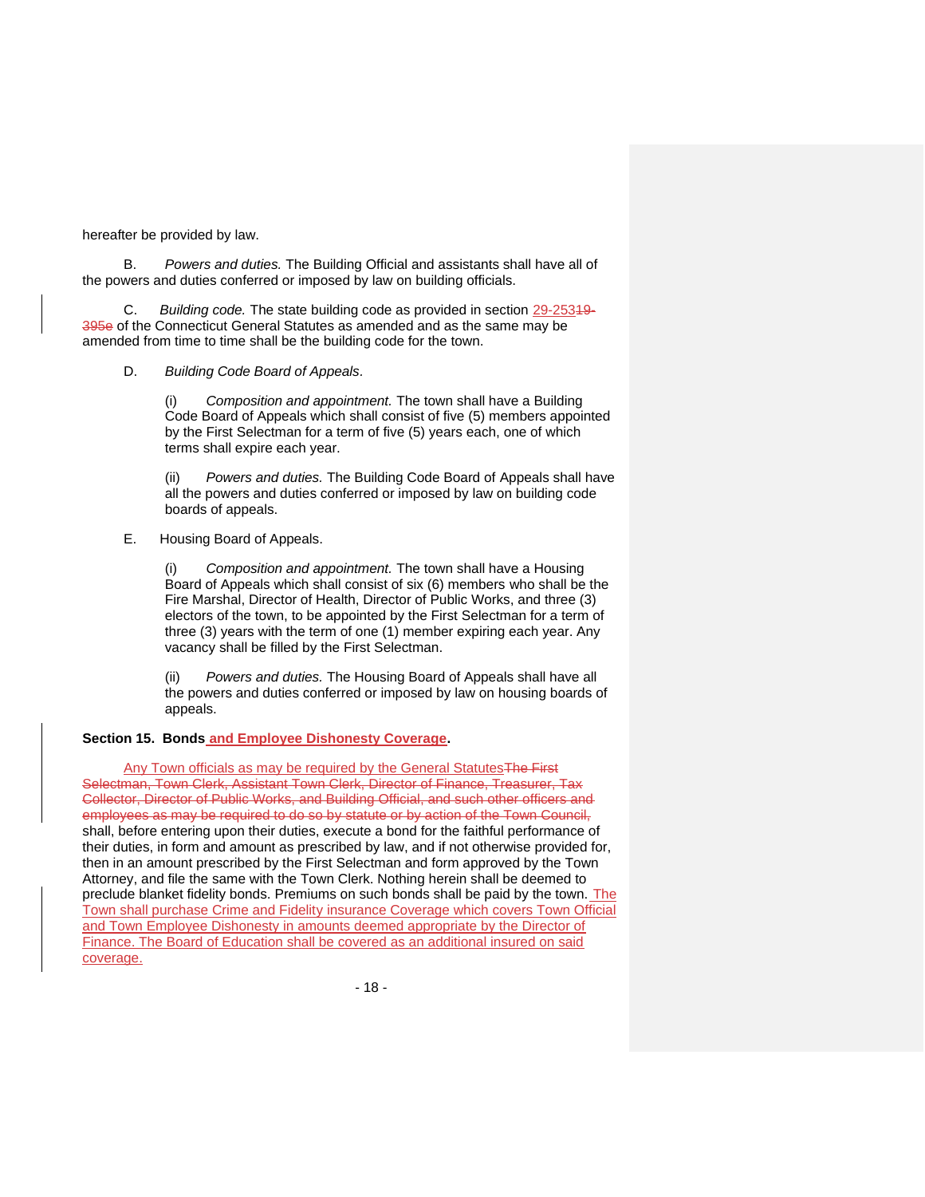hereafter be provided by law.

B. *Powers and duties.* The Building Official and assistants shall have all of the powers and duties conferred or imposed by law on building officials.

C. *Building code.* The state building code as provided in section 29-25319-395e of the Connecticut General Statutes as amended and as the same may be amended from time to time shall be the building code for the town.

D. *Building Code Board of Appeals.*

(i) *Composition and appointment.* The town shall have a Building Code Board of Appeals which shall consist of five (5) members appointed by the First Selectman for a term of five (5) years each, one of which terms shall expire each year.

(ii) *Powers and duties.* The Building Code Board of Appeals shall have all the powers and duties conferred or imposed by law on building code boards of appeals.

E. Housing Board of Appeals.

(i) *Composition and appointment.* The town shall have a Housing Board of Appeals which shall consist of six (6) members who shall be the Fire Marshal, Director of Health, Director of Public Works, and three (3) electors of the town, to be appointed by the First Selectman for a term of three (3) years with the term of one (1) member expiring each year. Any vacancy shall be filled by the First Selectman.

(ii) *Powers and duties.* The Housing Board of Appeals shall have all the powers and duties conferred or imposed by law on housing boards of appeals.

**Section 15. Bonds and Employee Dishonesty Coverage.**

Any Town officials as may be required by the General StatutesThe First Selectman, Town Clerk, Assistant Town Clerk, Director of Finance, Treasurer, Tax Collector, Director of Public Works, and Building Official, and such other officers and employees as may be required to do so by statute or by action of the Town Council, shall, before entering upon their duties, execute a bond for the faithful performance of their duties, in form and amount as prescribed by law, and if not otherwise provided for, then in an amount prescribed by the First Selectman and form approved by the Town Attorney, and file the same with the Town Clerk. Nothing herein shall be deemed to preclude blanket fidelity bonds. Premiums on such bonds shall be paid by the town. The Town shall purchase Crime and Fidelity insurance Coverage which covers Town Official and Town Employee Dishonesty in amounts deemed appropriate by the Director of Finance. The Board of Education shall be covered as an additional insured on said coverage.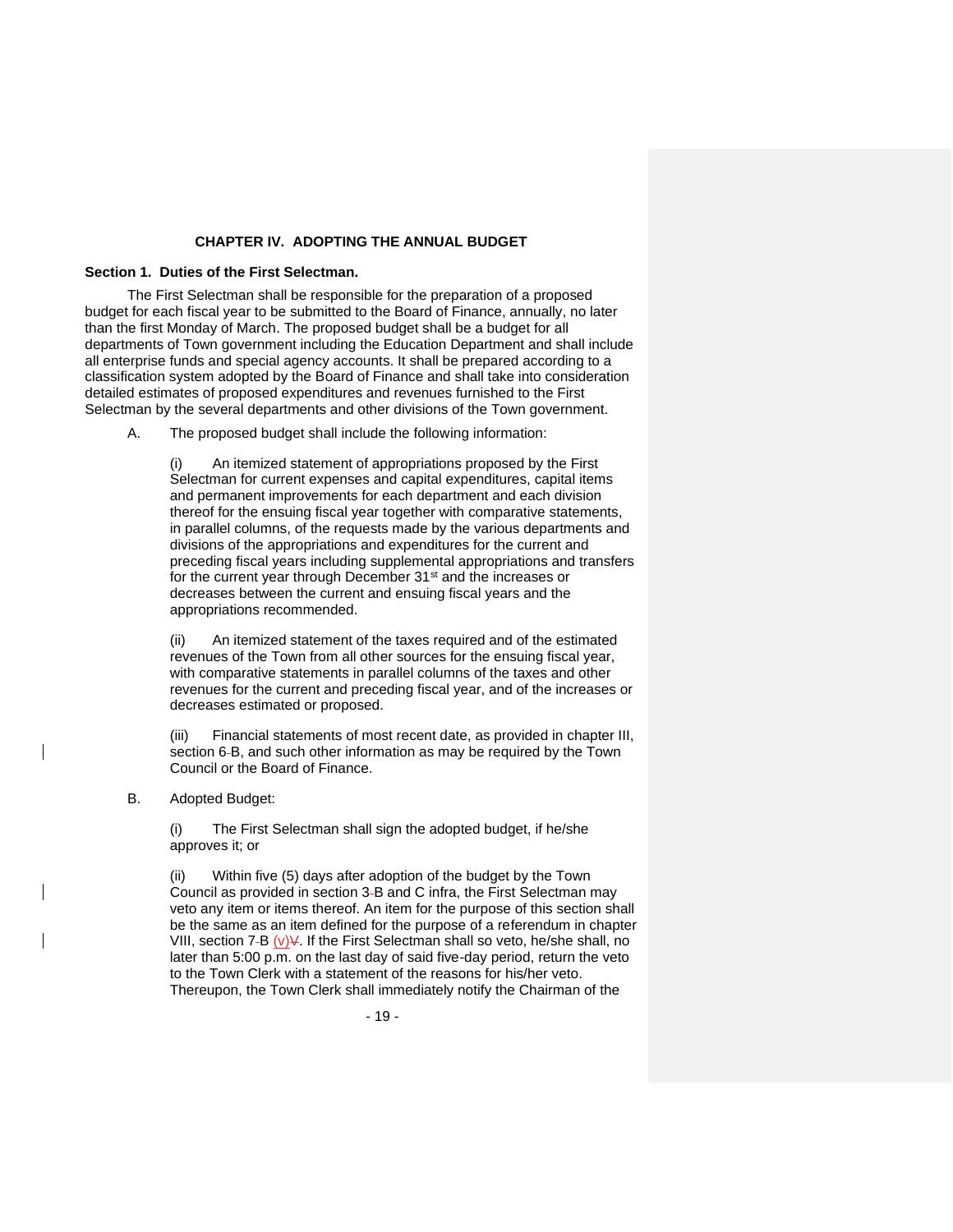## CHAPTER IV. ADOPTING THE ANNUAL BUDGET

### Section 1. Duties of the First Selectman.

The First Selectman shall be responsible for the preparation of a proposed budget for each fiscal year to be submitted to the Board of Finance, annually, no later than the first Monday of March. The proposed budget shall be a budget for all departments of Town government including the Education Department and shall include all enterprise funds and special agency accounts. It shall be prepared according to a classification system adopted by the Board of Finance and shall take into consideration detailed estimates of proposed expenditures and revenues furnished to the First Selectman by the several departments and other divisions of the Town government.

A. The proposed budget shall include the following information:

(i) An itemized statement of appropriations proposed by the First Selectman for current expenses and capital expenditures, capital items and permanent improvements for each department and each division thereof for the ensuing fiscal year together with comparative statements, in parallel columns, of the requests made by the various departments and divisions of the appropriations and expenditures for the current and preceding fiscal years including supplemental appropriations and transfers for the current year through December 31st and the increases or decreases between the current and ensuing fiscal years and the appropriations recommended.

(ii) An itemized statement of the taxes required and of the estimated revenues of the Town from all other sources for the ensuing fiscal year, with comparative statements in parallel columns of the taxes and other revenues for the current and preceding fiscal year, and of the increases or decreases estimated or proposed.

(iii) Financial statements of most recent date, as provided in chapter III, section 6-B, and such other information as may be required by the Town Council or the Board of Finance.

B. Adopted Budget:

(i) The First Selectman shall sign the adopted budget, if he/she approves it; or

(ii) Within five (5) days after adoption of the budget by the Town Council as provided in section 3-B and C infra, the First Selectman may veto any item or items thereof. An item for the purpose of this section shall be the same as an item defined for the purpose of a referendum in chapter VIII, section 7-B (v). If the First Selectman shall so veto, he/she shall, no later than 5:00 p.m. on the last day of said five-day period, return the veto to the Town Clerk with a statement of the reasons for his/her veto. Thereupon, the Town Clerk shall immediately notify the Chairman of the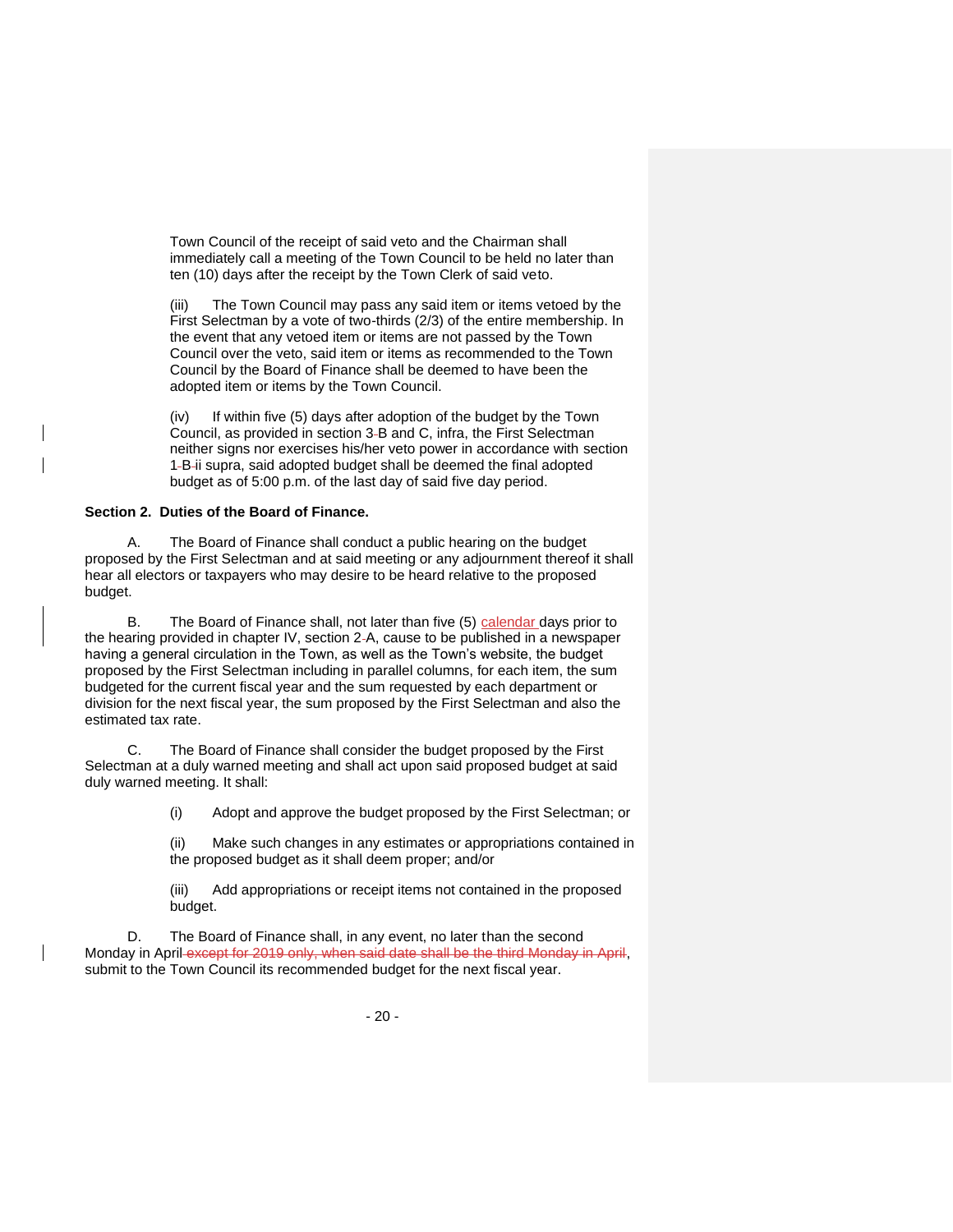Town Council of the receipt of said veto and the Chairman shall immediately call a meeting of the Town Council to be held no later than ten (10) days after the receipt by the Town Clerk of said veto.

(iii) The Town Council may pass any said item or items vetoed by the First Selectman by a vote of two-thirds (2/3) of the entire membership. In the event that any vetoed item or items are not passed by the Town Council over the veto, said item or items as recommended to the Town Council by the Board of Finance shall be deemed to have been the adopted item or items by the Town Council.

(iv) If within five (5) days after adoption of the budget by the Town Council, as provided in section 3-B and C, infra, the First Selectman neither signs nor exercises his/her veto power in accordance with section 1-B-ii supra, said adopted budget shall be deemed the final adopted budget as of 5:00 p.m. of the last day of said five day period.

**Section 2. Duties of the Board of Finance.**

A. The Board of Finance shall conduct a public hearing on the budget proposed by the First Selectman and at said meeting or any adjournment thereof it shall hear all electors or taxpayers who may desire to be heard relative to the proposed budget.

B. The Board of Finance shall, not later than five (5) calendar days prior to the hearing provided in chapter IV, section 2-A, cause to be published in a newspaper having a general circulation in the Town, as well as the Town's website, the budget proposed by the First Selectman including in parallel columns, for each item, the sum budgeted for the current fiscal year and the sum requested by each department or division for the next fiscal year, the sum proposed by the First Selectman and also the estimated tax rate.

C. The Board of Finance shall consider the budget proposed by the First Selectman at a duly warned meeting and shall act upon said proposed budget at said duly warned meeting. It shall:

(i) Adopt and approve the budget proposed by the First Selectman; or

(ii) Make such changes in any estimates or appropriations contained in the proposed budget as it shall deem proper; and/or

(iii) Add appropriations or receipt items not contained in the proposed budget.

D. The Board of Finance shall, in any event, no later than the second Monday in April ~~except for 2019 only, when said date shall be the third Monday in April~~, submit to the Town Council its recommended budget for the next fiscal year.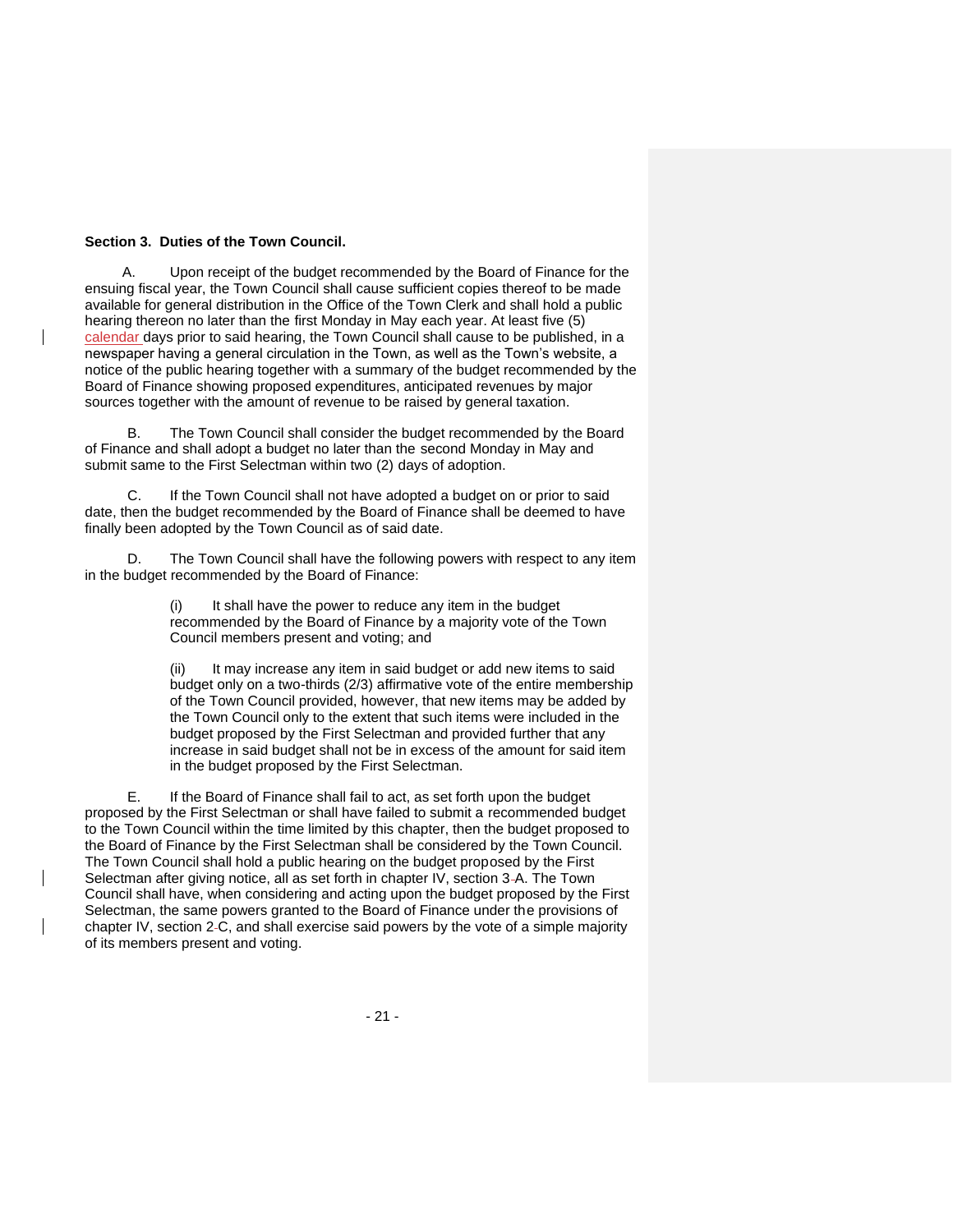**Section 3. Duties of the Town Council.**

A. Upon receipt of the budget recommended by the Board of Finance for the ensuing fiscal year, the Town Council shall cause sufficient copies thereof to be made available for general distribution in the Office of the Town Clerk and shall hold a public hearing thereon no later than the first Monday in May each year. At least five (5) calendar days prior to said hearing, the Town Council shall cause to be published, in a newspaper having a general circulation in the Town, as well as the Town's website, a notice of the public hearing together with a summary of the budget recommended by the Board of Finance showing proposed expenditures, anticipated revenues by major sources together with the amount of revenue to be raised by general taxation.

B. The Town Council shall consider the budget recommended by the Board of Finance and shall adopt a budget no later than the second Monday in May and submit same to the First Selectman within two (2) days of adoption.

C. If the Town Council shall not have adopted a budget on or prior to said date, then the budget recommended by the Board of Finance shall be deemed to have finally been adopted by the Town Council as of said date.

D. The Town Council shall have the following powers with respect to any item in the budget recommended by the Board of Finance:

(i) It shall have the power to reduce any item in the budget recommended by the Board of Finance by a majority vote of the Town Council members present and voting; and

(ii) It may increase any item in said budget or add new items to said budget only on a two-thirds (2/3) affirmative vote of the entire membership of the Town Council provided, however, that new items may be added by the Town Council only to the extent that such items were included in the budget proposed by the First Selectman and provided further that any increase in said budget shall not be in excess of the amount for said item in the budget proposed by the First Selectman.

E. If the Board of Finance shall fail to act, as set forth upon the budget proposed by the First Selectman or shall have failed to submit a recommended budget to the Town Council within the time limited by this chapter, then the budget proposed to the Board of Finance by the First Selectman shall be considered by the Town Council. The Town Council shall hold a public hearing on the budget proposed by the First Selectman after giving notice, all as set forth in chapter IV, section 3A. The Town Council shall have, when considering and acting upon the budget proposed by the First Selectman, the same powers granted to the Board of Finance under the provisions of chapter IV, section 2C, and shall exercise said powers by the vote of a simple majority of its members present and voting.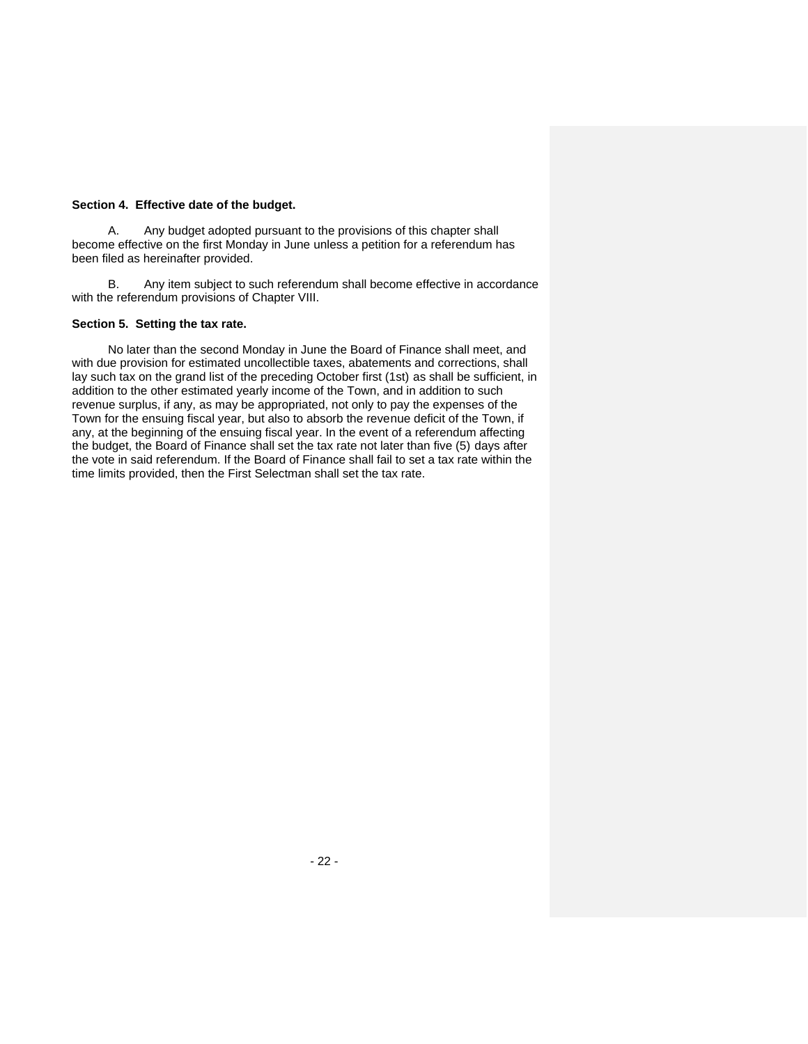**Section 4. Effective date of the budget.**

A. Any budget adopted pursuant to the provisions of this chapter shall become effective on the first Monday in June unless a petition for a referendum has been filed as hereinafter provided.

B. Any item subject to such referendum shall become effective in accordance with the referendum provisions of Chapter VIII.

**Section 5. Setting the tax rate.**

No later than the second Monday in June the Board of Finance shall meet, and with due provision for estimated uncollectible taxes, abatements and corrections, shall lay such tax on the grand list of the preceding October first (1st) as shall be sufficient, in addition to the other estimated yearly income of the Town, and in addition to such revenue surplus, if any, as may be appropriated, not only to pay the expenses of the Town for the ensuing fiscal year, but also to absorb the revenue deficit of the Town, if any, at the beginning of the ensuing fiscal year. In the event of a referendum affecting the budget, the Board of Finance shall set the tax rate not later than five (5) days after the vote in said referendum. If the Board of Finance shall fail to set a tax rate within the time limits provided, then the First Selectman shall set the tax rate.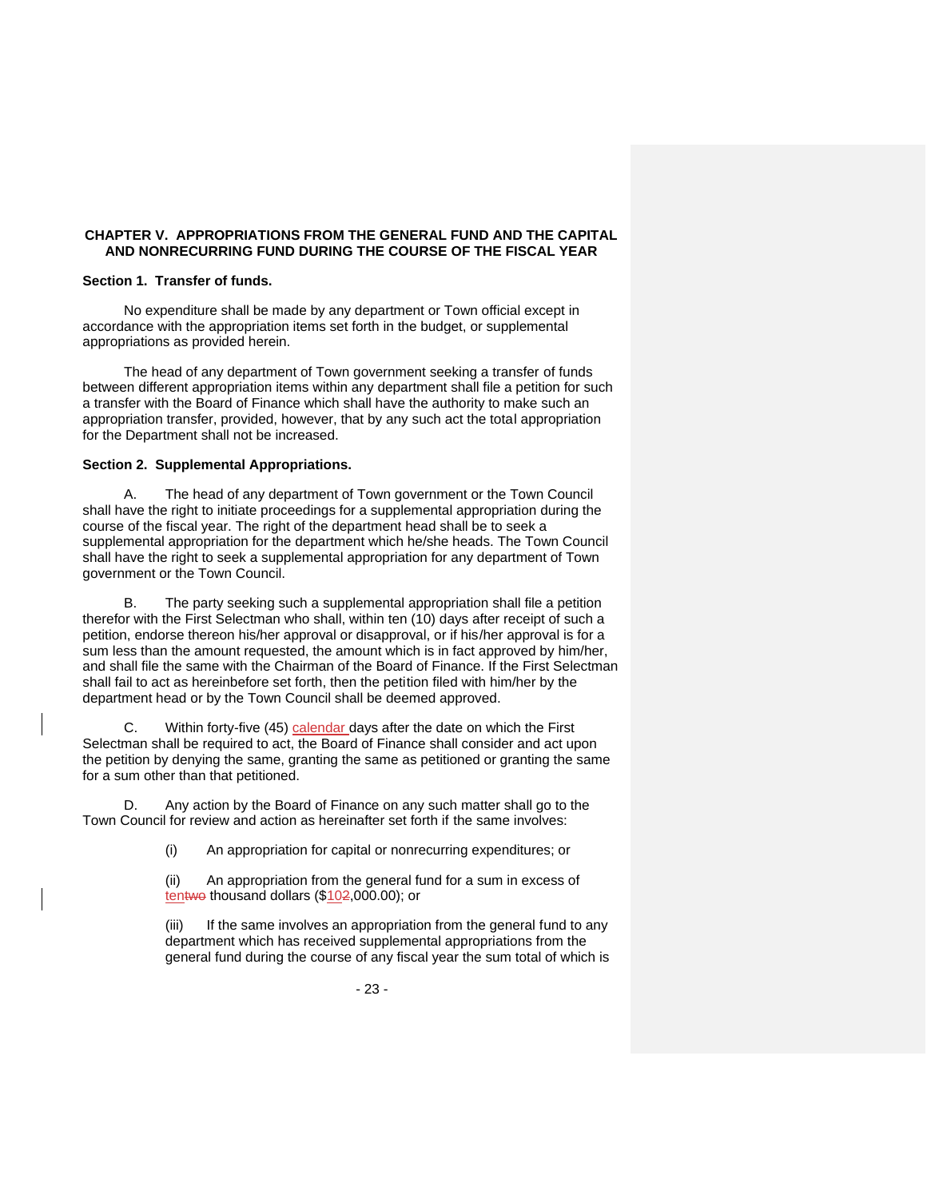## CHAPTER V. APPROPRIATIONS FROM THE GENERAL FUND AND THE CAPITAL AND NONRECURRING FUND DURING THE COURSE OF THE FISCAL YEAR

### Section 1. Transfer of funds.

No expenditure shall be made by any department or Town official except in accordance with the appropriation items set forth in the budget, or supplemental appropriations as provided herein.

The head of any department of Town government seeking a transfer of funds between different appropriation items within any department shall file a petition for such a transfer with the Board of Finance which shall have the authority to make such an appropriation transfer, provided, however, that by any such act the total appropriation for the Department shall not be increased.

### Section 2. Supplemental Appropriations.

A. The head of any department of Town government or the Town Council shall have the right to initiate proceedings for a supplemental appropriation during the course of the fiscal year. The right of the department head shall be to seek a supplemental appropriation for the department which he/she heads. The Town Council shall have the right to seek a supplemental appropriation for any department of Town government or the Town Council.

B. The party seeking such a supplemental appropriation shall file a petition therefor with the First Selectman who shall, within ten (10) days after receipt of such a petition, endorse thereon his/her approval or disapproval, or if his/her approval is for a sum less than the amount requested, the amount which is in fact approved by him/her, and shall file the same with the Chairman of the Board of Finance. If the First Selectman shall fail to act as hereinbefore set forth, then the petition filed with him/her by the department head or by the Town Council shall be deemed approved.

C. Within forty-five (45) calendar days after the date on which the First Selectman shall be required to act, the Board of Finance shall consider and act upon the petition by denying the same, granting the same as petitioned or granting the same for a sum other than that petitioned.

D. Any action by the Board of Finance on any such matter shall go to the Town Council for review and action as hereinafter set forth if the same involves:

(i) An appropriation for capital or nonrecurring expenditures; or

(ii) An appropriation from the general fund for a sum in excess of ~~two~~ten thousand dollars ($1~~2~~0,000.00); or

(iii) If the same involves an appropriation from the general fund to any department which has received supplemental appropriations from the general fund during the course of any fiscal year the sum total of which is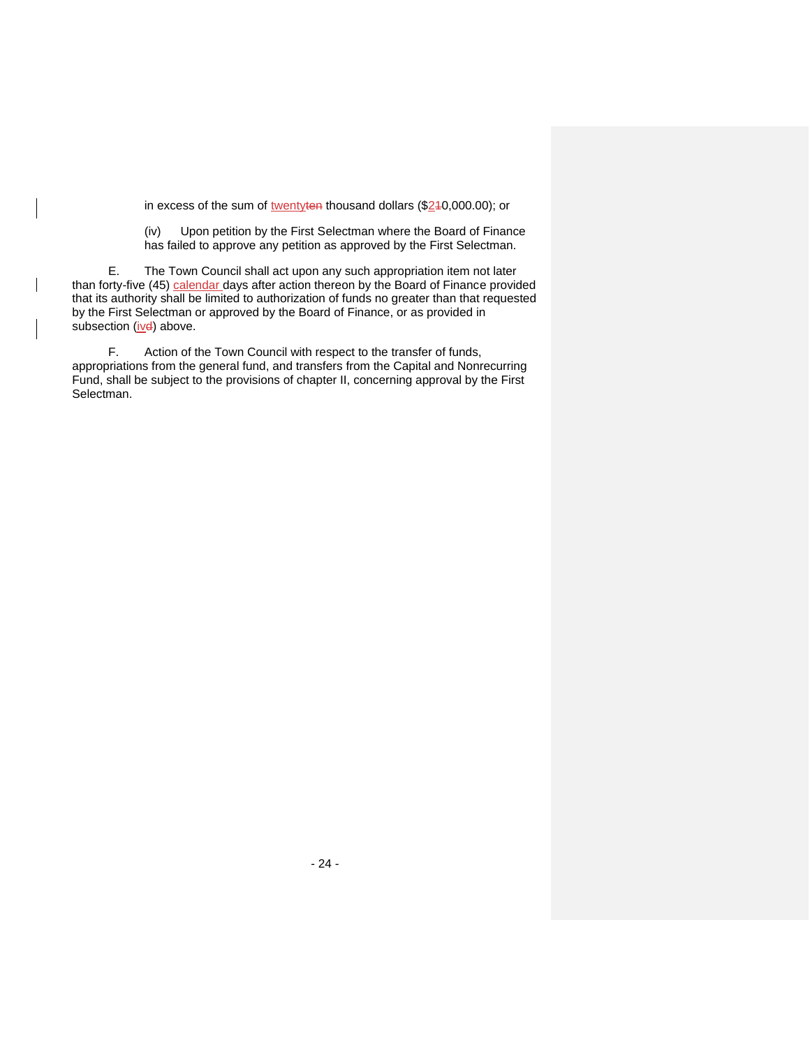in excess of the sum of twentyten thousand dollars ($210,000.00); or

(iv) Upon petition by the First Selectman where the Board of Finance has failed to approve any petition as approved by the First Selectman.

E. The Town Council shall act upon any such appropriation item not later than forty-five (45) calendar days after action thereon by the Board of Finance provided that its authority shall be limited to authorization of funds no greater than that requested by the First Selectman or approved by the Board of Finance, or as provided in subsection (ivd) above.

F. Action of the Town Council with respect to the transfer of funds, appropriations from the general fund, and transfers from the Capital and Nonrecurring Fund, shall be subject to the provisions of chapter II, concerning approval by the First Selectman.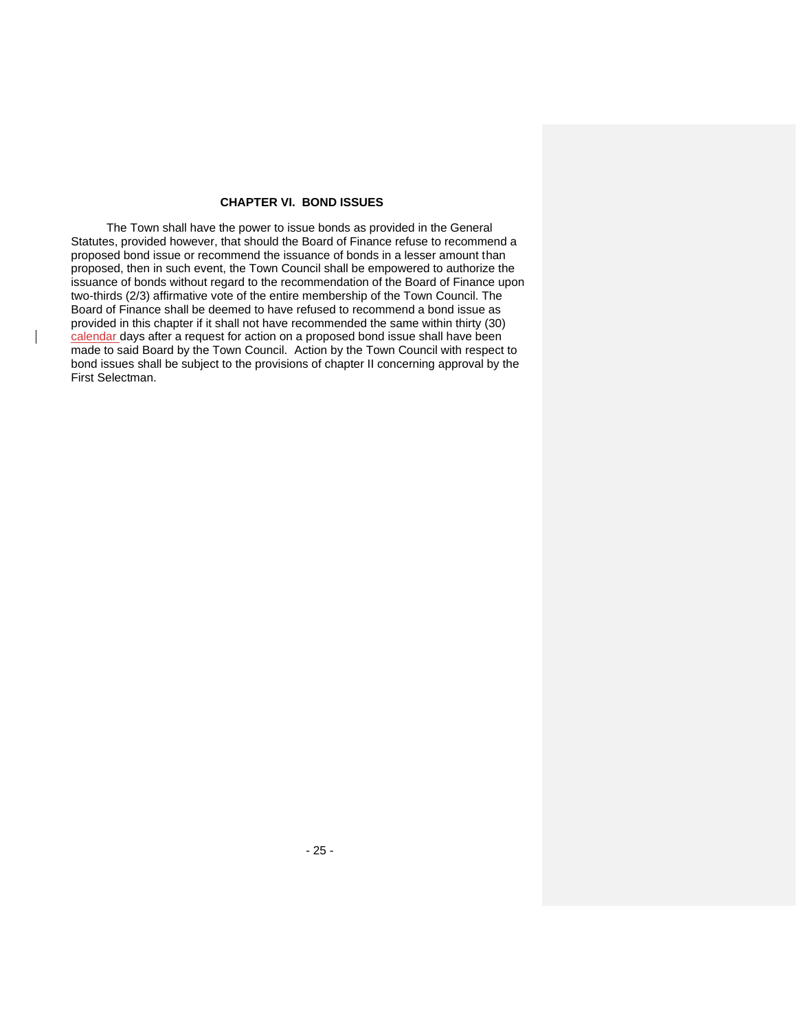## CHAPTER VI. BOND ISSUES

The Town shall have the power to issue bonds as provided in the General Statutes, provided however, that should the Board of Finance refuse to recommend a proposed bond issue or recommend the issuance of bonds in a lesser amount than proposed, then in such event, the Town Council shall be empowered to authorize the issuance of bonds without regard to the recommendation of the Board of Finance upon two-thirds (2/3) affirmative vote of the entire membership of the Town Council. The Board of Finance shall be deemed to have refused to recommend a bond issue as provided in this chapter if it shall not have recommended the same within thirty (30) calendar days after a request for action on a proposed bond issue shall have been made to said Board by the Town Council. Action by the Town Council with respect to bond issues shall be subject to the provisions of chapter II concerning approval by the First Selectman.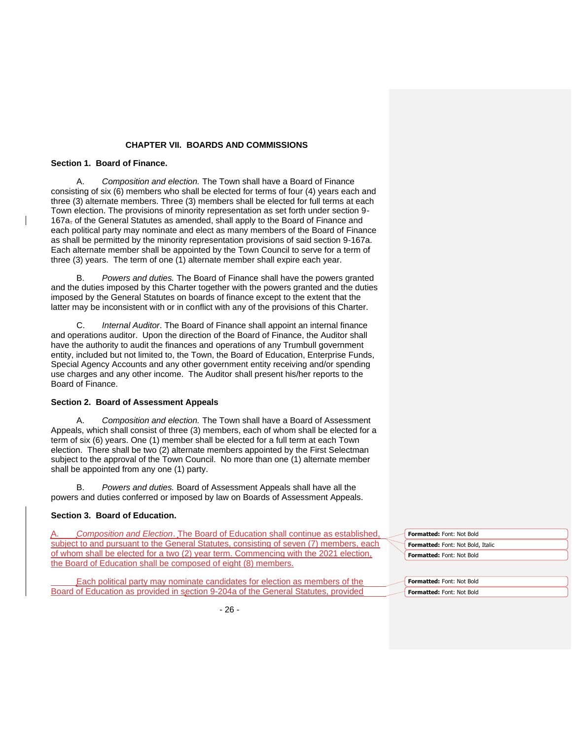## CHAPTER VII. BOARDS AND COMMISSIONS

### Section 1. Board of Finance.

A. *Composition and election.* The Town shall have a Board of Finance consisting of six (6) members who shall be elected for terms of four (4) years each and three (3) alternate members. Three (3) members shall be elected for full terms at each Town election. The provisions of minority representation as set forth under section 9-167a of the General Statutes as amended, shall apply to the Board of Finance and each political party may nominate and elect as many members of the Board of Finance as shall be permitted by the minority representation provisions of said section 9-167a. Each alternate member shall be appointed by the Town Council to serve for a term of three (3) years. The term of one (1) alternate member shall expire each year.

B. *Powers and duties.* The Board of Finance shall have the powers granted and the duties imposed by this Charter together with the powers granted and the duties imposed by the General Statutes on boards of finance except to the extent that the latter may be inconsistent with or in conflict with any of the provisions of this Charter.

C. *Internal Auditor*. The Board of Finance shall appoint an internal finance and operations auditor. Upon the direction of the Board of Finance, the Auditor shall have the authority to audit the finances and operations of any Trumbull government entity, included but not limited to, the Town, the Board of Education, Enterprise Funds, Special Agency Accounts and any other government entity receiving and/or spending use charges and any other income. The Auditor shall present his/her reports to the Board of Finance.

### Section 2. Board of Assessment Appeals

A. *Composition and election.* The Town shall have a Board of Assessment Appeals, which shall consist of three (3) members, each of whom shall be elected for a term of six (6) years. One (1) member shall be elected for a full term at each Town election. There shall be two (2) alternate members appointed by the First Selectman subject to the approval of the Town Council. No more than one (1) alternate member shall be appointed from any one (1) party.

B. *Powers and duties.* Board of Assessment Appeals shall have all the powers and duties conferred or imposed by law on Boards of Assessment Appeals.

### Section 3. Board of Education.

A. *Composition and Election*. The Board of Education shall continue as established, subject to and pursuant to the General Statutes, consisting of seven (7) members, each of whom shall be elected for a two (2) year term. Commencing with the 2021 election, the Board of Education shall be composed of eight (8) members.

Each political party may nominate candidates for election as members of the Board of Education as provided in section 9-204a of the General Statutes, provided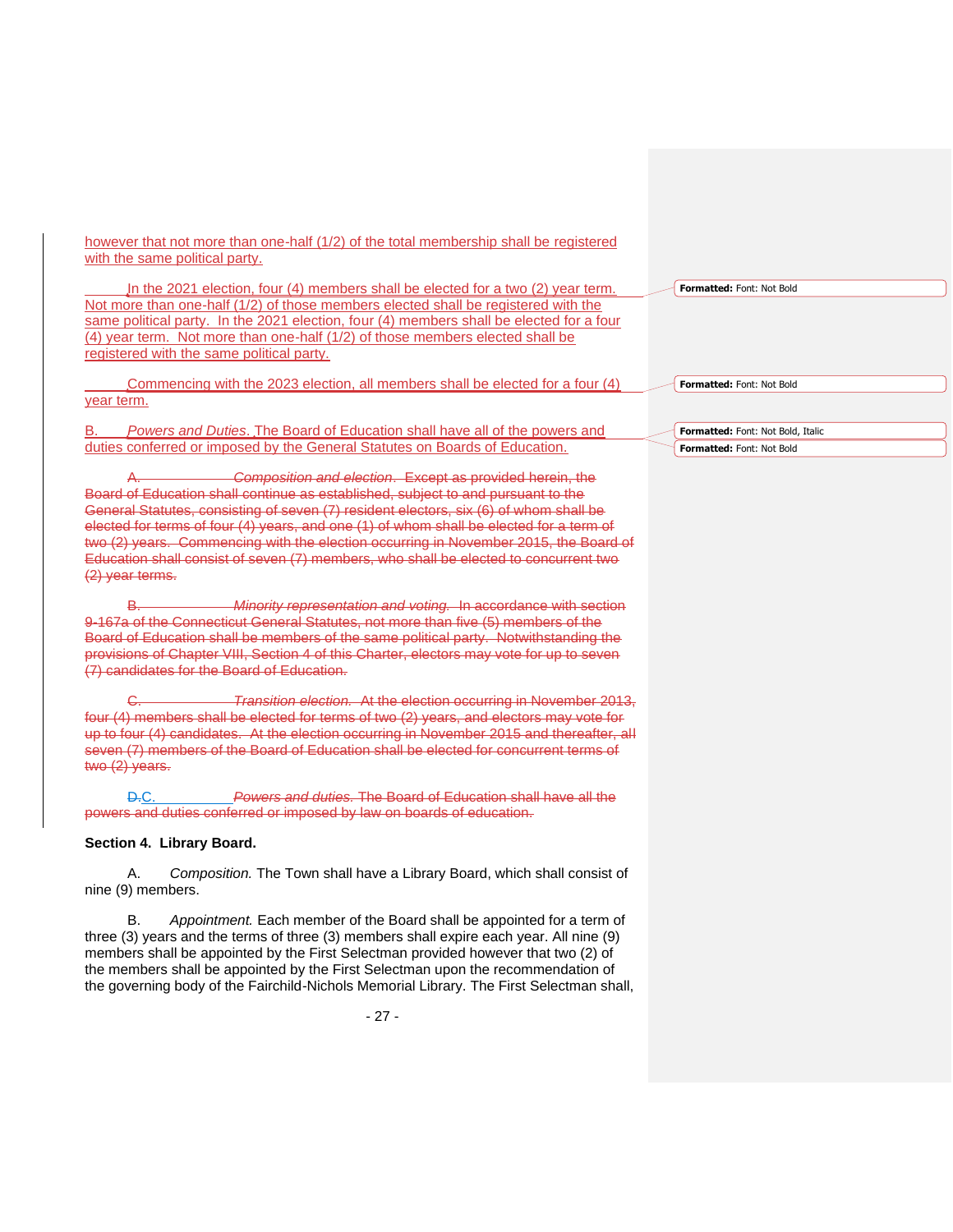however that not more than one-half (1/2) of the total membership shall be registered with the same political party.

In the 2021 election, four (4) members shall be elected for a two (2) year term. Not more than one-half (1/2) of those members elected shall be registered with the same political party. In the 2021 election, four (4) members shall be elected for a four (4) year term. Not more than one-half (1/2) of those members elected shall be registered with the same political party.

Commencing with the 2023 election, all members shall be elected for a four (4) year term.

B. *Powers and Duties*. The Board of Education shall have all of the powers and duties conferred or imposed by the General Statutes on Boards of Education.

~~A. *Composition and election*. Except as provided herein, the Board of Education shall continue as established, subject to and pursuant to the General Statutes, consisting of seven (7) resident electors, six (6) of whom shall be elected for terms of four (4) years, and one (1) of whom shall be elected for a term of two (2) years. Commencing with the election occurring in November 2015, the Board of Education shall consist of seven (7) members, who shall be elected to concurrent two (2) year terms.~~

~~B. *Minority representation and voting*. In accordance with section 9-167a of the Connecticut General Statutes, not more than five (5) members of the Board of Education shall be members of the same political party. Notwithstanding the provisions of Chapter VIII, Section 4 of this Charter, electors may vote for up to seven (7) candidates for the Board of Education.~~

~~C. *Transition election*. At the election occurring in November 2013, four (4) members shall be elected for terms of two (2) years, and electors may vote for up to four (4) candidates. At the election occurring in November 2015 and thereafter, all seven (7) members of the Board of Education shall be elected for concurrent terms of two (2) years.~~

~~D.~~C. ~~*Powers and duties*. The Board of Education shall have all the powers and duties conferred or imposed by law on boards of education.~~

**Section 4. Library Board.**

A. *Composition.* The Town shall have a Library Board, which shall consist of nine (9) members.

B. *Appointment.* Each member of the Board shall be appointed for a term of three (3) years and the terms of three (3) members shall expire each year. All nine (9) members shall be appointed by the First Selectman provided however that two (2) of the members shall be appointed by the First Selectman upon the recommendation of the governing body of the Fairchild-Nichols Memorial Library. The First Selectman shall,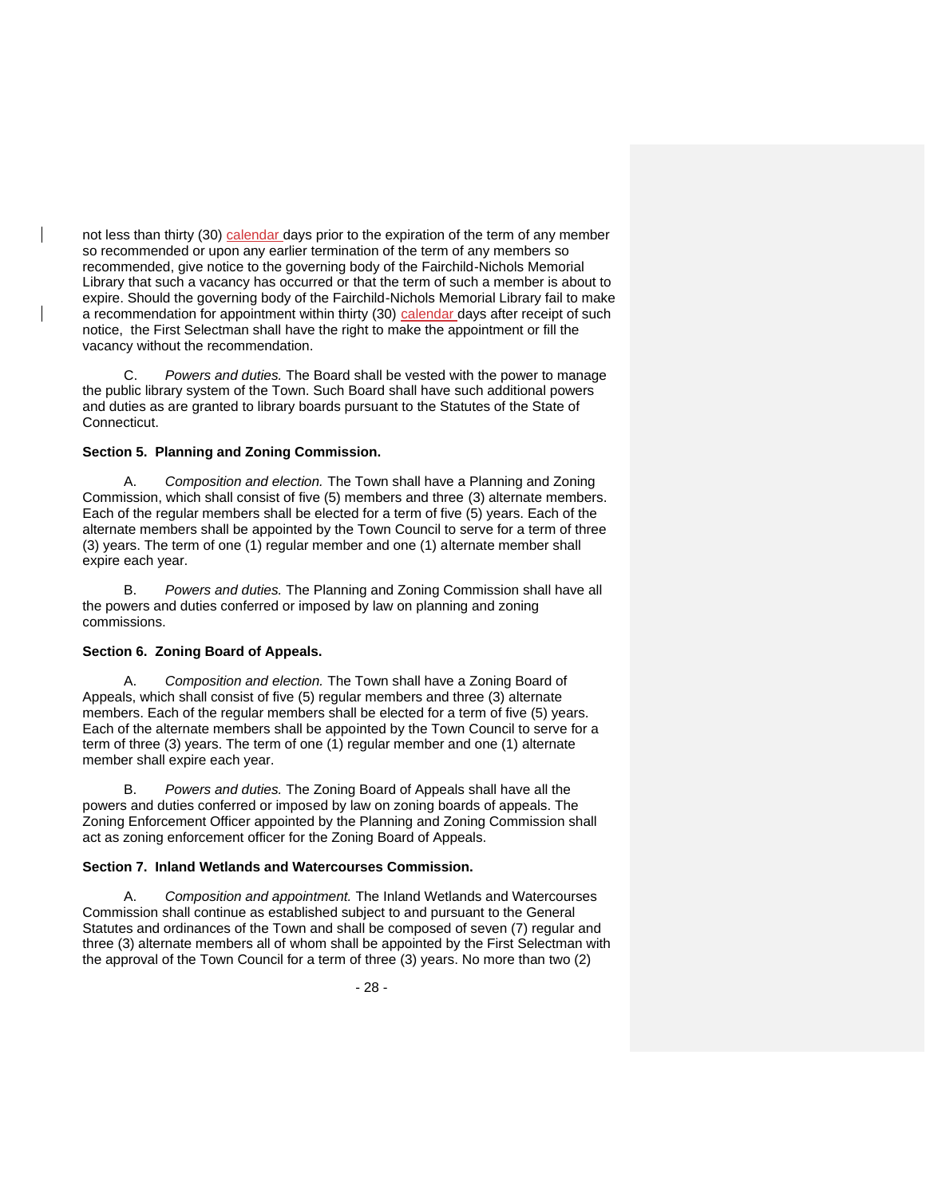not less than thirty (30) calendar days prior to the expiration of the term of any member so recommended or upon any earlier termination of the term of any members so recommended, give notice to the governing body of the Fairchild-Nichols Memorial Library that such a vacancy has occurred or that the term of such a member is about to expire. Should the governing body of the Fairchild-Nichols Memorial Library fail to make a recommendation for appointment within thirty (30) calendar days after receipt of such notice, the First Selectman shall have the right to make the appointment or fill the vacancy without the recommendation.

C. *Powers and duties.* The Board shall be vested with the power to manage the public library system of the Town. Such Board shall have such additional powers and duties as are granted to library boards pursuant to the Statutes of the State of Connecticut.

**Section 5. Planning and Zoning Commission.**

A. *Composition and election.* The Town shall have a Planning and Zoning Commission, which shall consist of five (5) members and three (3) alternate members. Each of the regular members shall be elected for a term of five (5) years. Each of the alternate members shall be appointed by the Town Council to serve for a term of three (3) years. The term of one (1) regular member and one (1) alternate member shall expire each year.

B. *Powers and duties.* The Planning and Zoning Commission shall have all the powers and duties conferred or imposed by law on planning and zoning commissions.

**Section 6. Zoning Board of Appeals.**

A. *Composition and election.* The Town shall have a Zoning Board of Appeals, which shall consist of five (5) regular members and three (3) alternate members. Each of the regular members shall be elected for a term of five (5) years. Each of the alternate members shall be appointed by the Town Council to serve for a term of three (3) years. The term of one (1) regular member and one (1) alternate member shall expire each year.

B. *Powers and duties.* The Zoning Board of Appeals shall have all the powers and duties conferred or imposed by law on zoning boards of appeals. The Zoning Enforcement Officer appointed by the Planning and Zoning Commission shall act as zoning enforcement officer for the Zoning Board of Appeals.

**Section 7. Inland Wetlands and Watercourses Commission.**

A. *Composition and appointment.* The Inland Wetlands and Watercourses Commission shall continue as established subject to and pursuant to the General Statutes and ordinances of the Town and shall be composed of seven (7) regular and three (3) alternate members all of whom shall be appointed by the First Selectman with the approval of the Town Council for a term of three (3) years. No more than two (2)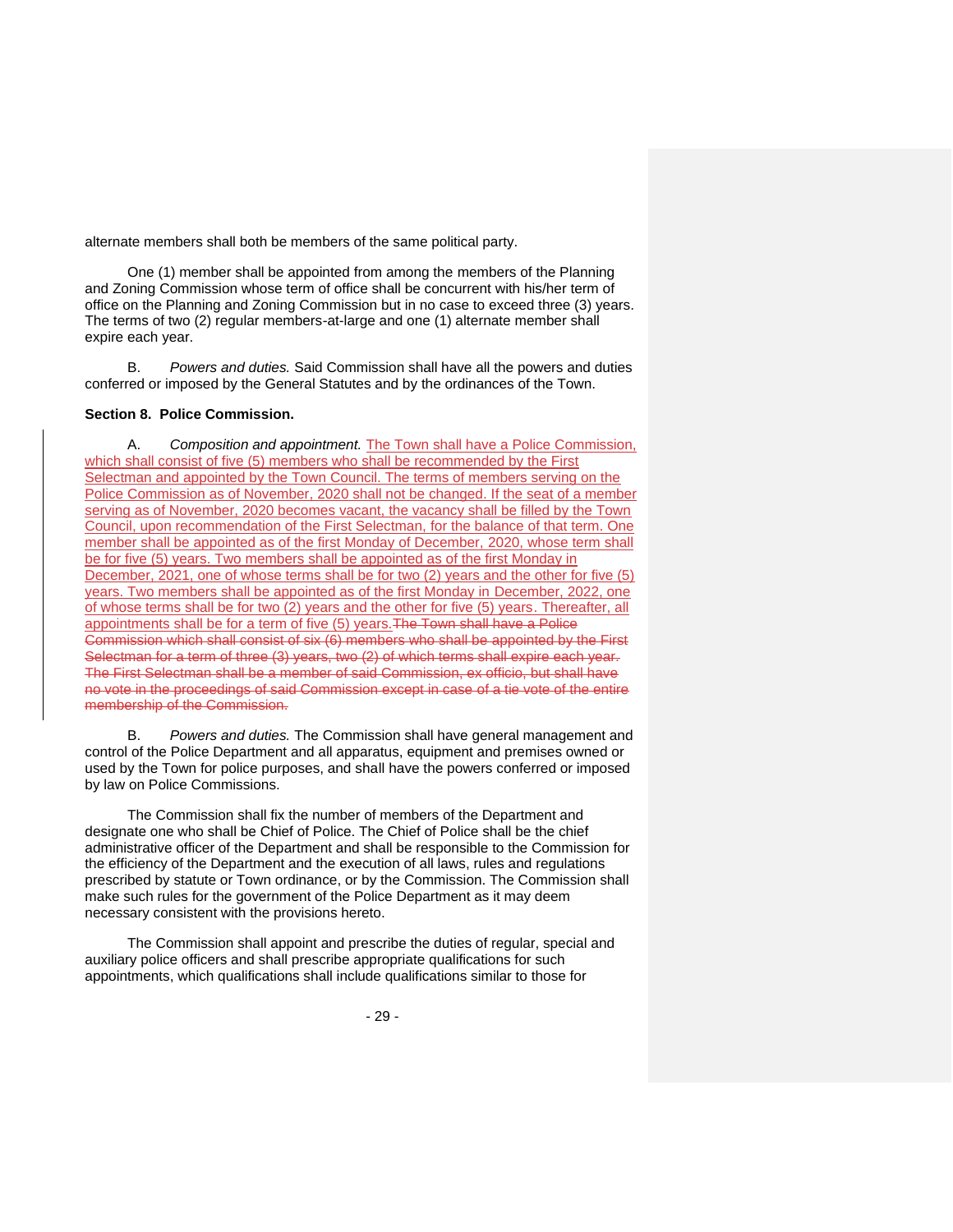alternate members shall both be members of the same political party.

One (1) member shall be appointed from among the members of the Planning and Zoning Commission whose term of office shall be concurrent with his/her term of office on the Planning and Zoning Commission but in no case to exceed three (3) years. The terms of two (2) regular members-at-large and one (1) alternate member shall expire each year.

B. *Powers and duties.* Said Commission shall have all the powers and duties conferred or imposed by the General Statutes and by the ordinances of the Town.

**Section 8. Police Commission.**

A. *Composition and appointment.* The Town shall have a Police Commission, which shall consist of five (5) members who shall be recommended by the First Selectman and appointed by the Town Council. The terms of members serving on the Police Commission as of November, 2020 shall not be changed. If the seat of a member serving as of November, 2020 becomes vacant, the vacancy shall be filled by the Town Council, upon recommendation of the First Selectman, for the balance of that term. One member shall be appointed as of the first Monday of December, 2020, whose term shall be for five (5) years. Two members shall be appointed as of the first Monday in December, 2021, one of whose terms shall be for two (2) years and the other for five (5) years. Two members shall be appointed as of the first Monday in December, 2022, one of whose terms shall be for two (2) years and the other for five (5) years. Thereafter, all appointments shall be for a term of five (5) years.~~The Town shall have a Police Commission which shall consist of six (6) members who shall be appointed by the First Selectman for a term of three (3) years, two (2) of which terms shall expire each year. The First Selectman shall be a member of said Commission, ex officio, but shall have no vote in the proceedings of said Commission except in case of a tie vote of the entire membership of the Commission.~~

B. *Powers and duties.* The Commission shall have general management and control of the Police Department and all apparatus, equipment and premises owned or used by the Town for police purposes, and shall have the powers conferred or imposed by law on Police Commissions.

The Commission shall fix the number of members of the Department and designate one who shall be Chief of Police. The Chief of Police shall be the chief administrative officer of the Department and shall be responsible to the Commission for the efficiency of the Department and the execution of all laws, rules and regulations prescribed by statute or Town ordinance, or by the Commission. The Commission shall make such rules for the government of the Police Department as it may deem necessary consistent with the provisions hereto.

The Commission shall appoint and prescribe the duties of regular, special and auxiliary police officers and shall prescribe appropriate qualifications for such appointments, which qualifications shall include qualifications similar to those for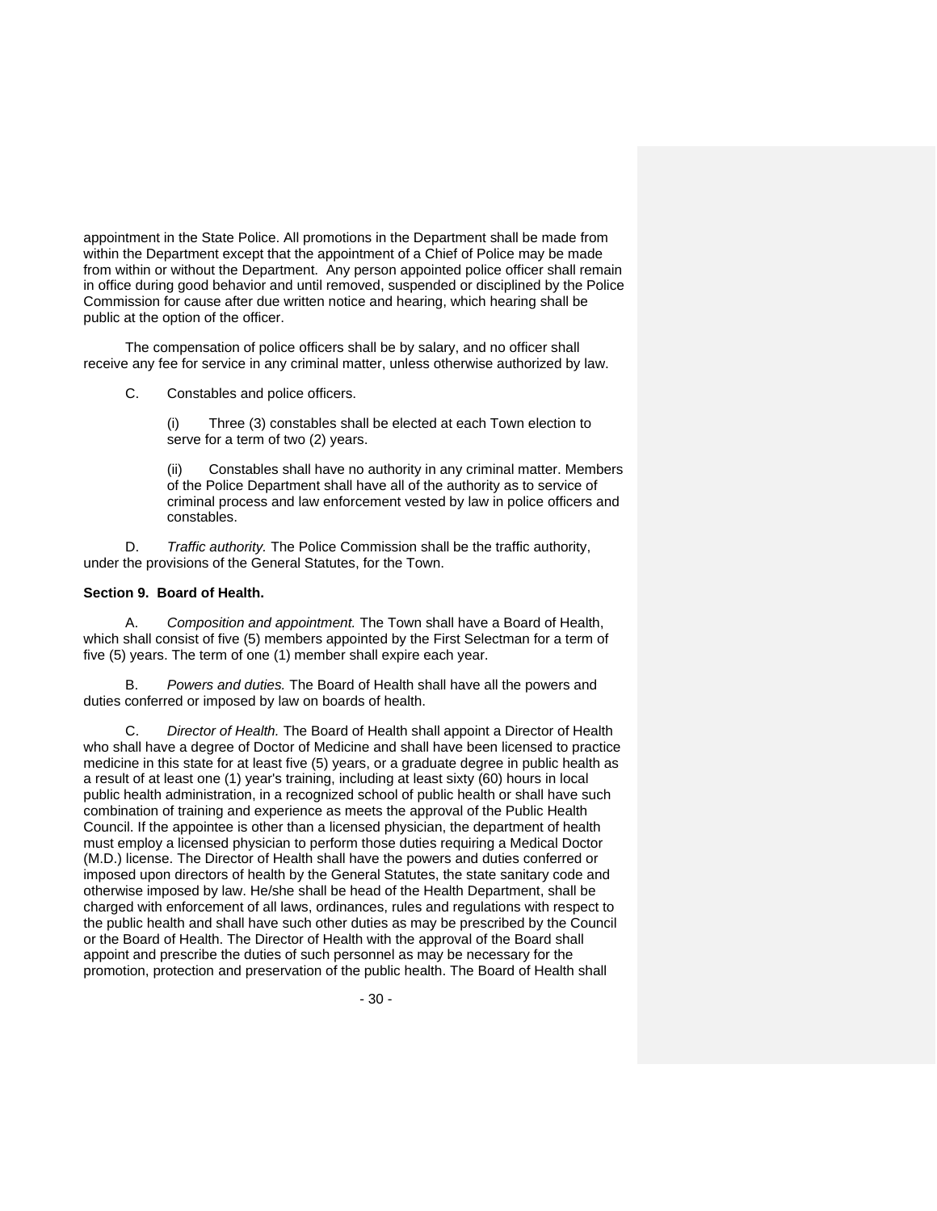appointment in the State Police. All promotions in the Department shall be made from within the Department except that the appointment of a Chief of Police may be made from within or without the Department. Any person appointed police officer shall remain in office during good behavior and until removed, suspended or disciplined by the Police Commission for cause after due written notice and hearing, which hearing shall be public at the option of the officer.

The compensation of police officers shall be by salary, and no officer shall receive any fee for service in any criminal matter, unless otherwise authorized by law.

C. Constables and police officers.

(i) Three (3) constables shall be elected at each Town election to serve for a term of two (2) years.

(ii) Constables shall have no authority in any criminal matter. Members of the Police Department shall have all of the authority as to service of criminal process and law enforcement vested by law in police officers and constables.

D. *Traffic authority.* The Police Commission shall be the traffic authority, under the provisions of the General Statutes, for the Town.

**Section 9. Board of Health.**

A. *Composition and appointment.* The Town shall have a Board of Health, which shall consist of five (5) members appointed by the First Selectman for a term of five (5) years. The term of one (1) member shall expire each year.

B. *Powers and duties.* The Board of Health shall have all the powers and duties conferred or imposed by law on boards of health.

C. *Director of Health.* The Board of Health shall appoint a Director of Health who shall have a degree of Doctor of Medicine and shall have been licensed to practice medicine in this state for at least five (5) years, or a graduate degree in public health as a result of at least one (1) year's training, including at least sixty (60) hours in local public health administration, in a recognized school of public health or shall have such combination of training and experience as meets the approval of the Public Health Council. If the appointee is other than a licensed physician, the department of health must employ a licensed physician to perform those duties requiring a Medical Doctor (M.D.) license. The Director of Health shall have the powers and duties conferred or imposed upon directors of health by the General Statutes, the state sanitary code and otherwise imposed by law. He/she shall be head of the Health Department, shall be charged with enforcement of all laws, ordinances, rules and regulations with respect to the public health and shall have such other duties as may be prescribed by the Council or the Board of Health. The Director of Health with the approval of the Board shall appoint and prescribe the duties of such personnel as may be necessary for the promotion, protection and preservation of the public health. The Board of Health shall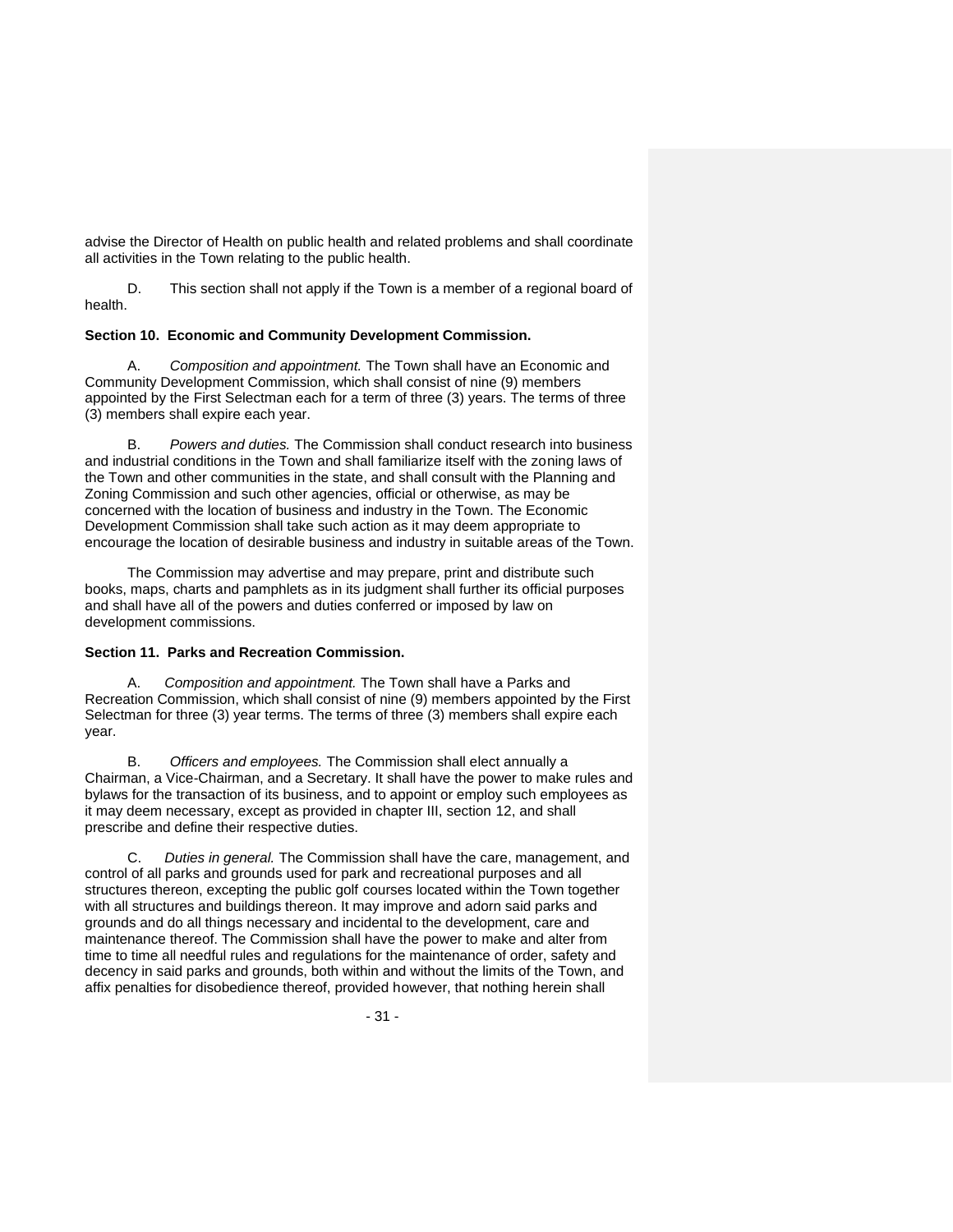advise the Director of Health on public health and related problems and shall coordinate all activities in the Town relating to the public health.

D. This section shall not apply if the Town is a member of a regional board of health.

**Section 10. Economic and Community Development Commission.**

A. *Composition and appointment.* The Town shall have an Economic and Community Development Commission, which shall consist of nine (9) members appointed by the First Selectman each for a term of three (3) years. The terms of three (3) members shall expire each year.

B. *Powers and duties.* The Commission shall conduct research into business and industrial conditions in the Town and shall familiarize itself with the zoning laws of the Town and other communities in the state, and shall consult with the Planning and Zoning Commission and such other agencies, official or otherwise, as may be concerned with the location of business and industry in the Town. The Economic Development Commission shall take such action as it may deem appropriate to encourage the location of desirable business and industry in suitable areas of the Town.

The Commission may advertise and may prepare, print and distribute such books, maps, charts and pamphlets as in its judgment shall further its official purposes and shall have all of the powers and duties conferred or imposed by law on development commissions.

**Section 11. Parks and Recreation Commission.**

A. *Composition and appointment.* The Town shall have a Parks and Recreation Commission, which shall consist of nine (9) members appointed by the First Selectman for three (3) year terms. The terms of three (3) members shall expire each year.

B. *Officers and employees.* The Commission shall elect annually a Chairman, a Vice-Chairman, and a Secretary. It shall have the power to make rules and bylaws for the transaction of its business, and to appoint or employ such employees as it may deem necessary, except as provided in chapter III, section 12, and shall prescribe and define their respective duties.

C. *Duties in general.* The Commission shall have the care, management, and control of all parks and grounds used for park and recreational purposes and all structures thereon, excepting the public golf courses located within the Town together with all structures and buildings thereon. It may improve and adorn said parks and grounds and do all things necessary and incidental to the development, care and maintenance thereof. The Commission shall have the power to make and alter from time to time all needful rules and regulations for the maintenance of order, safety and decency in said parks and grounds, both within and without the limits of the Town, and affix penalties for disobedience thereof, provided however, that nothing herein shall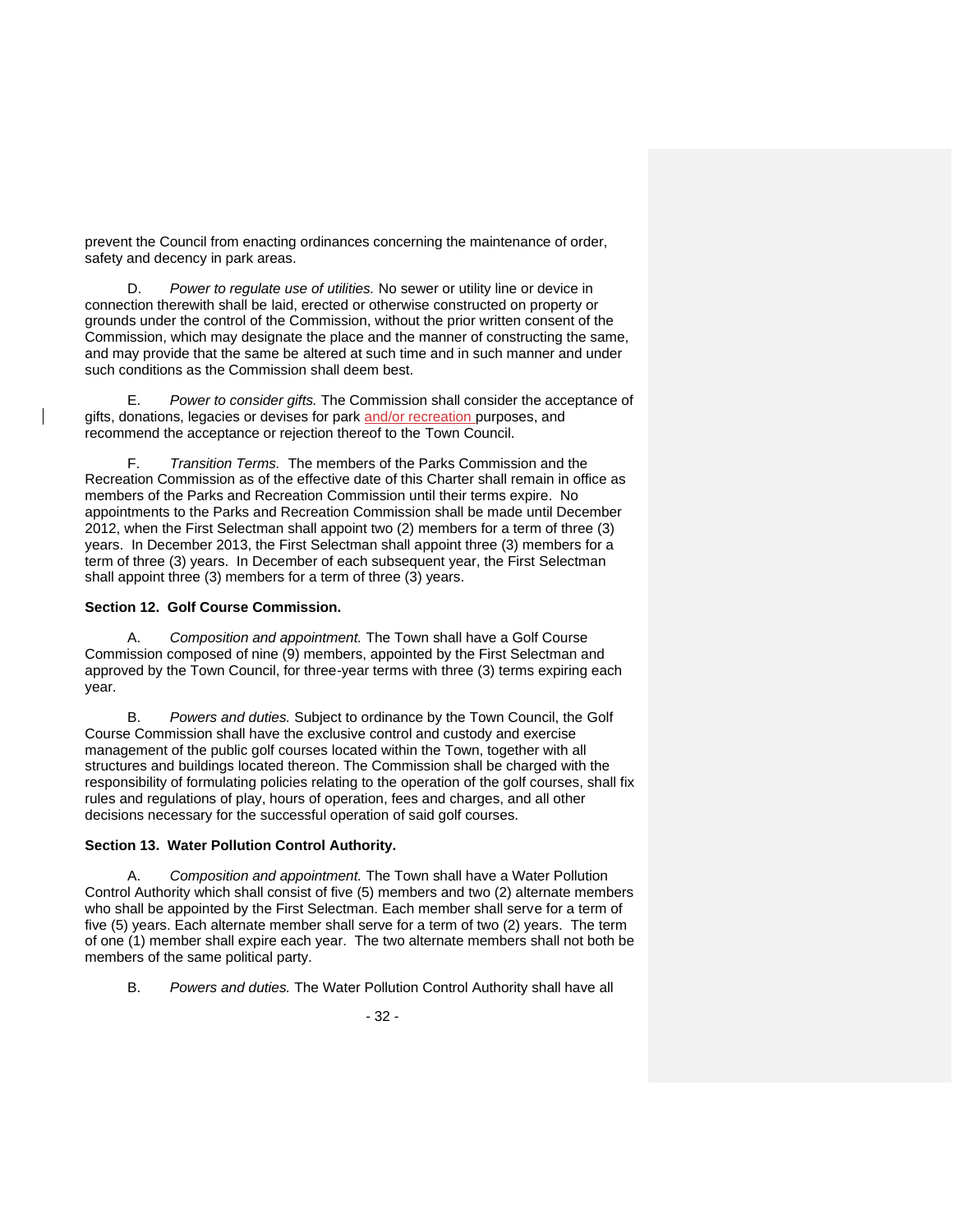prevent the Council from enacting ordinances concerning the maintenance of order, safety and decency in park areas.

D. *Power to regulate use of utilities.* No sewer or utility line or device in connection therewith shall be laid, erected or otherwise constructed on property or grounds under the control of the Commission, without the prior written consent of the Commission, which may designate the place and the manner of constructing the same, and may provide that the same be altered at such time and in such manner and under such conditions as the Commission shall deem best.

E. *Power to consider gifts.* The Commission shall consider the acceptance of gifts, donations, legacies or devises for park and/or recreation purposes, and recommend the acceptance or rejection thereof to the Town Council.

F. *Transition Terms.* The members of the Parks Commission and the Recreation Commission as of the effective date of this Charter shall remain in office as members of the Parks and Recreation Commission until their terms expire. No appointments to the Parks and Recreation Commission shall be made until December 2012, when the First Selectman shall appoint two (2) members for a term of three (3) years. In December 2013, the First Selectman shall appoint three (3) members for a term of three (3) years. In December of each subsequent year, the First Selectman shall appoint three (3) members for a term of three (3) years.

**Section 12. Golf Course Commission.**

A. *Composition and appointment.* The Town shall have a Golf Course Commission composed of nine (9) members, appointed by the First Selectman and approved by the Town Council, for three-year terms with three (3) terms expiring each year.

B. *Powers and duties.* Subject to ordinance by the Town Council, the Golf Course Commission shall have the exclusive control and custody and exercise management of the public golf courses located within the Town, together with all structures and buildings located thereon. The Commission shall be charged with the responsibility of formulating policies relating to the operation of the golf courses, shall fix rules and regulations of play, hours of operation, fees and charges, and all other decisions necessary for the successful operation of said golf courses.

**Section 13. Water Pollution Control Authority.**

A. *Composition and appointment.* The Town shall have a Water Pollution Control Authority which shall consist of five (5) members and two (2) alternate members who shall be appointed by the First Selectman. Each member shall serve for a term of five (5) years. Each alternate member shall serve for a term of two (2) years. The term of one (1) member shall expire each year. The two alternate members shall not both be members of the same political party.

B. *Powers and duties.* The Water Pollution Control Authority shall have all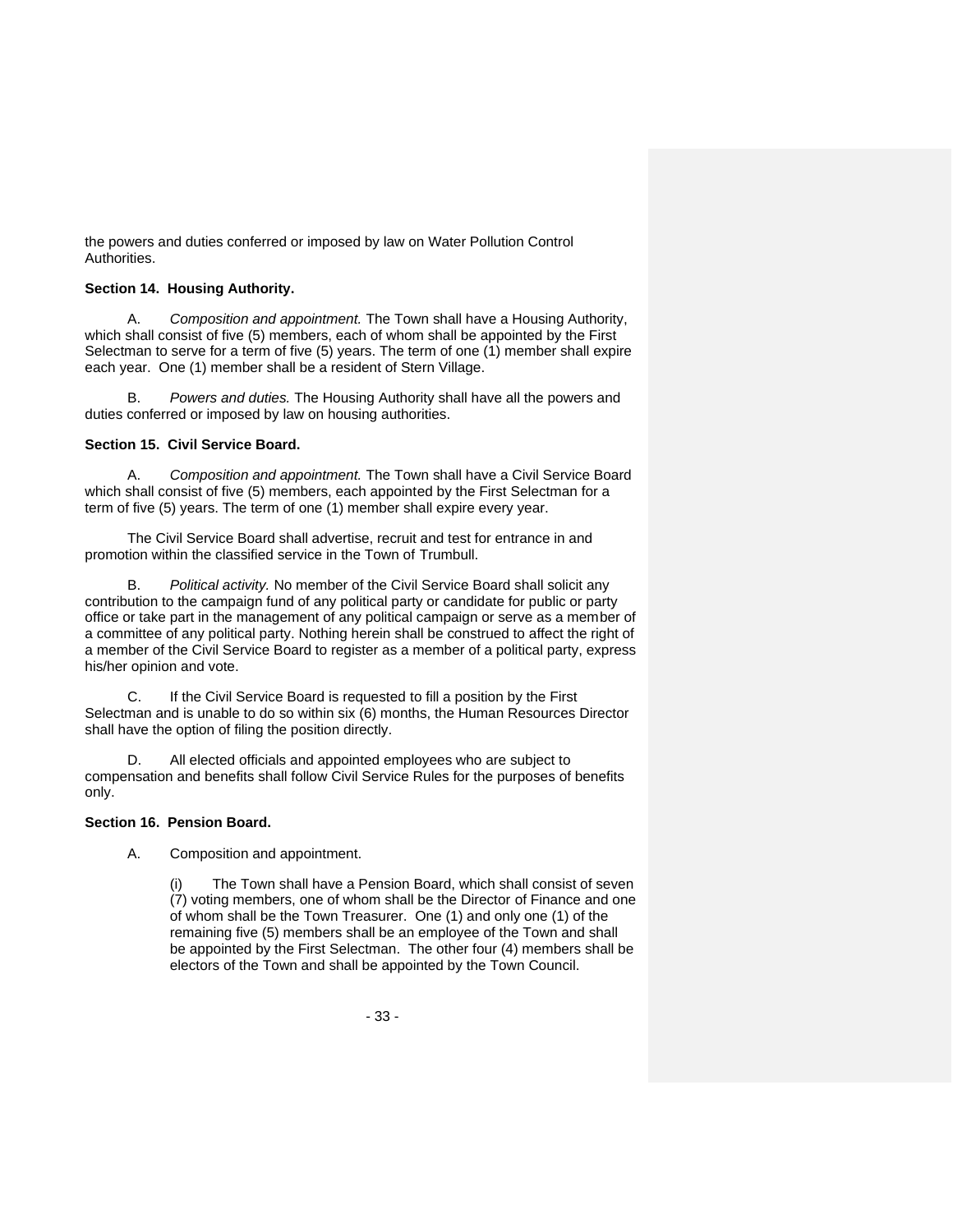the powers and duties conferred or imposed by law on Water Pollution Control Authorities.

**Section 14. Housing Authority.**

A. *Composition and appointment.* The Town shall have a Housing Authority, which shall consist of five (5) members, each of whom shall be appointed by the First Selectman to serve for a term of five (5) years. The term of one (1) member shall expire each year. One (1) member shall be a resident of Stern Village.

B. *Powers and duties.* The Housing Authority shall have all the powers and duties conferred or imposed by law on housing authorities.

**Section 15. Civil Service Board.**

A. *Composition and appointment.* The Town shall have a Civil Service Board which shall consist of five (5) members, each appointed by the First Selectman for a term of five (5) years. The term of one (1) member shall expire every year.

The Civil Service Board shall advertise, recruit and test for entrance in and promotion within the classified service in the Town of Trumbull.

B. *Political activity.* No member of the Civil Service Board shall solicit any contribution to the campaign fund of any political party or candidate for public or party office or take part in the management of any political campaign or serve as a member of a committee of any political party. Nothing herein shall be construed to affect the right of a member of the Civil Service Board to register as a member of a political party, express his/her opinion and vote.

C. If the Civil Service Board is requested to fill a position by the First Selectman and is unable to do so within six (6) months, the Human Resources Director shall have the option of filing the position directly.

D. All elected officials and appointed employees who are subject to compensation and benefits shall follow Civil Service Rules for the purposes of benefits only.

**Section 16. Pension Board.**

A. Composition and appointment.

(i) The Town shall have a Pension Board, which shall consist of seven (7) voting members, one of whom shall be the Director of Finance and one of whom shall be the Town Treasurer. One (1) and only one (1) of the remaining five (5) members shall be an employee of the Town and shall be appointed by the First Selectman. The other four (4) members shall be electors of the Town and shall be appointed by the Town Council.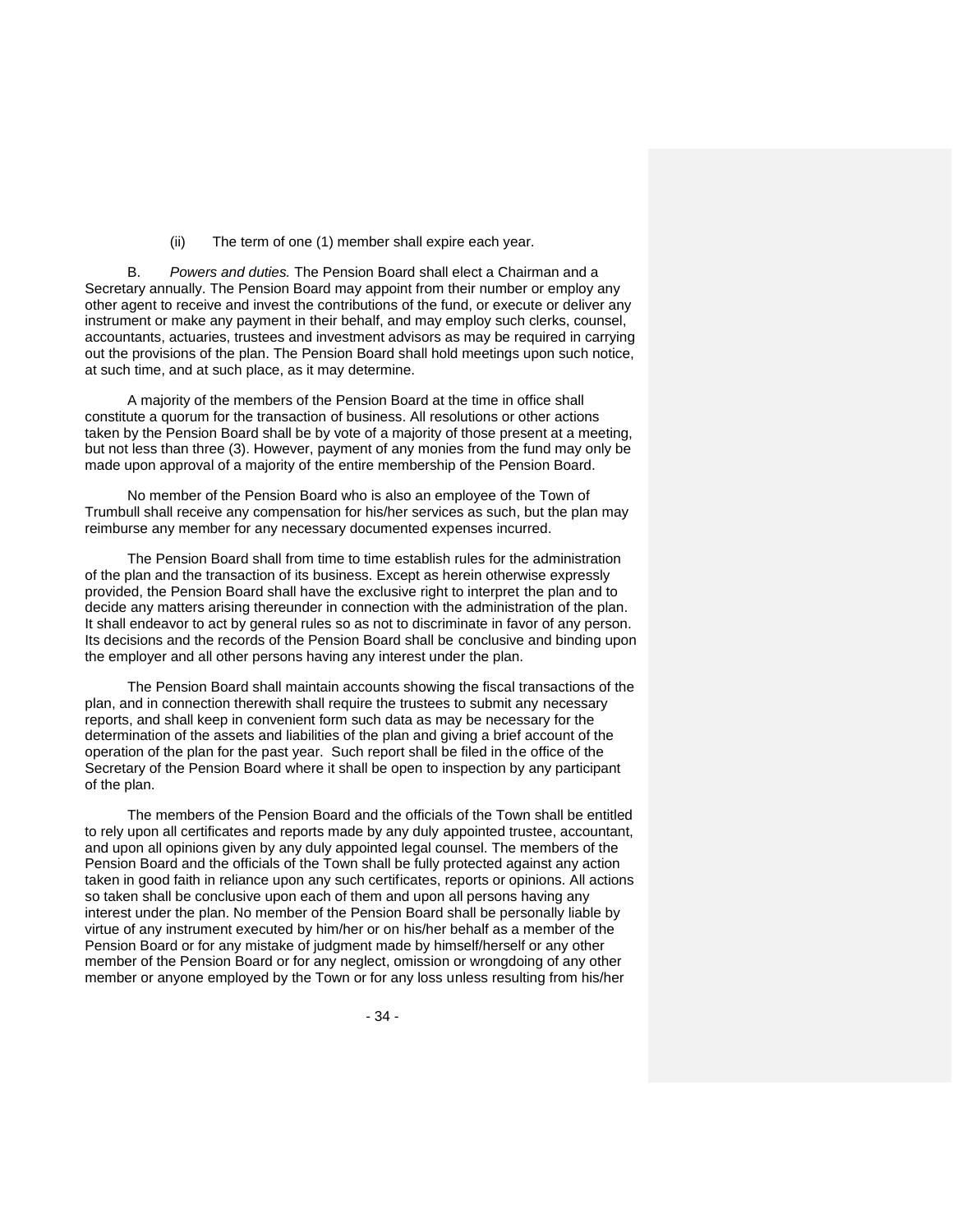(ii) The term of one (1) member shall expire each year.

B. *Powers and duties.* The Pension Board shall elect a Chairman and a Secretary annually. The Pension Board may appoint from their number or employ any other agent to receive and invest the contributions of the fund, or execute or deliver any instrument or make any payment in their behalf, and may employ such clerks, counsel, accountants, actuaries, trustees and investment advisors as may be required in carrying out the provisions of the plan. The Pension Board shall hold meetings upon such notice, at such time, and at such place, as it may determine.

A majority of the members of the Pension Board at the time in office shall constitute a quorum for the transaction of business. All resolutions or other actions taken by the Pension Board shall be by vote of a majority of those present at a meeting, but not less than three (3). However, payment of any monies from the fund may only be made upon approval of a majority of the entire membership of the Pension Board.

No member of the Pension Board who is also an employee of the Town of Trumbull shall receive any compensation for his/her services as such, but the plan may reimburse any member for any necessary documented expenses incurred.

The Pension Board shall from time to time establish rules for the administration of the plan and the transaction of its business. Except as herein otherwise expressly provided, the Pension Board shall have the exclusive right to interpret the plan and to decide any matters arising thereunder in connection with the administration of the plan. It shall endeavor to act by general rules so as not to discriminate in favor of any person. Its decisions and the records of the Pension Board shall be conclusive and binding upon the employer and all other persons having any interest under the plan.

The Pension Board shall maintain accounts showing the fiscal transactions of the plan, and in connection therewith shall require the trustees to submit any necessary reports, and shall keep in convenient form such data as may be necessary for the determination of the assets and liabilities of the plan and giving a brief account of the operation of the plan for the past year. Such report shall be filed in the office of the Secretary of the Pension Board where it shall be open to inspection by any participant of the plan.

The members of the Pension Board and the officials of the Town shall be entitled to rely upon all certificates and reports made by any duly appointed trustee, accountant, and upon all opinions given by any duly appointed legal counsel. The members of the Pension Board and the officials of the Town shall be fully protected against any action taken in good faith in reliance upon any such certificates, reports or opinions. All actions so taken shall be conclusive upon each of them and upon all persons having any interest under the plan. No member of the Pension Board shall be personally liable by virtue of any instrument executed by him/her or on his/her behalf as a member of the Pension Board or for any mistake of judgment made by himself/herself or any other member of the Pension Board or for any neglect, omission or wrongdoing of any other member or anyone employed by the Town or for any loss unless resulting from his/her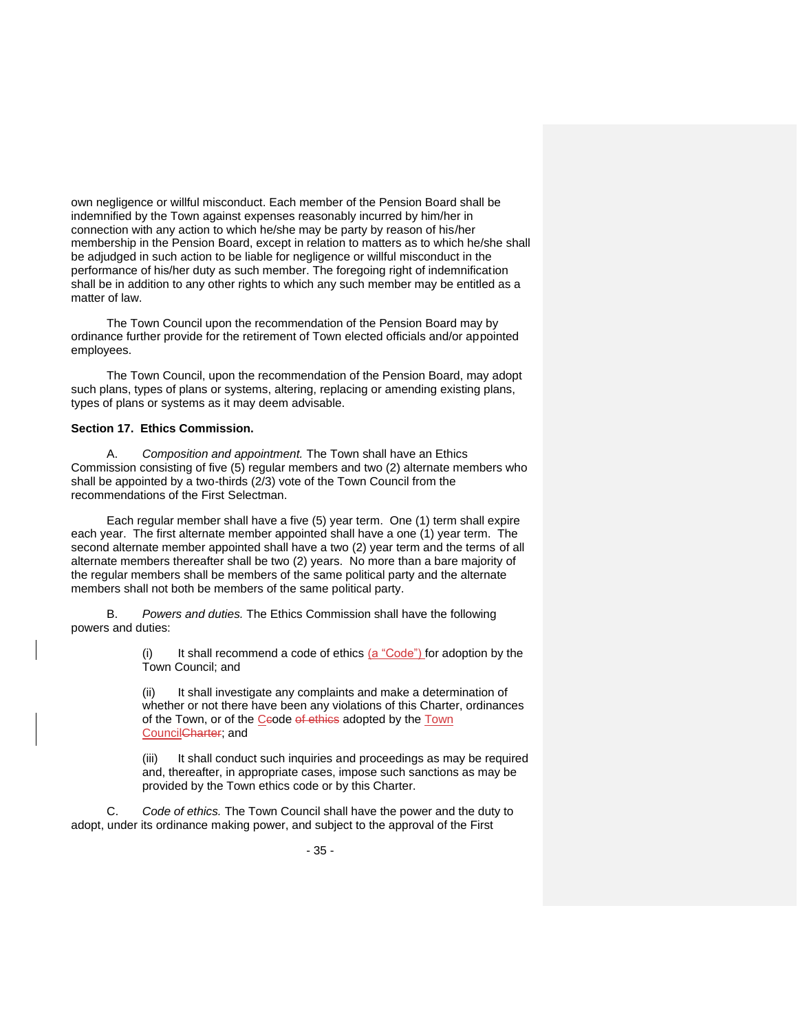own negligence or willful misconduct. Each member of the Pension Board shall be indemnified by the Town against expenses reasonably incurred by him/her in connection with any action to which he/she may be party by reason of his/her membership in the Pension Board, except in relation to matters as to which he/she shall be adjudged in such action to be liable for negligence or willful misconduct in the performance of his/her duty as such member. The foregoing right of indemnification shall be in addition to any other rights to which any such member may be entitled as a matter of law.

The Town Council upon the recommendation of the Pension Board may by ordinance further provide for the retirement of Town elected officials and/or appointed employees.

The Town Council, upon the recommendation of the Pension Board, may adopt such plans, types of plans or systems, altering, replacing or amending existing plans, types of plans or systems as it may deem advisable.

**Section 17. Ethics Commission.**

A. *Composition and appointment.* The Town shall have an Ethics Commission consisting of five (5) regular members and two (2) alternate members who shall be appointed by a two-thirds (2/3) vote of the Town Council from the recommendations of the First Selectman.

Each regular member shall have a five (5) year term. One (1) term shall expire each year. The first alternate member appointed shall have a one (1) year term. The second alternate member appointed shall have a two (2) year term and the terms of all alternate members thereafter shall be two (2) years. No more than a bare majority of the regular members shall be members of the same political party and the alternate members shall not both be members of the same political party.

B. *Powers and duties.* The Ethics Commission shall have the following powers and duties:

> (i) It shall recommend a code of ethics (a “Code”) for adoption by the Town Council; and
>
> (ii) It shall investigate any complaints and make a determination of whether or not there have been any violations of this Charter, ordinances of the Town, or of the C~~c~~ode ~~of ethics~~ adopted by the Town Council~~Charter~~; and
>
> (iii) It shall conduct such inquiries and proceedings as may be required and, thereafter, in appropriate cases, impose such sanctions as may be provided by the Town ethics code or by this Charter.

C. *Code of ethics.* The Town Council shall have the power and the duty to adopt, under its ordinance making power, and subject to the approval of the First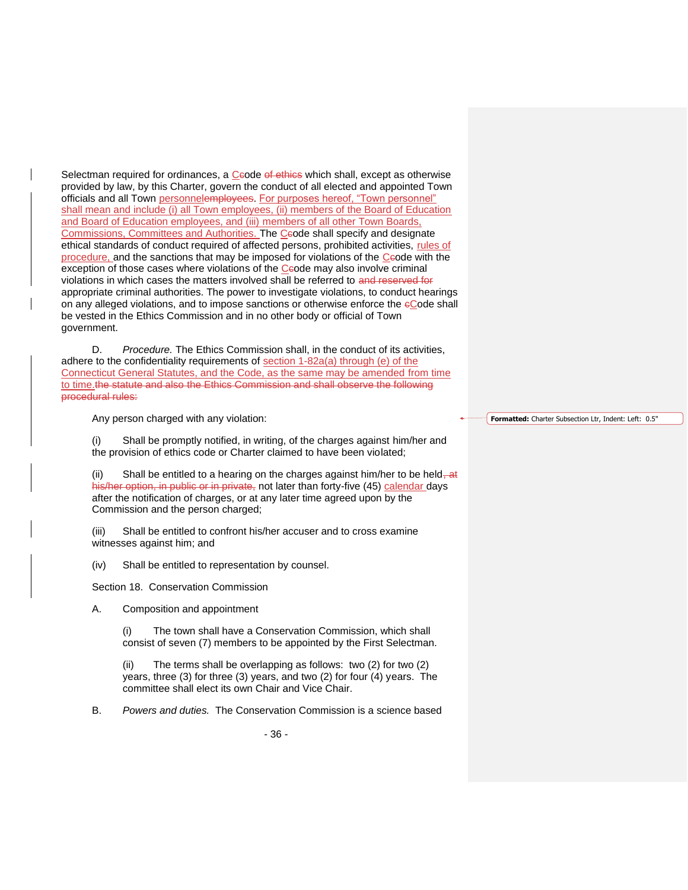Selectman required for ordinances, a C~~c~~ode ~~of ethics~~ which shall, except as otherwise provided by law, by this Charter, govern the conduct of all elected and appointed Town officials and all Town personnel~~employees~~. For purposes hereof, "Town personnel" shall mean and include (i) all Town employees, (ii) members of the Board of Education and Board of Education employees, and (iii) members of all other Town Boards, Commissions, Committees and Authorities. The C~~c~~ode shall specify and designate ethical standards of conduct required of affected persons, prohibited activities, rules of procedure, and the sanctions that may be imposed for violations of the C~~c~~ode with the exception of those cases where violations of the C~~c~~ode may also involve criminal violations in which cases the matters involved shall be referred to ~~and reserved for~~ appropriate criminal authorities. The power to investigate violations, to conduct hearings on any alleged violations, and to impose sanctions or otherwise enforce the ~~c~~Code shall be vested in the Ethics Commission and in no other body or official of Town government.

D. *Procedure.* The Ethics Commission shall, in the conduct of its activities, adhere to the confidentiality requirements of section 1-82a(a) through (e) of the Connecticut General Statutes, and the Code, as the same may be amended from time to time.~~the statute and also the Ethics Commission and shall observe the following procedural rules:~~

Any person charged with any violation:

(i) Shall be promptly notified, in writing, of the charges against him/her and the provision of ethics code or Charter claimed to have been violated;

(ii) Shall be entitled to a hearing on the charges against him/her to be held~~, at his/her option, in public or in private,~~ not later than forty-five (45) calendar days after the notification of charges, or at any later time agreed upon by the Commission and the person charged;

(iii) Shall be entitled to confront his/her accuser and to cross examine witnesses against him; and

(iv) Shall be entitled to representation by counsel.

Section 18. Conservation Commission

A. Composition and appointment

(i) The town shall have a Conservation Commission, which shall consist of seven (7) members to be appointed by the First Selectman.

(ii) The terms shall be overlapping as follows: two (2) for two (2) years, three (3) for three (3) years, and two (2) for four (4) years. The committee shall elect its own Chair and Vice Chair.

B. *Powers and duties.* The Conservation Commission is a science based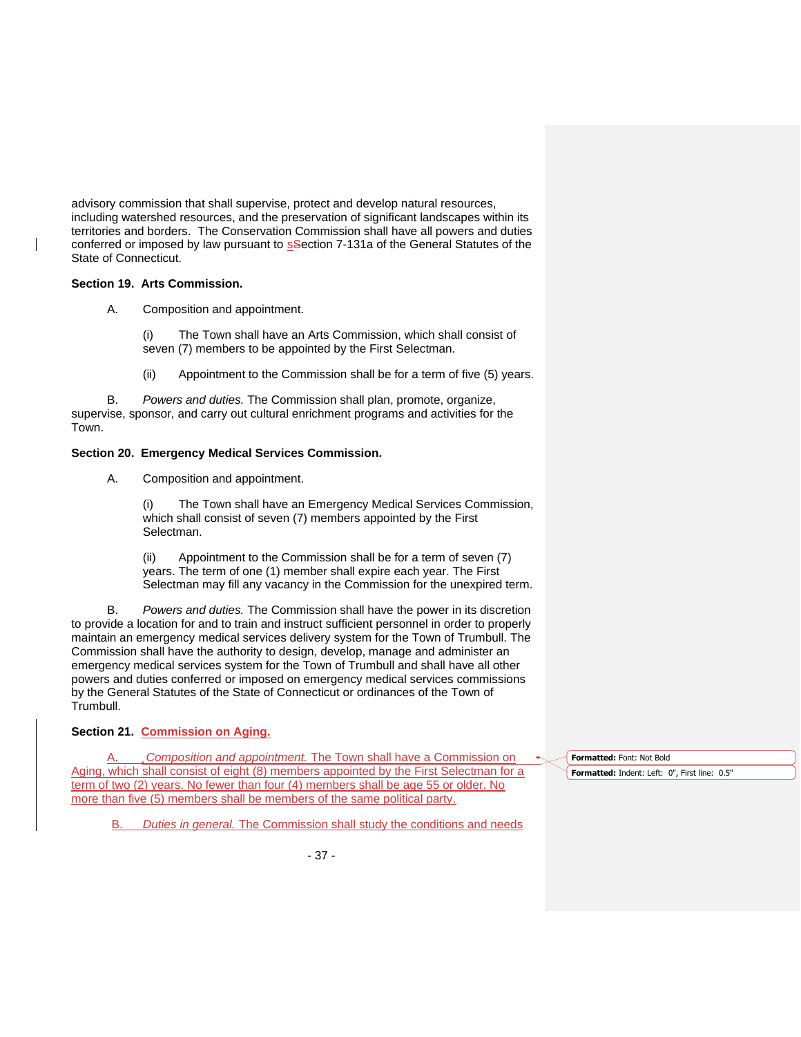advisory commission that shall supervise, protect and develop natural resources, including watershed resources, and the preservation of significant landscapes within its territories and borders. The Conservation Commission shall have all powers and duties conferred or imposed by law pursuant to section 7-131a of the General Statutes of the State of Connecticut.

**Section 19. Arts Commission.**

A. Composition and appointment.

(i) The Town shall have an Arts Commission, which shall consist of seven (7) members to be appointed by the First Selectman.

(ii) Appointment to the Commission shall be for a term of five (5) years.

B. *Powers and duties.* The Commission shall plan, promote, organize, supervise, sponsor, and carry out cultural enrichment programs and activities for the Town.

**Section 20. Emergency Medical Services Commission.**

A. Composition and appointment.

(i) The Town shall have an Emergency Medical Services Commission, which shall consist of seven (7) members appointed by the First Selectman.

(ii) Appointment to the Commission shall be for a term of seven (7) years. The term of one (1) member shall expire each year. The First Selectman may fill any vacancy in the Commission for the unexpired term.

B. *Powers and duties.* The Commission shall have the power in its discretion to provide a location for and to train and instruct sufficient personnel in order to properly maintain an emergency medical services delivery system for the Town of Trumbull. The Commission shall have the authority to design, develop, manage and administer an emergency medical services system for the Town of Trumbull and shall have all other powers and duties conferred or imposed on emergency medical services commissions by the General Statutes of the State of Connecticut or ordinances of the Town of Trumbull.

**Section 21. Commission on Aging.**

A. *Composition and appointment.* The Town shall have a Commission on Aging, which shall consist of eight (8) members appointed by the First Selectman for a term of two (2) years. No fewer than four (4) members shall be age 55 or older. No more than five (5) members shall be members of the same political party.

B. *Duties in general.* The Commission shall study the conditions and needs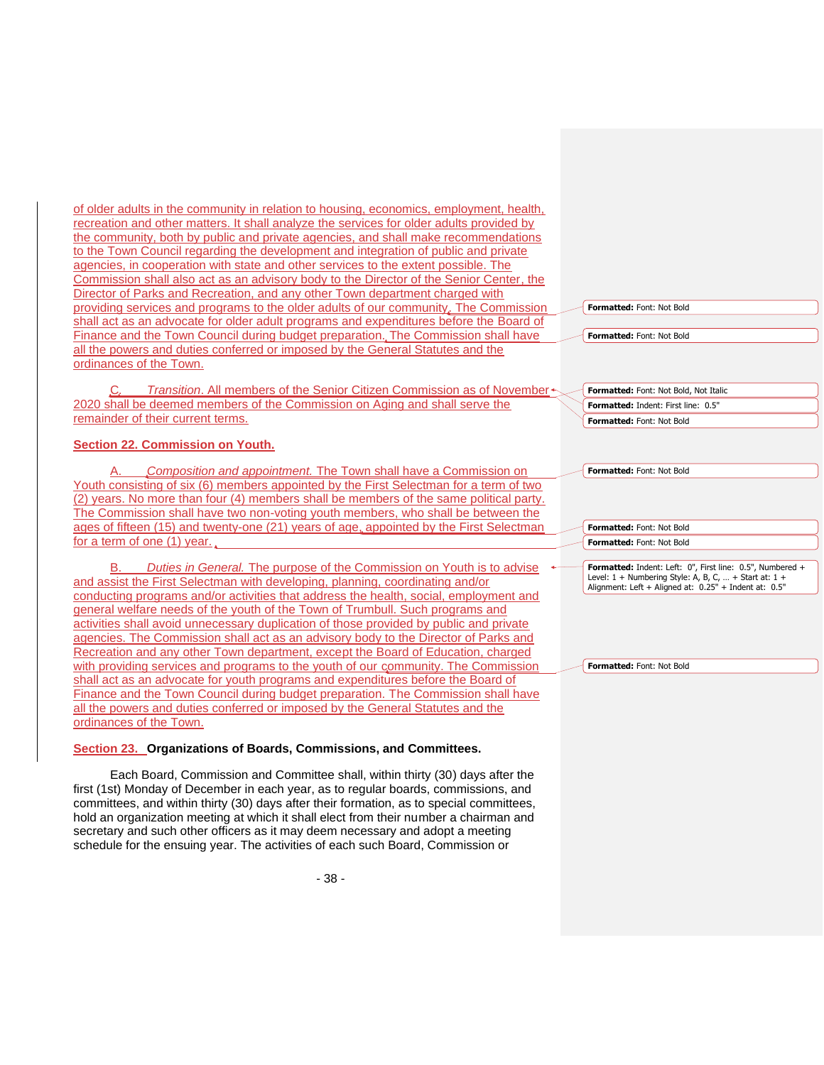of older adults in the community in relation to housing, economics, employment, health, recreation and other matters. It shall analyze the services for older adults provided by the community, both by public and private agencies, and shall make recommendations to the Town Council regarding the development and integration of public and private agencies, in cooperation with state and other services to the extent possible. The Commission shall also act as an advisory body to the Director of the Senior Center, the Director of Parks and Recreation, and any other Town department charged with providing services and programs to the older adults of our community. The Commission shall act as an advocate for older adult programs and expenditures before the Board of Finance and the Town Council during budget preparation. The Commission shall have all the powers and duties conferred or imposed by the General Statutes and the ordinances of the Town.

C. *Transition*. All members of the Senior Citizen Commission as of November 2020 shall be deemed members of the Commission on Aging and shall serve the remainder of their current terms.

**Section 22. Commission on Youth.**

A. *Composition and appointment.* The Town shall have a Commission on Youth consisting of six (6) members appointed by the First Selectman for a term of two (2) years. No more than four (4) members shall be members of the same political party. The Commission shall have two non-voting youth members, who shall be between the ages of fifteen (15) and twenty-one (21) years of age, appointed by the First Selectman for a term of one (1) year.

B. *Duties in General.* The purpose of the Commission on Youth is to advise and assist the First Selectman with developing, planning, coordinating and/or conducting programs and/or activities that address the health, social, employment and general welfare needs of the youth of the Town of Trumbull. Such programs and activities shall avoid unnecessary duplication of those provided by public and private agencies. The Commission shall act as an advisory body to the Director of Parks and Recreation and any other Town department, except the Board of Education, charged with providing services and programs to the youth of our community. The Commission shall act as an advocate for youth programs and expenditures before the Board of Finance and the Town Council during budget preparation. The Commission shall have all the powers and duties conferred or imposed by the General Statutes and the ordinances of the Town.

**Section 23. Organizations of Boards, Commissions, and Committees.**

Each Board, Commission and Committee shall, within thirty (30) days after the first (1st) Monday of December in each year, as to regular boards, commissions, and committees, and within thirty (30) days after their formation, as to special committees, hold an organization meeting at which it shall elect from their number a chairman and secretary and such other officers as it may deem necessary and adopt a meeting schedule for the ensuing year. The activities of each such Board, Commission or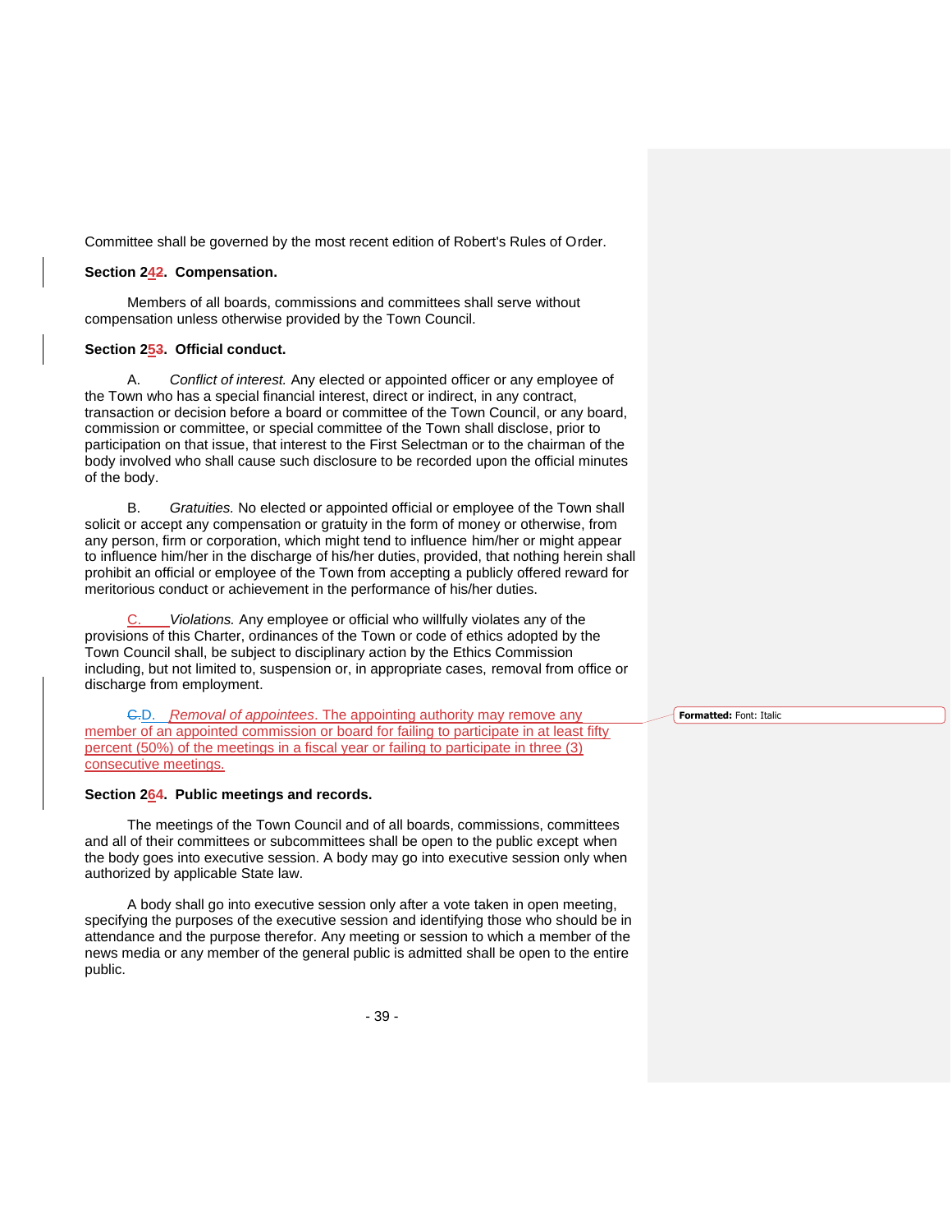Committee shall be governed by the most recent edition of Robert's Rules of Order.

**Section 242. Compensation.**

Members of all boards, commissions and committees shall serve without compensation unless otherwise provided by the Town Council.

**Section 253. Official conduct.**

A. *Conflict of interest.* Any elected or appointed officer or any employee of the Town who has a special financial interest, direct or indirect, in any contract, transaction or decision before a board or committee of the Town Council, or any board, commission or committee, or special committee of the Town shall disclose, prior to participation on that issue, that interest to the First Selectman or to the chairman of the body involved who shall cause such disclosure to be recorded upon the official minutes of the body.

B. *Gratuities.* No elected or appointed official or employee of the Town shall solicit or accept any compensation or gratuity in the form of money or otherwise, from any person, firm or corporation, which might tend to influence him/her or might appear to influence him/her in the discharge of his/her duties, provided, that nothing herein shall prohibit an official or employee of the Town from accepting a publicly offered reward for meritorious conduct or achievement in the performance of his/her duties.

C. *Violations.* Any employee or official who willfully violates any of the provisions of this Charter, ordinances of the Town or code of ethics adopted by the Town Council shall, be subject to disciplinary action by the Ethics Commission including, but not limited to, suspension or, in appropriate cases, removal from office or discharge from employment.

C.D. *Removal of appointees*. The appointing authority may remove any member of an appointed commission or board for failing to participate in at least fifty percent (50%) of the meetings in a fiscal year or failing to participate in three (3) consecutive meetings.

**Section 264. Public meetings and records.**

The meetings of the Town Council and of all boards, commissions, committees and all of their committees or subcommittees shall be open to the public except when the body goes into executive session. A body may go into executive session only when authorized by applicable State law.

A body shall go into executive session only after a vote taken in open meeting, specifying the purposes of the executive session and identifying those who should be in attendance and the purpose therefor. Any meeting or session to which a member of the news media or any member of the general public is admitted shall be open to the entire public.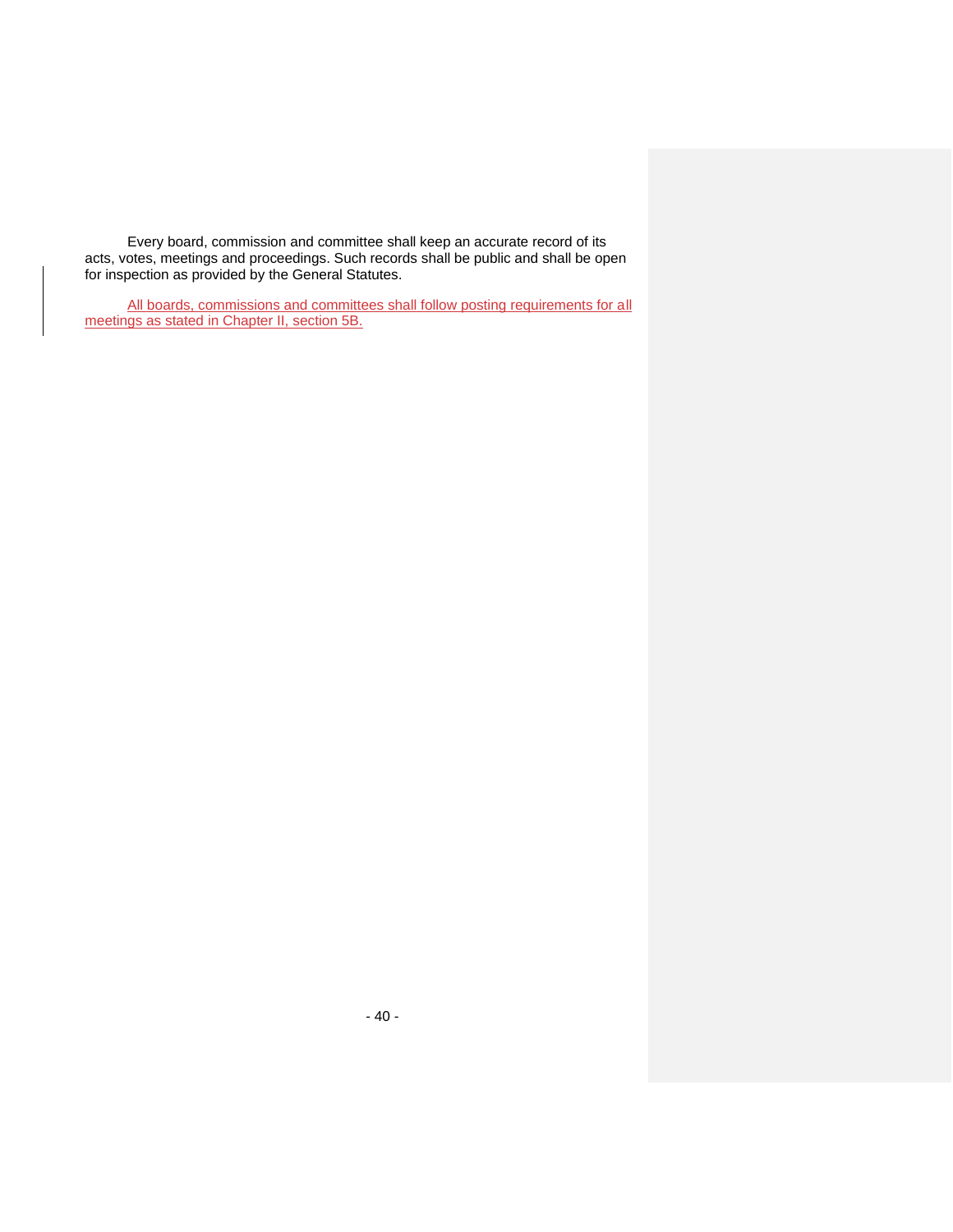Every board, commission and committee shall keep an accurate record of its acts, votes, meetings and proceedings. Such records shall be public and shall be open for inspection as provided by the General Statutes.

All boards, commissions and committees shall follow posting requirements for all meetings as stated in Chapter II, section 5B.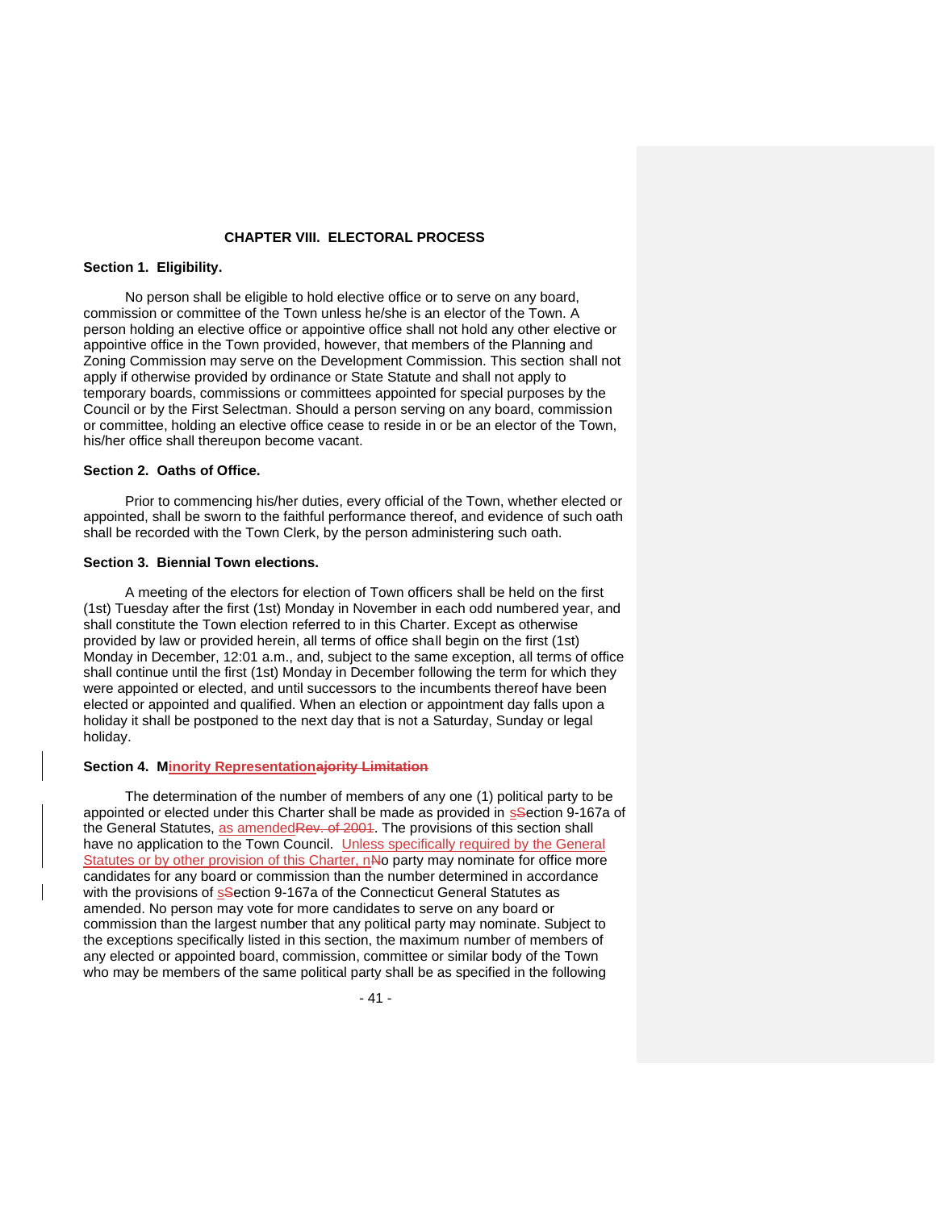## CHAPTER VIII. ELECTORAL PROCESS

### Section 1. Eligibility.

No person shall be eligible to hold elective office or to serve on any board, commission or committee of the Town unless he/she is an elector of the Town. A person holding an elective office or appointive office shall not hold any other elective or appointive office in the Town provided, however, that members of the Planning and Zoning Commission may serve on the Development Commission. This section shall not apply if otherwise provided by ordinance or State Statute and shall not apply to temporary boards, commissions or committees appointed for special purposes by the Council or by the First Selectman. Should a person serving on any board, commission or committee, holding an elective office cease to reside in or be an elector of the Town, his/her office shall thereupon become vacant.

### Section 2. Oaths of Office.

Prior to commencing his/her duties, every official of the Town, whether elected or appointed, shall be sworn to the faithful performance thereof, and evidence of such oath shall be recorded with the Town Clerk, by the person administering such oath.

### Section 3. Biennial Town elections.

A meeting of the electors for election of Town officers shall be held on the first (1st) Tuesday after the first (1st) Monday in November in each odd numbered year, and shall constitute the Town election referred to in this Charter. Except as otherwise provided by law or provided herein, all terms of office shall begin on the first (1st) Monday in December, 12:01 a.m., and, subject to the same exception, all terms of office shall continue until the first (1st) Monday in December following the term for which they were appointed or elected, and until successors to the incumbents thereof have been elected or appointed and qualified. When an election or appointment day falls upon a holiday it shall be postponed to the next day that is not a Saturday, Sunday or legal holiday.

### Section 4. Minority Representation~~ajority Limitation~~

The determination of the number of members of any one (1) political party to be appointed or elected under this Charter shall be made as provided in s~~S~~ection 9-167a of the General Statutes, as amended~~Rev. of 2001~~. The provisions of this section shall have no application to the Town Council. Unless specifically required by the General Statutes or by other provision of this Charter, n~~N~~o party may nominate for office more candidates for any board or commission than the number determined in accordance with the provisions of s~~S~~ection 9-167a of the Connecticut General Statutes as amended. No person may vote for more candidates to serve on any board or commission than the largest number that any political party may nominate. Subject to the exceptions specifically listed in this section, the maximum number of members of any elected or appointed board, commission, committee or similar body of the Town who may be members of the same political party shall be as specified in the following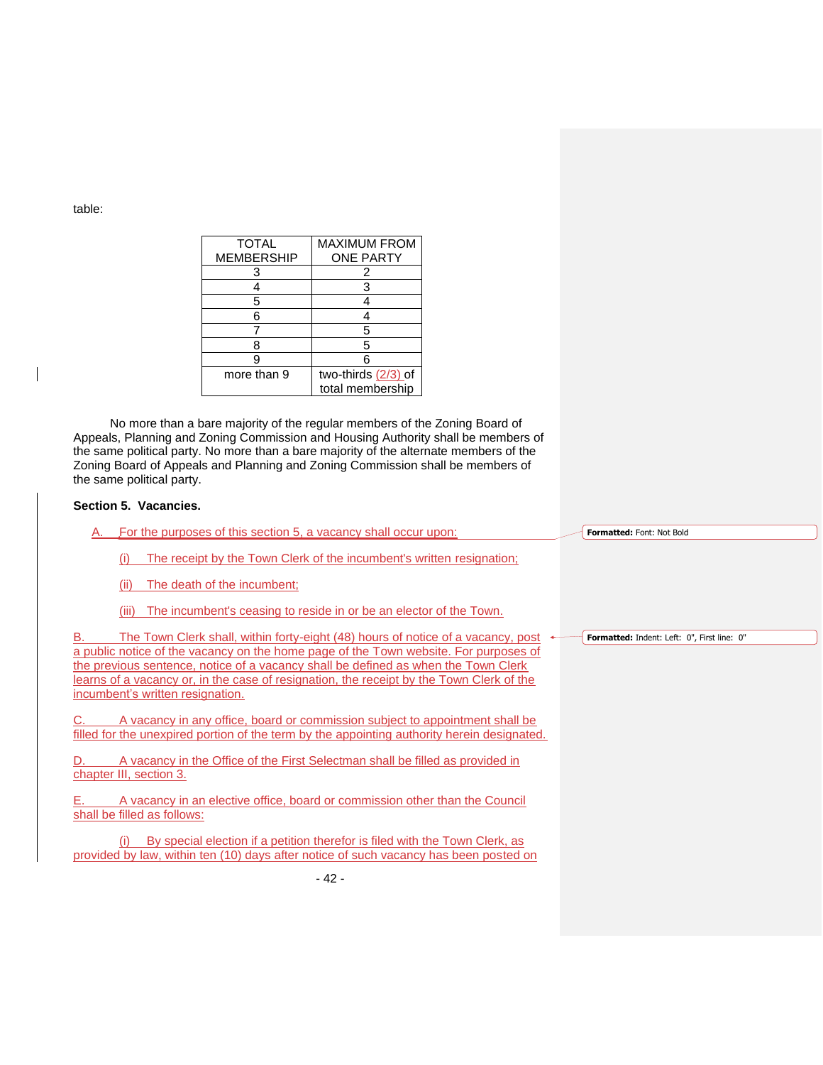table:

| TOTAL MEMBERSHIP | MAXIMUM FROM ONE PARTY |
|---|---|
| 3 | 2 |
| 4 | 3 |
| 5 | 4 |
| 6 | 4 |
| 7 | 5 |
| 8 | 5 |
| 9 | 6 |
| more than 9 | two-thirds (2/3) of total membership |

No more than a bare majority of the regular members of the Zoning Board of Appeals, Planning and Zoning Commission and Housing Authority shall be members of the same political party. No more than a bare majority of the alternate members of the Zoning Board of Appeals and Planning and Zoning Commission shall be members of the same political party.

**Section 5. Vacancies.**

A. For the purposes of this section 5, a vacancy shall occur upon:

(i) The receipt by the Town Clerk of the incumbent's written resignation;

(ii) The death of the incumbent;

(iii) The incumbent's ceasing to reside in or be an elector of the Town.

B. The Town Clerk shall, within forty-eight (48) hours of notice of a vacancy, post a public notice of the vacancy on the home page of the Town website. For purposes of the previous sentence, notice of a vacancy shall be defined as when the Town Clerk learns of a vacancy or, in the case of resignation, the receipt by the Town Clerk of the incumbent's written resignation.

C. A vacancy in any office, board or commission subject to appointment shall be filled for the unexpired portion of the term by the appointing authority herein designated.

D. A vacancy in the Office of the First Selectman shall be filled as provided in chapter III, section 3.

E. A vacancy in an elective office, board or commission other than the Council shall be filled as follows:

(i) By special election if a petition therefor is filed with the Town Clerk, as provided by law, within ten (10) days after notice of such vacancy has been posted on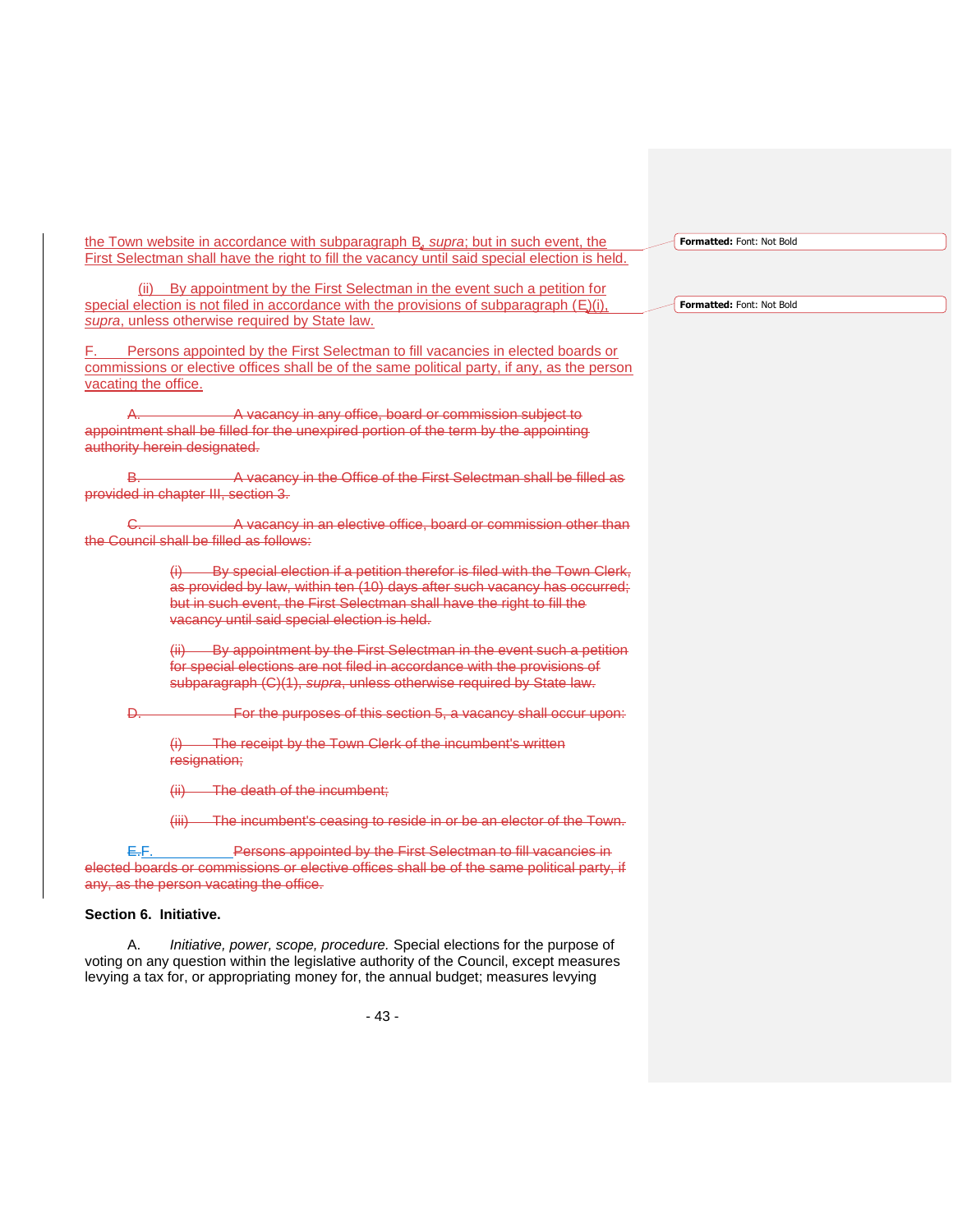the Town website in accordance with subparagraph B, *supra*; but in such event, the First Selectman shall have the right to fill the vacancy until said special election is held.

(ii) By appointment by the First Selectman in the event such a petition for special election is not filed in accordance with the provisions of subparagraph (E)(i), *supra*, unless otherwise required by State law.

F. Persons appointed by the First Selectman to fill vacancies in elected boards or commissions or elective offices shall be of the same political party, if any, as the person vacating the office.

~~A. A vacancy in any office, board or commission subject to appointment shall be filled for the unexpired portion of the term by the appointing authority herein designated.~~

~~B. A vacancy in the Office of the First Selectman shall be filled as provided in chapter III, section 3.~~

~~C. A vacancy in an elective office, board or commission other than the Council shall be filled as follows:~~

~~(i) By special election if a petition therefor is filed with the Town Clerk, as provided by law, within ten (10) days after such vacancy has occurred; but in such event, the First Selectman shall have the right to fill the vacancy until said special election is held.~~

~~(ii) By appointment by the First Selectman in the event such a petition for special elections are not filed in accordance with the provisions of subparagraph (C)(1), *supra*, unless otherwise required by State law.~~

~~D. For the purposes of this section 5, a vacancy shall occur upon:~~

~~(i) The receipt by the Town Clerk of the incumbent's written resignation;~~

~~(ii) The death of the incumbent;~~

~~(iii) The incumbent's ceasing to reside in or be an elector of the Town.~~

~~E.~~F. ~~Persons appointed by the First Selectman to fill vacancies in elected boards or commissions or elective offices shall be of the same political party, if any, as the person vacating the office.~~

**Section 6. Initiative.**

A. *Initiative, power, scope, procedure.* Special elections for the purpose of voting on any question within the legislative authority of the Council, except measures levying a tax for, or appropriating money for, the annual budget; measures levying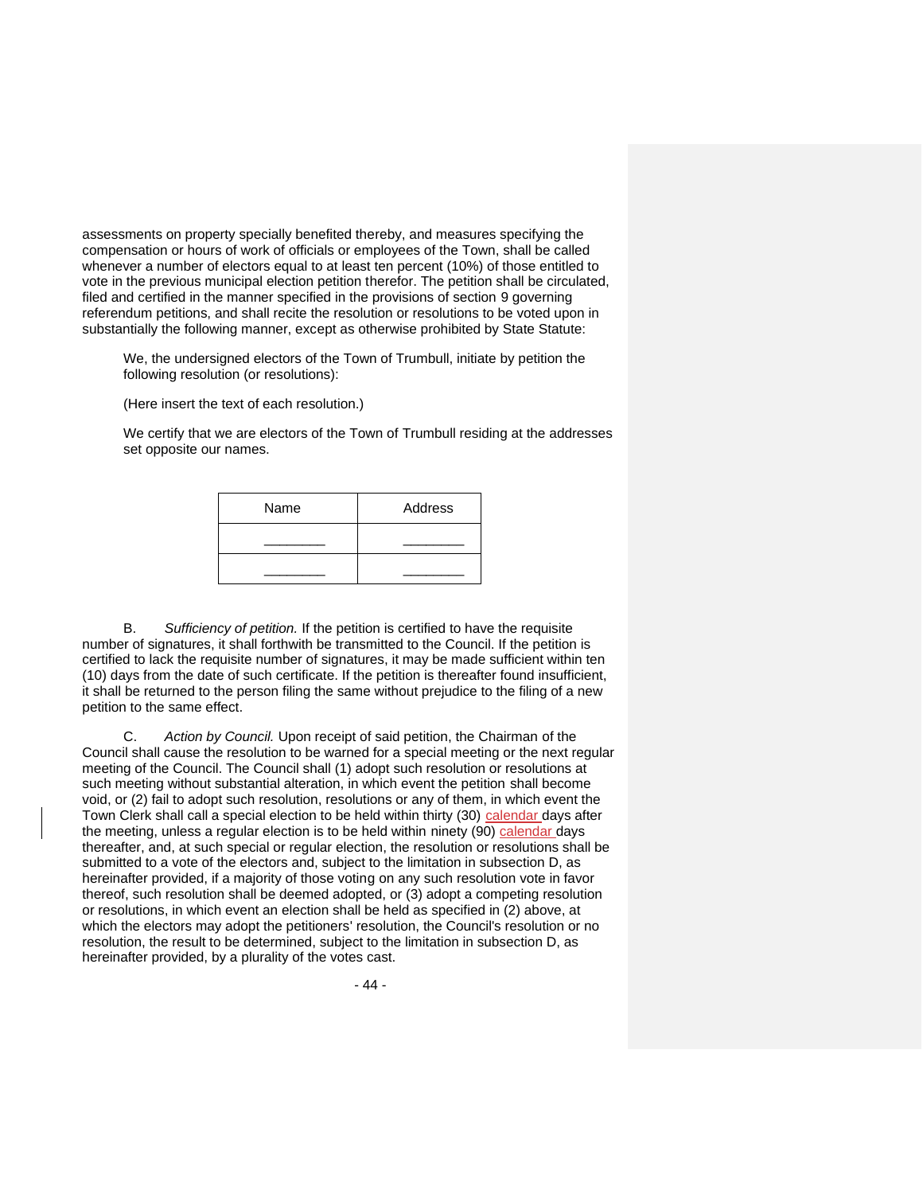assessments on property specially benefited thereby, and measures specifying the compensation or hours of work of officials or employees of the Town, shall be called whenever a number of electors equal to at least ten percent (10%) of those entitled to vote in the previous municipal election petition therefor. The petition shall be circulated, filed and certified in the manner specified in the provisions of section 9 governing referendum petitions, and shall recite the resolution or resolutions to be voted upon in substantially the following manner, except as otherwise prohibited by State Statute:

> We, the undersigned electors of the Town of Trumbull, initiate by petition the following resolution (or resolutions):
>
> (Here insert the text of each resolution.)
>
> We certify that we are electors of the Town of Trumbull residing at the addresses set opposite our names.

| Name | Address |
|---|---|
| ________ | ________ |
| ________ | ________ |

B. *Sufficiency of petition.* If the petition is certified to have the requisite number of signatures, it shall forthwith be transmitted to the Council. If the petition is certified to lack the requisite number of signatures, it may be made sufficient within ten (10) days from the date of such certificate. If the petition is thereafter found insufficient, it shall be returned to the person filing the same without prejudice to the filing of a new petition to the same effect.

C. *Action by Council.* Upon receipt of said petition, the Chairman of the Council shall cause the resolution to be warned for a special meeting or the next regular meeting of the Council. The Council shall (1) adopt such resolution or resolutions at such meeting without substantial alteration, in which event the petition shall become void, or (2) fail to adopt such resolution, resolutions or any of them, in which event the Town Clerk shall call a special election to be held within thirty (30) calendar days after the meeting, unless a regular election is to be held within ninety (90) calendar days thereafter, and, at such special or regular election, the resolution or resolutions shall be submitted to a vote of the electors and, subject to the limitation in subsection D, as hereinafter provided, if a majority of those voting on any such resolution vote in favor thereof, such resolution shall be deemed adopted, or (3) adopt a competing resolution or resolutions, in which event an election shall be held as specified in (2) above, at which the electors may adopt the petitioners' resolution, the Council's resolution or no resolution, the result to be determined, subject to the limitation in subsection D, as hereinafter provided, by a plurality of the votes cast.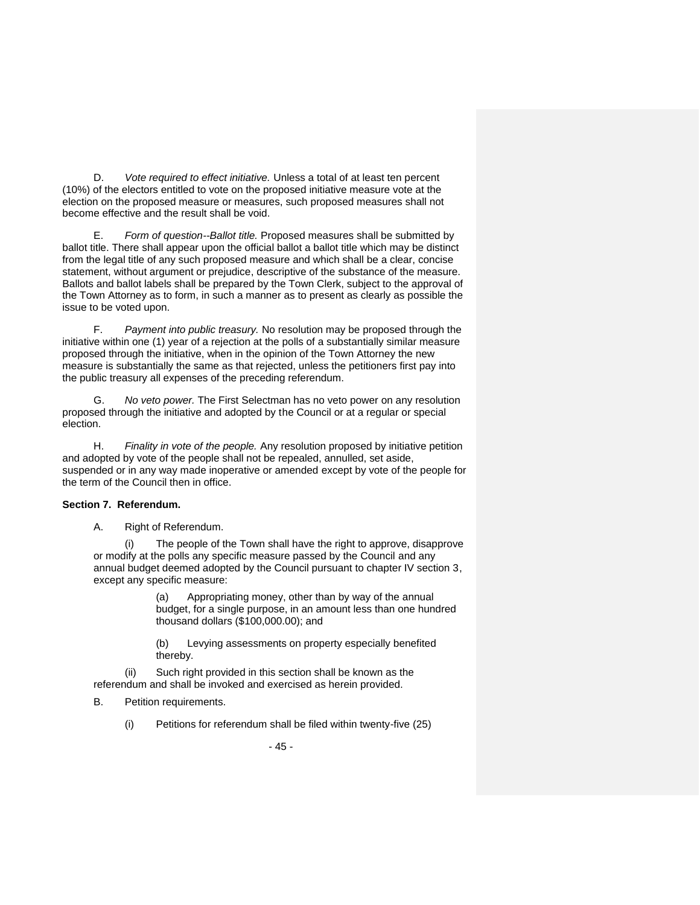D. *Vote required to effect initiative.* Unless a total of at least ten percent (10%) of the electors entitled to vote on the proposed initiative measure vote at the election on the proposed measure or measures, such proposed measures shall not become effective and the result shall be void.

E. *Form of question--Ballot title.* Proposed measures shall be submitted by ballot title. There shall appear upon the official ballot a ballot title which may be distinct from the legal title of any such proposed measure and which shall be a clear, concise statement, without argument or prejudice, descriptive of the substance of the measure. Ballots and ballot labels shall be prepared by the Town Clerk, subject to the approval of the Town Attorney as to form, in such a manner as to present as clearly as possible the issue to be voted upon.

F. *Payment into public treasury.* No resolution may be proposed through the initiative within one (1) year of a rejection at the polls of a substantially similar measure proposed through the initiative, when in the opinion of the Town Attorney the new measure is substantially the same as that rejected, unless the petitioners first pay into the public treasury all expenses of the preceding referendum.

G. *No veto power.* The First Selectman has no veto power on any resolution proposed through the initiative and adopted by the Council or at a regular or special election.

H. *Finality in vote of the people.* Any resolution proposed by initiative petition and adopted by vote of the people shall not be repealed, annulled, set aside, suspended or in any way made inoperative or amended except by vote of the people for the term of the Council then in office.

**Section 7. Referendum.**

A. Right of Referendum.

(i) The people of the Town shall have the right to approve, disapprove or modify at the polls any specific measure passed by the Council and any annual budget deemed adopted by the Council pursuant to chapter IV section 3, except any specific measure:

(a) Appropriating money, other than by way of the annual budget, for a single purpose, in an amount less than one hundred thousand dollars ($100,000.00); and

(b) Levying assessments on property especially benefited thereby.

(ii) Such right provided in this section shall be known as the referendum and shall be invoked and exercised as herein provided.

B. Petition requirements.

(i) Petitions for referendum shall be filed within twenty-five (25)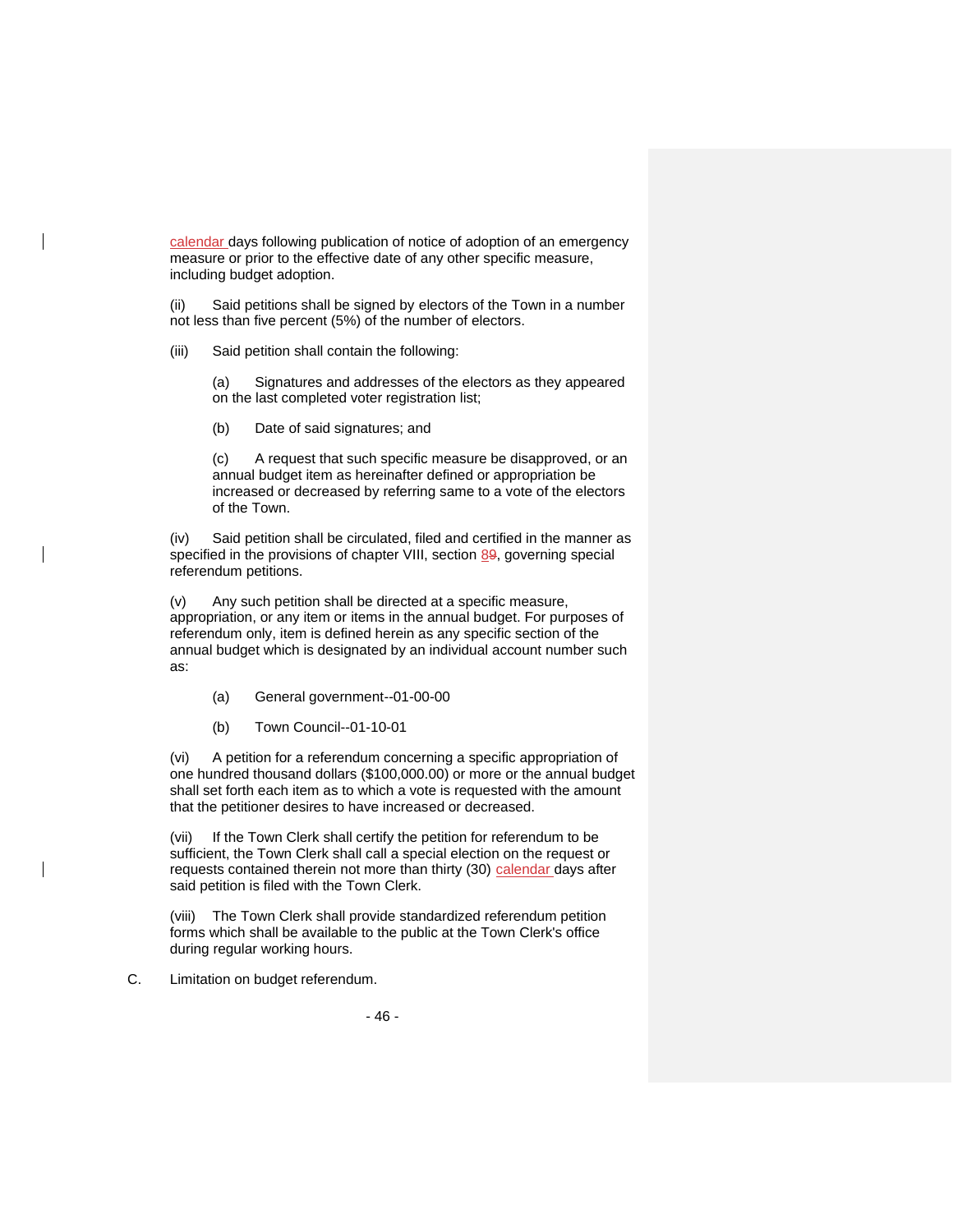calendar days following publication of notice of adoption of an emergency measure or prior to the effective date of any other specific measure, including budget adoption.

(ii) Said petitions shall be signed by electors of the Town in a number not less than five percent (5%) of the number of electors.

(iii) Said petition shall contain the following:

(a) Signatures and addresses of the electors as they appeared on the last completed voter registration list;

(b) Date of said signatures; and

(c) A request that such specific measure be disapproved, or an annual budget item as hereinafter defined or appropriation be increased or decreased by referring same to a vote of the electors of the Town.

(iv) Said petition shall be circulated, filed and certified in the manner as specified in the provisions of chapter VIII, section 89, governing special referendum petitions.

(v) Any such petition shall be directed at a specific measure, appropriation, or any item or items in the annual budget. For purposes of referendum only, item is defined herein as any specific section of the annual budget which is designated by an individual account number such as:

(a) General government--01-00-00

(b) Town Council--01-10-01

(vi) A petition for a referendum concerning a specific appropriation of one hundred thousand dollars ($100,000.00) or more or the annual budget shall set forth each item as to which a vote is requested with the amount that the petitioner desires to have increased or decreased.

(vii) If the Town Clerk shall certify the petition for referendum to be sufficient, the Town Clerk shall call a special election on the request or requests contained therein not more than thirty (30) calendar days after said petition is filed with the Town Clerk.

(viii) The Town Clerk shall provide standardized referendum petition forms which shall be available to the public at the Town Clerk's office during regular working hours.

C. Limitation on budget referendum.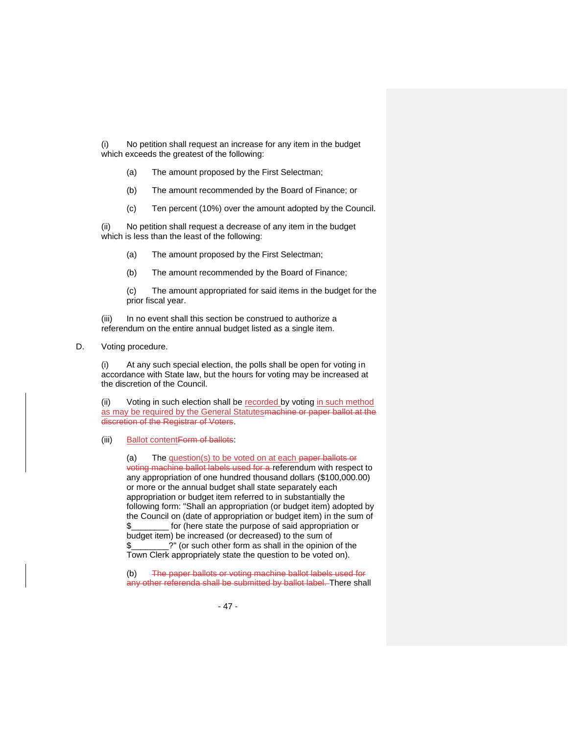(i) No petition shall request an increase for any item in the budget which exceeds the greatest of the following:

(a) The amount proposed by the First Selectman;

(b) The amount recommended by the Board of Finance; or

(c) Ten percent (10%) over the amount adopted by the Council.

(ii) No petition shall request a decrease of any item in the budget which is less than the least of the following:

(a) The amount proposed by the First Selectman;

(b) The amount recommended by the Board of Finance;

(c) The amount appropriated for said items in the budget for the prior fiscal year.

(iii) In no event shall this section be construed to authorize a referendum on the entire annual budget listed as a single item.

D. Voting procedure.

(i) At any such special election, the polls shall be open for voting in accordance with State law, but the hours for voting may be increased at the discretion of the Council.

(ii) Voting in such election shall be recorded by voting in such method as may be required by the General Statutes~~machine or paper ballot at the discretion of the Registrar of Voters~~.

(iii) Ballot content~~Form of ballots~~:

(a) The question(s) to be voted on at each ~~paper ballots or voting machine ballot labels used for a~~ referendum with respect to any appropriation of one hundred thousand dollars ($100,000.00) or more or the annual budget shall state separately each appropriation or budget item referred to in substantially the following form: "Shall an appropriation (or budget item) adopted by the Council on (date of appropriation or budget item) in the sum of $________ for (here state the purpose of said appropriation or budget item) be increased (or decreased) to the sum of $________?" (or such other form as shall in the opinion of the Town Clerk appropriately state the question to be voted on).

(b) ~~The paper ballots or voting machine ballot labels used for any other referenda shall be submitted by ballot label.~~ There shall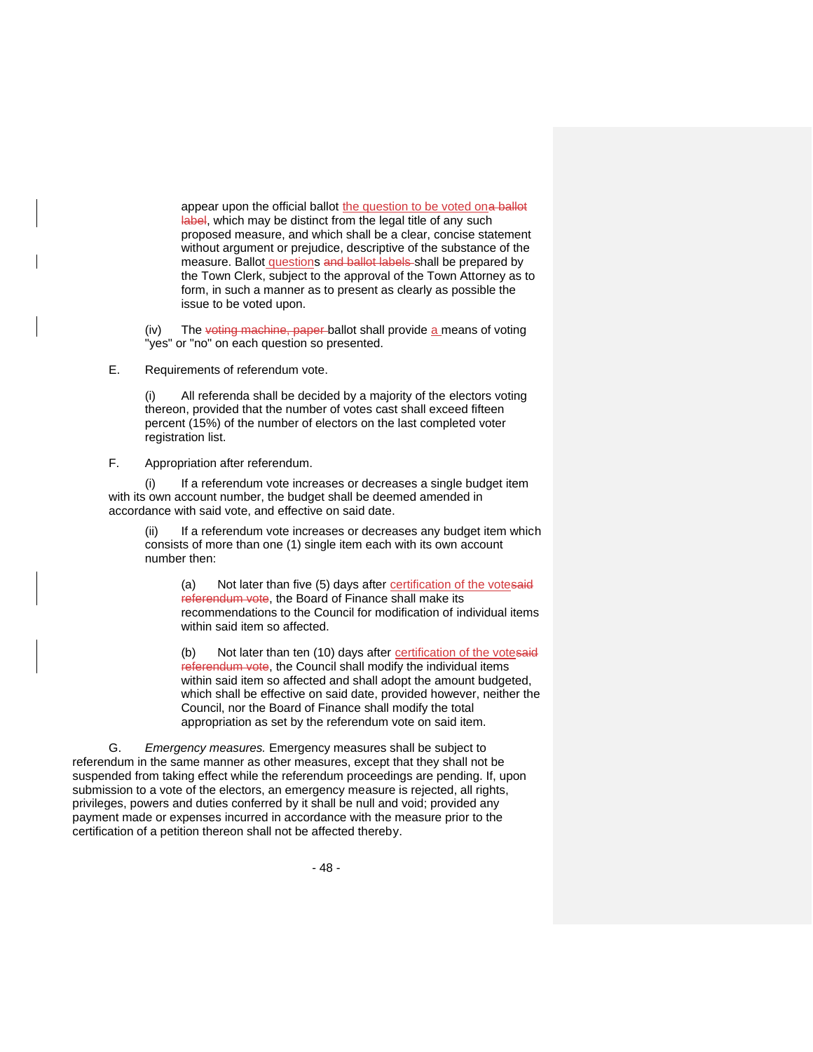appear upon the official ballot the question to be voted ona ballot label, which may be distinct from the legal title of any such proposed measure, and which shall be a clear, concise statement without argument or prejudice, descriptive of the substance of the measure. Ballot questions and ballot labels shall be prepared by the Town Clerk, subject to the approval of the Town Attorney as to form, in such a manner as to present as clearly as possible the issue to be voted upon.

(iv) The voting machine, paper ballot shall provide a means of voting "yes" or "no" on each question so presented.

E. Requirements of referendum vote.

(i) All referenda shall be decided by a majority of the electors voting thereon, provided that the number of votes cast shall exceed fifteen percent (15%) of the number of electors on the last completed voter registration list.

F. Appropriation after referendum.

(i) If a referendum vote increases or decreases a single budget item with its own account number, the budget shall be deemed amended in accordance with said vote, and effective on said date.

(ii) If a referendum vote increases or decreases any budget item which consists of more than one (1) single item each with its own account number then:

(a) Not later than five (5) days after certification of the votesaid referendum vote, the Board of Finance shall make its recommendations to the Council for modification of individual items within said item so affected.

(b) Not later than ten (10) days after certification of the votesaid referendum vote, the Council shall modify the individual items within said item so affected and shall adopt the amount budgeted, which shall be effective on said date, provided however, neither the Council, nor the Board of Finance shall modify the total appropriation as set by the referendum vote on said item.

G. *Emergency measures.* Emergency measures shall be subject to referendum in the same manner as other measures, except that they shall not be suspended from taking effect while the referendum proceedings are pending. If, upon submission to a vote of the electors, an emergency measure is rejected, all rights, privileges, powers and duties conferred by it shall be null and void; provided any payment made or expenses incurred in accordance with the measure prior to the certification of a petition thereon shall not be affected thereby.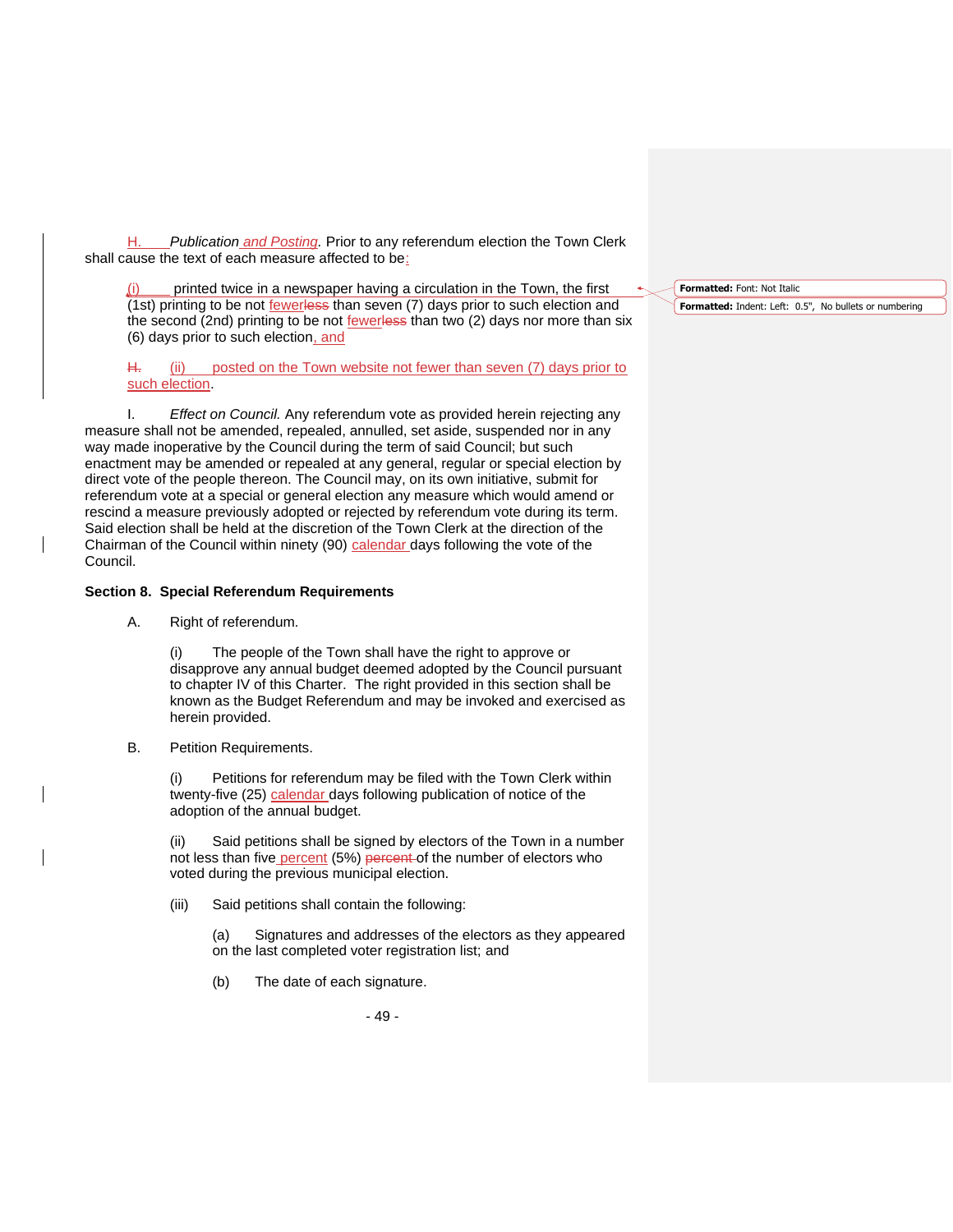H. *Publication and Posting.* Prior to any referendum election the Town Clerk shall cause the text of each measure affected to be:

(i) printed twice in a newspaper having a circulation in the Town, the first (1st) printing to be not fewerless than seven (7) days prior to such election and the second (2nd) printing to be not fewerless than two (2) days nor more than six (6) days prior to such election, and

H. (ii) posted on the Town website not fewer than seven (7) days prior to such election.

I. *Effect on Council.* Any referendum vote as provided herein rejecting any measure shall not be amended, repealed, annulled, set aside, suspended nor in any way made inoperative by the Council during the term of said Council; but such enactment may be amended or repealed at any general, regular or special election by direct vote of the people thereon. The Council may, on its own initiative, submit for referendum vote at a special or general election any measure which would amend or rescind a measure previously adopted or rejected by referendum vote during its term. Said election shall be held at the discretion of the Town Clerk at the direction of the Chairman of the Council within ninety (90) calendar days following the vote of the Council.

**Section 8. Special Referendum Requirements**

A. Right of referendum.

(i) The people of the Town shall have the right to approve or disapprove any annual budget deemed adopted by the Council pursuant to chapter IV of this Charter. The right provided in this section shall be known as the Budget Referendum and may be invoked and exercised as herein provided.

B. Petition Requirements.

(i) Petitions for referendum may be filed with the Town Clerk within twenty-five (25) calendar days following publication of notice of the adoption of the annual budget.

(ii) Said petitions shall be signed by electors of the Town in a number not less than five percent (5%) percent of the number of electors who voted during the previous municipal election.

(iii) Said petitions shall contain the following:

(a) Signatures and addresses of the electors as they appeared on the last completed voter registration list; and

(b) The date of each signature.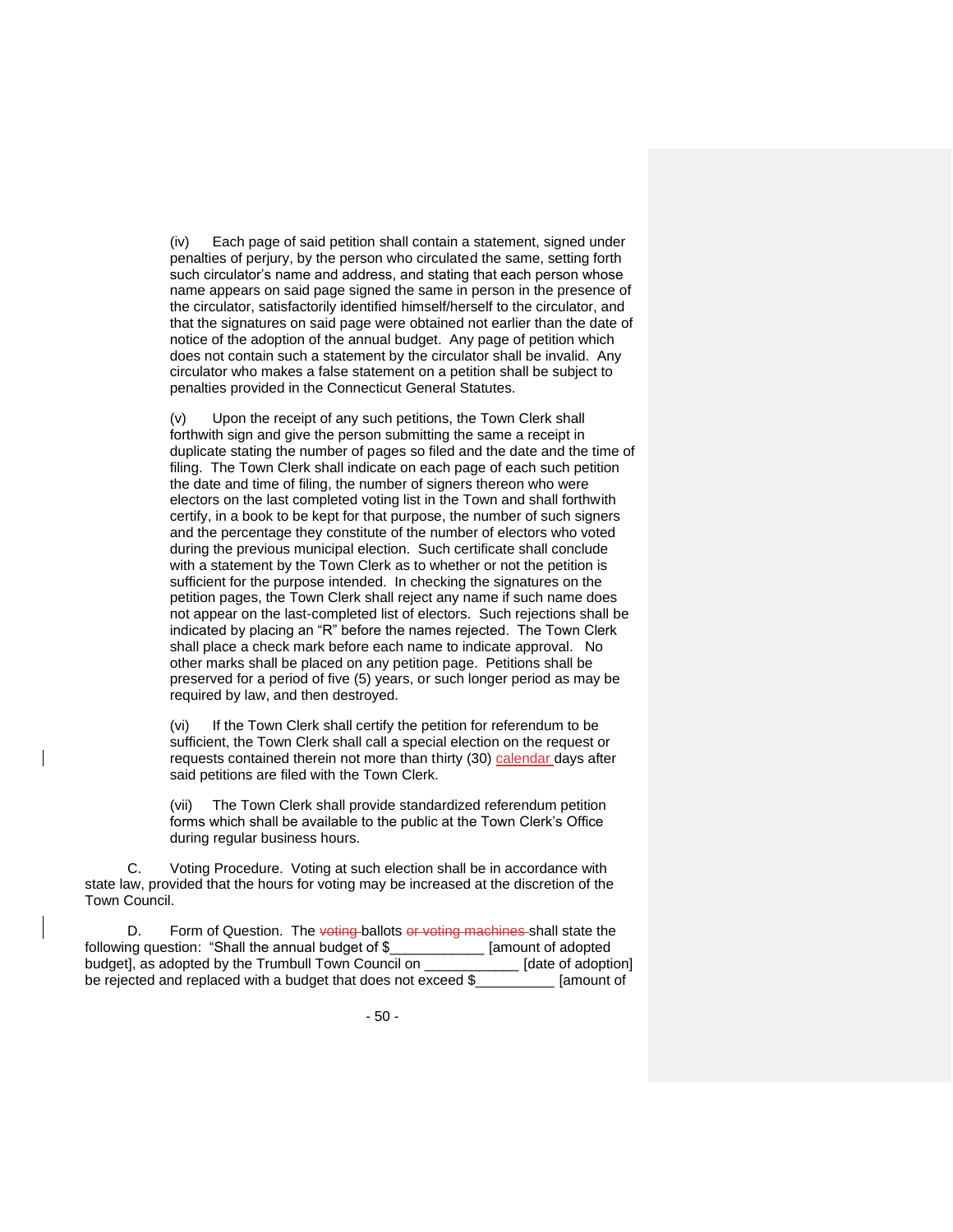(iv) Each page of said petition shall contain a statement, signed under penalties of perjury, by the person who circulated the same, setting forth such circulator's name and address, and stating that each person whose name appears on said page signed the same in person in the presence of the circulator, satisfactorily identified himself/herself to the circulator, and that the signatures on said page were obtained not earlier than the date of notice of the adoption of the annual budget. Any page of petition which does not contain such a statement by the circulator shall be invalid. Any circulator who makes a false statement on a petition shall be subject to penalties provided in the Connecticut General Statutes.

(v) Upon the receipt of any such petitions, the Town Clerk shall forthwith sign and give the person submitting the same a receipt in duplicate stating the number of pages so filed and the date and the time of filing. The Town Clerk shall indicate on each page of each such petition the date and time of filing, the number of signers thereon who were electors on the last completed voting list in the Town and shall forthwith certify, in a book to be kept for that purpose, the number of such signers and the percentage they constitute of the number of electors who voted during the previous municipal election. Such certificate shall conclude with a statement by the Town Clerk as to whether or not the petition is sufficient for the purpose intended. In checking the signatures on the petition pages, the Town Clerk shall reject any name if such name does not appear on the last-completed list of electors. Such rejections shall be indicated by placing an "R" before the names rejected. The Town Clerk shall place a check mark before each name to indicate approval. No other marks shall be placed on any petition page. Petitions shall be preserved for a period of five (5) years, or such longer period as may be required by law, and then destroyed.

(vi) If the Town Clerk shall certify the petition for referendum to be sufficient, the Town Clerk shall call a special election on the request or requests contained therein not more than thirty (30) calendar days after said petitions are filed with the Town Clerk.

(vii) The Town Clerk shall provide standardized referendum petition forms which shall be available to the public at the Town Clerk's Office during regular business hours.

C. Voting Procedure. Voting at such election shall be in accordance with state law, provided that the hours for voting may be increased at the discretion of the Town Council.

D. Form of Question. The ~~voting~~ ballots ~~or voting machines~~ shall state the following question: "Shall the annual budget of $____________ [amount of adopted budget], as adopted by the Trumbull Town Council on ____________ [date of adoption] be rejected and replaced with a budget that does not exceed $__________ [amount of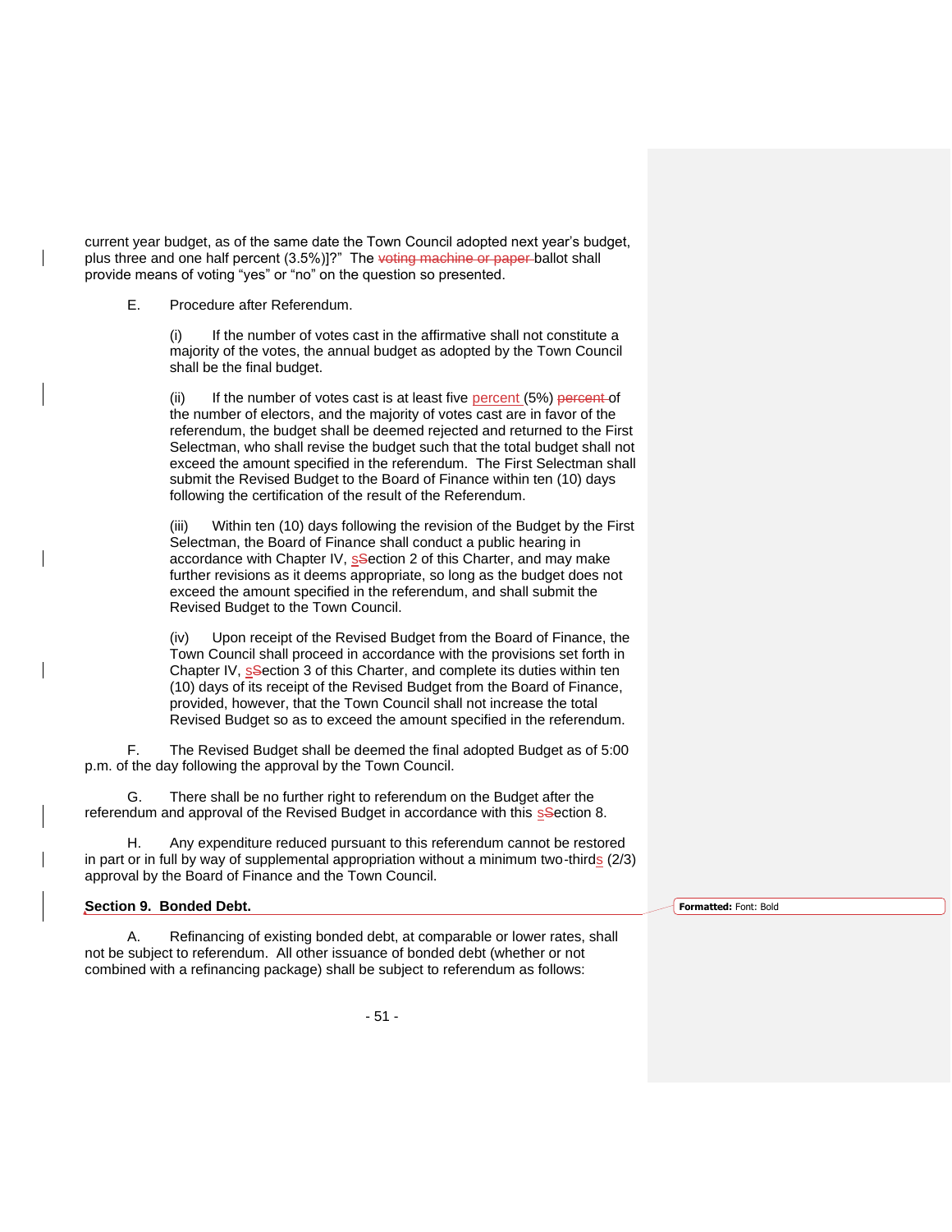current year budget, as of the same date the Town Council adopted next year's budget, plus three and one half percent (3.5%)]?" The ~~voting machine or paper~~ ballot shall provide means of voting "yes" or "no" on the question so presented.

E. Procedure after Referendum.

(i) If the number of votes cast in the affirmative shall not constitute a majority of the votes, the annual budget as adopted by the Town Council shall be the final budget.

(ii) If the number of votes cast is at least five percent (5%) ~~percent~~ of the number of electors, and the majority of votes cast are in favor of the referendum, the budget shall be deemed rejected and returned to the First Selectman, who shall revise the budget such that the total budget shall not exceed the amount specified in the referendum. The First Selectman shall submit the Revised Budget to the Board of Finance within ten (10) days following the certification of the result of the Referendum.

(iii) Within ten (10) days following the revision of the Budget by the First Selectman, the Board of Finance shall conduct a public hearing in accordance with Chapter IV, s~~S~~ection 2 of this Charter, and may make further revisions as it deems appropriate, so long as the budget does not exceed the amount specified in the referendum, and shall submit the Revised Budget to the Town Council.

(iv) Upon receipt of the Revised Budget from the Board of Finance, the Town Council shall proceed in accordance with the provisions set forth in Chapter IV, s~~S~~ection 3 of this Charter, and complete its duties within ten (10) days of its receipt of the Revised Budget from the Board of Finance, provided, however, that the Town Council shall not increase the total Revised Budget so as to exceed the amount specified in the referendum.

F. The Revised Budget shall be deemed the final adopted Budget as of 5:00 p.m. of the day following the approval by the Town Council.

G. There shall be no further right to referendum on the Budget after the referendum and approval of the Revised Budget in accordance with this s~~S~~ection 8.

H. Any expenditure reduced pursuant to this referendum cannot be restored in part or in full by way of supplemental appropriation without a minimum two-thirds (2/3) approval by the Board of Finance and the Town Council.

**Section 9. Bonded Debt.**

A. Refinancing of existing bonded debt, at comparable or lower rates, shall not be subject to referendum. All other issuance of bonded debt (whether or not combined with a refinancing package) shall be subject to referendum as follows: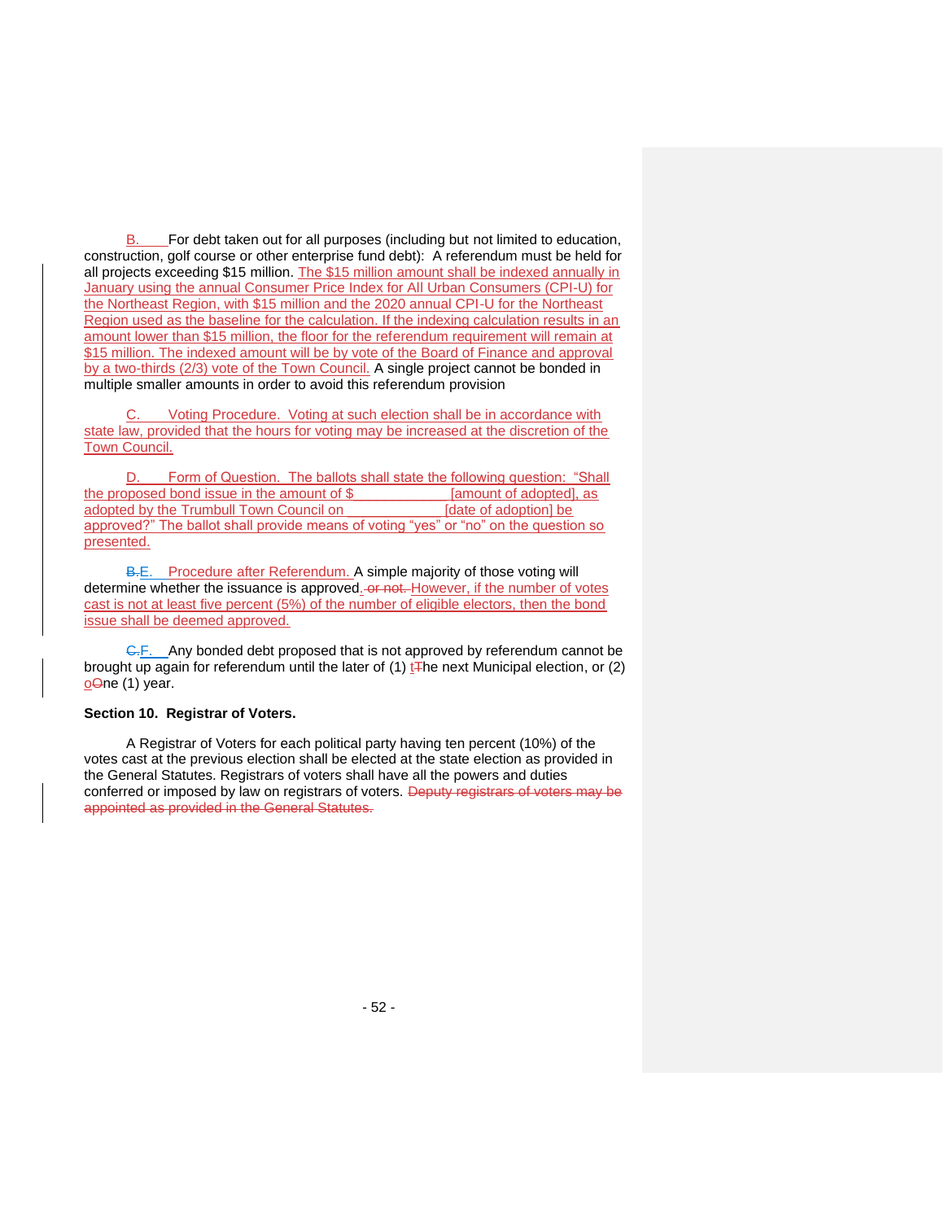B. For debt taken out for all purposes (including but not limited to education, construction, golf course or other enterprise fund debt): A referendum must be held for all projects exceeding $15 million. The $15 million amount shall be indexed annually in January using the annual Consumer Price Index for All Urban Consumers (CPI-U) for the Northeast Region, with $15 million and the 2020 annual CPI-U for the Northeast Region used as the baseline for the calculation. If the indexing calculation results in an amount lower than $15 million, the floor for the referendum requirement will remain at $15 million. The indexed amount will be by vote of the Board of Finance and approval by a two-thirds (2/3) vote of the Town Council. A single project cannot be bonded in multiple smaller amounts in order to avoid this referendum provision

C. Voting Procedure. Voting at such election shall be in accordance with state law, provided that the hours for voting may be increased at the discretion of the Town Council.

D. Form of Question. The ballots shall state the following question: "Shall the proposed bond issue in the amount of $ ____________ [amount of adopted], as adopted by the Trumbull Town Council on ____________ [date of adoption] be approved?" The ballot shall provide means of voting "yes" or "no" on the question so presented.

~~B.~~E. Procedure after Referendum. A simple majority of those voting will determine whether the issuance is approved. ~~or not.~~ However, if the number of votes cast is not at least five percent (5%) of the number of eligible electors, then the bond issue shall be deemed approved.

~~C.~~F. Any bonded debt proposed that is not approved by referendum cannot be brought up again for referendum until the later of (1) t~~T~~he next Municipal election, or (2) o~~O~~ne (1) year.

**Section 10. Registrar of Voters.**

A Registrar of Voters for each political party having ten percent (10%) of the votes cast at the previous election shall be elected at the state election as provided in the General Statutes. Registrars of voters shall have all the powers and duties conferred or imposed by law on registrars of voters. ~~Deputy registrars of voters may be appointed as provided in the General Statutes.~~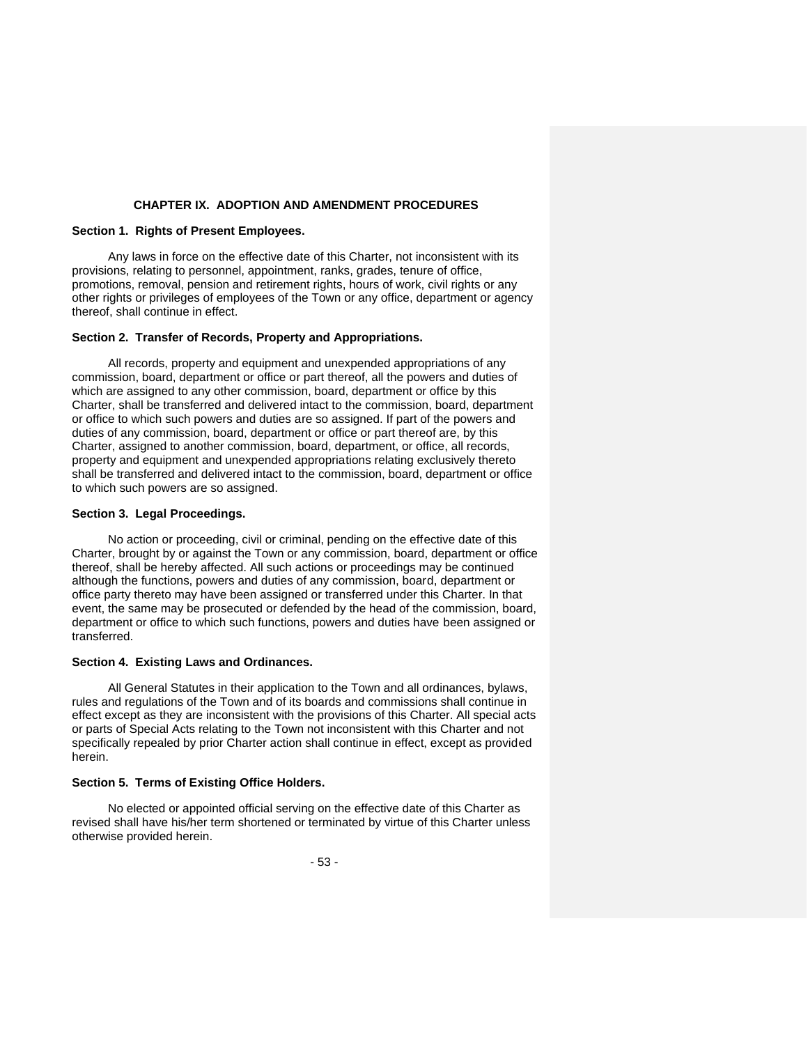## CHAPTER IX. ADOPTION AND AMENDMENT PROCEDURES

### Section 1. Rights of Present Employees.

Any laws in force on the effective date of this Charter, not inconsistent with its provisions, relating to personnel, appointment, ranks, grades, tenure of office, promotions, removal, pension and retirement rights, hours of work, civil rights or any other rights or privileges of employees of the Town or any office, department or agency thereof, shall continue in effect.

### Section 2. Transfer of Records, Property and Appropriations.

All records, property and equipment and unexpended appropriations of any commission, board, department or office or part thereof, all the powers and duties of which are assigned to any other commission, board, department or office by this Charter, shall be transferred and delivered intact to the commission, board, department or office to which such powers and duties are so assigned. If part of the powers and duties of any commission, board, department or office or part thereof are, by this Charter, assigned to another commission, board, department, or office, all records, property and equipment and unexpended appropriations relating exclusively thereto shall be transferred and delivered intact to the commission, board, department or office to which such powers are so assigned.

### Section 3. Legal Proceedings.

No action or proceeding, civil or criminal, pending on the effective date of this Charter, brought by or against the Town or any commission, board, department or office thereof, shall be hereby affected. All such actions or proceedings may be continued although the functions, powers and duties of any commission, board, department or office party thereto may have been assigned or transferred under this Charter. In that event, the same may be prosecuted or defended by the head of the commission, board, department or office to which such functions, powers and duties have been assigned or transferred.

### Section 4. Existing Laws and Ordinances.

All General Statutes in their application to the Town and all ordinances, bylaws, rules and regulations of the Town and of its boards and commissions shall continue in effect except as they are inconsistent with the provisions of this Charter. All special acts or parts of Special Acts relating to the Town not inconsistent with this Charter and not specifically repealed by prior Charter action shall continue in effect, except as provided herein.

### Section 5. Terms of Existing Office Holders.

No elected or appointed official serving on the effective date of this Charter as revised shall have his/her term shortened or terminated by virtue of this Charter unless otherwise provided herein.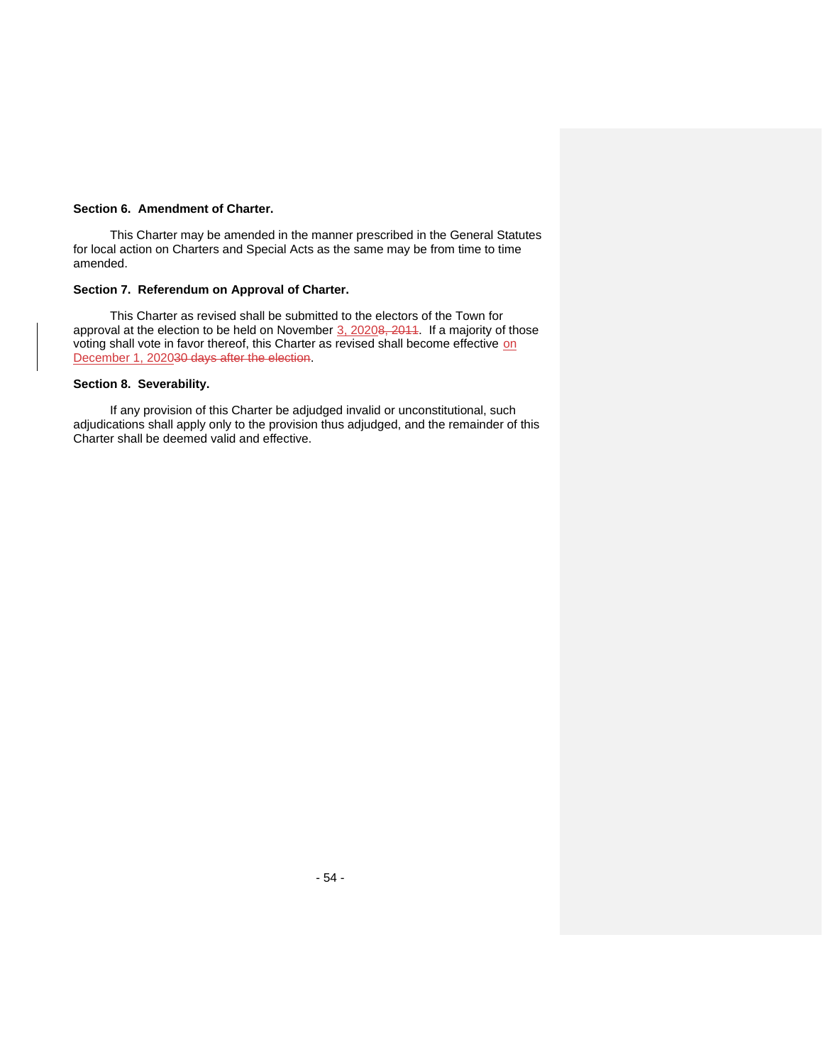**Section 6. Amendment of Charter.**

This Charter may be amended in the manner prescribed in the General Statutes for local action on Charters and Special Acts as the same may be from time to time amended.

**Section 7. Referendum on Approval of Charter.**

This Charter as revised shall be submitted to the electors of the Town for approval at the election to be held on November 3, 20208, 2011. If a majority of those voting shall vote in favor thereof, this Charter as revised shall become effective on December 1, 202030 days after the election.

**Section 8. Severability.**

If any provision of this Charter be adjudged invalid or unconstitutional, such adjudications shall apply only to the provision thus adjudged, and the remainder of this Charter shall be deemed valid and effective.